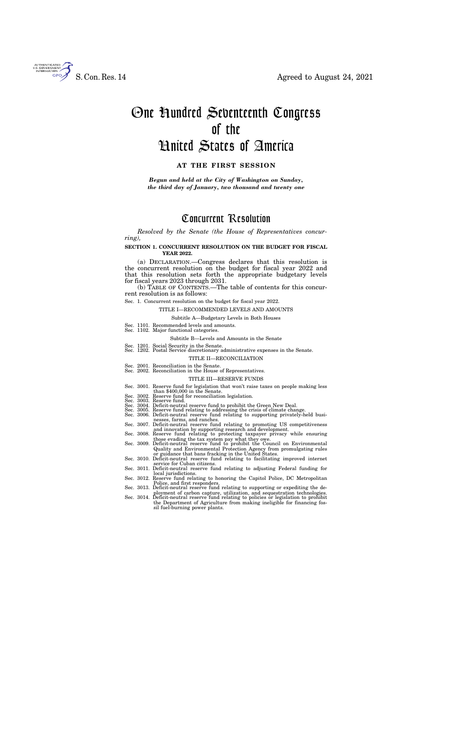S. Con. Res. 14 Agreed to August 24, 2021

# One Hundred Seventeenth Congress of the United States of America

**AT THE FIRST SESSION**

***Begun and held at the City of Washington on Sunday, the third day of January, two thousand and twenty one***

# Concurrent Resolution

*Resolved by the Senate (the House of Representatives concurring),*

**SECTION 1. CONCURRENT RESOLUTION ON THE BUDGET FOR FISCAL YEAR 2022.**

(a) DECLARATION.—Congress declares that this resolution is the concurrent resolution on the budget for fiscal year 2022 and that this resolution sets forth the appropriate budgetary levels for fiscal years 2023 through 2031.

(b) TABLE OF CONTENTS.—The table of contents for this concurrent resolution is as follows:

Sec. 1. Concurrent resolution on the budget for fiscal year 2022.

TITLE I—RECOMMENDED LEVELS AND AMOUNTS

Subtitle A—Budgetary Levels in Both Houses

Sec. 1101. Recommended levels and amounts.
Sec. 1102. Major functional categories.

Subtitle B—Levels and Amounts in the Senate

Sec. 1201. Social Security in the Senate.
Sec. 1202. Postal Service discretionary administrative expenses in the Senate.

TITLE II—RECONCILIATION

Sec. 2001. Reconciliation in the Senate.
Sec. 2002. Reconciliation in the House of Representatives.

TITLE III—RESERVE FUNDS

Sec. 3001. Reserve fund for legislation that won't raise taxes on people making less than $400,000 in the Senate.
Sec. 3002. Reserve fund for reconciliation legislation.
Sec. 3003. Reserve fund.
Sec. 3004. Deficit-neutral reserve fund to prohibit the Green New Deal.
Sec. 3005. Reserve fund relating to addressing the crisis of climate change.
Sec. 3006. Deficit-neutral reserve fund relating to supporting privately-held businesses, farms, and ranches.
Sec. 3007. Deficit-neutral reserve fund relating to promoting US competitiveness and innovation by supporting research and development.
Sec. 3008. Reserve fund relating to protecting taxpayer privacy while ensuring those evading the tax system pay what they owe.
Sec. 3009. Deficit-neutral reserve fund to prohibit the Council on Environmental Quality and Environmental Protection Agency from promulgating rules or guidance that bans fracking in the United States.
Sec. 3010. Deficit-neutral reserve fund relating to facilitating improved internet service for Cuban citizens.
Sec. 3011. Deficit-neutral reserve fund relating to adjusting Federal funding for local jurisdictions.
Sec. 3012. Reserve fund relating to honoring the Capitol Police, DC Metropolitan Police, and first responders.
Sec. 3013. Deficit-neutral reserve fund relating to supporting or expediting the deployment of carbon capture, utilization, and sequestration technologies.
Sec. 3014. Deficit-neutral reserve fund relating to policies or legislation to prohibit the Department of Agriculture from making ineligible for financing fossil fuel-burning power plants.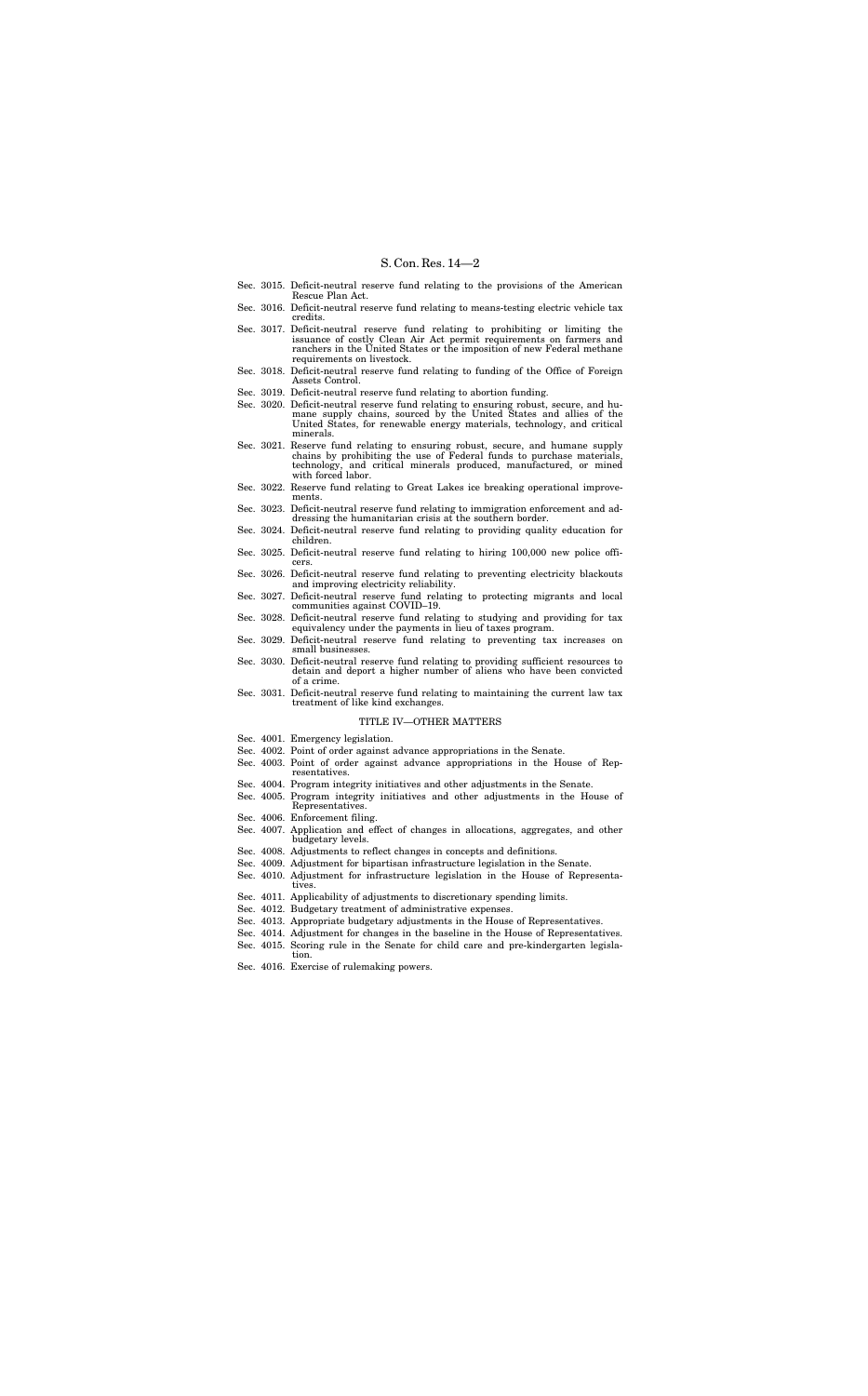Sec. 3015. Deficit-neutral reserve fund relating to the provisions of the American Rescue Plan Act.
Sec. 3016. Deficit-neutral reserve fund relating to means-testing electric vehicle tax credits.
Sec. 3017. Deficit-neutral reserve fund relating to prohibiting or limiting the issuance of costly Clean Air Act permit requirements on farmers and ranchers in the United States or the imposition of new Federal methane requirements on livestock.
Sec. 3018. Deficit-neutral reserve fund relating to funding of the Office of Foreign Assets Control.
Sec. 3019. Deficit-neutral reserve fund relating to abortion funding.
Sec. 3020. Deficit-neutral reserve fund relating to ensuring robust, secure, and humane supply chains, sourced by the United States and allies of the United States, for renewable energy materials, technology, and critical minerals.
Sec. 3021. Reserve fund relating to ensuring robust, secure, and humane supply chains by prohibiting the use of Federal funds to purchase materials, technology, and critical minerals produced, manufactured, or mined with forced labor.
Sec. 3022. Reserve fund relating to Great Lakes ice breaking operational improvements.
Sec. 3023. Deficit-neutral reserve fund relating to immigration enforcement and addressing the humanitarian crisis at the southern border.
Sec. 3024. Deficit-neutral reserve fund relating to providing quality education for children.
Sec. 3025. Deficit-neutral reserve fund relating to hiring 100,000 new police officers.
Sec. 3026. Deficit-neutral reserve fund relating to preventing electricity blackouts and improving electricity reliability.
Sec. 3027. Deficit-neutral reserve fund relating to protecting migrants and local communities against COVID–19.
Sec. 3028. Deficit-neutral reserve fund relating to studying and providing for tax equivalency under the payments in lieu of taxes program.
Sec. 3029. Deficit-neutral reserve fund relating to preventing tax increases on small businesses.
Sec. 3030. Deficit-neutral reserve fund relating to providing sufficient resources to detain and deport a higher number of aliens who have been convicted of a crime.
Sec. 3031. Deficit-neutral reserve fund relating to maintaining the current law tax treatment of like kind exchanges.

TITLE IV—OTHER MATTERS

Sec. 4001. Emergency legislation.
Sec. 4002. Point of order against advance appropriations in the Senate.
Sec. 4003. Point of order against advance appropriations in the House of Representatives.
Sec. 4004. Program integrity initiatives and other adjustments in the Senate.
Sec. 4005. Program integrity initiatives and other adjustments in the House of Representatives.
Sec. 4006. Enforcement filing.
Sec. 4007. Application and effect of changes in allocations, aggregates, and other budgetary levels.
Sec. 4008. Adjustments to reflect changes in concepts and definitions.
Sec. 4009. Adjustment for bipartisan infrastructure legislation in the Senate.
Sec. 4010. Adjustment for infrastructure legislation in the House of Representatives.
Sec. 4011. Applicability of adjustments to discretionary spending limits.
Sec. 4012. Budgetary treatment of administrative expenses.
Sec. 4013. Appropriate budgetary adjustments in the House of Representatives.
Sec. 4014. Adjustment for changes in the baseline in the House of Representatives.
Sec. 4015. Scoring rule in the Senate for child care and pre-kindergarten legislation.
Sec. 4016. Exercise of rulemaking powers.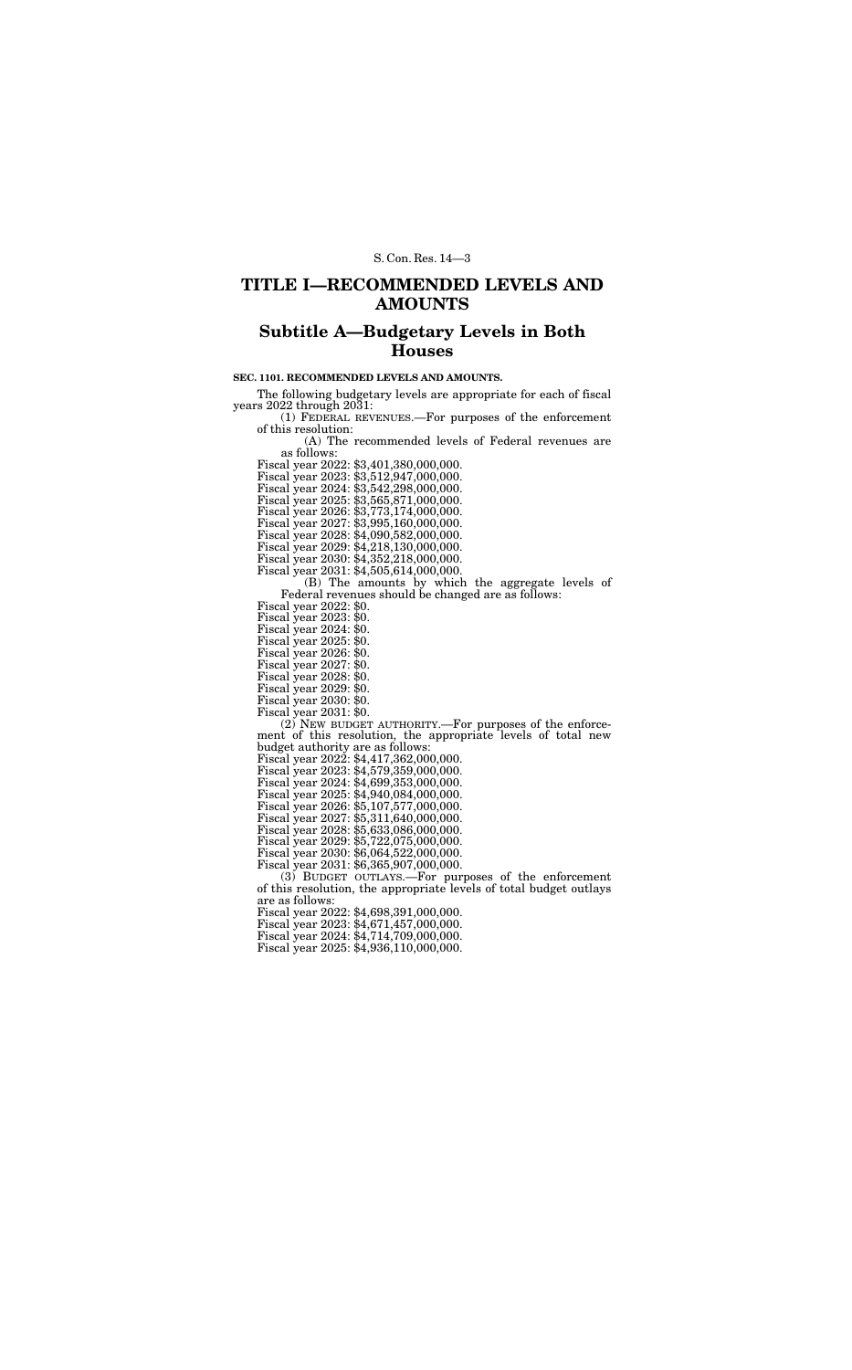# TITLE I—RECOMMENDED LEVELS AND AMOUNTS

## Subtitle A—Budgetary Levels in Both Houses

**SEC. 1101. RECOMMENDED LEVELS AND AMOUNTS.**

The following budgetary levels are appropriate for each of fiscal years 2022 through 2031:

(1) FEDERAL REVENUES.—For purposes of the enforcement of this resolution:

(A) The recommended levels of Federal revenues are as follows:

Fiscal year 2022: $3,401,380,000,000.
Fiscal year 2023: $3,512,947,000,000.
Fiscal year 2024: $3,542,298,000,000.
Fiscal year 2025: $3,565,871,000,000.
Fiscal year 2026: $3,773,174,000,000.
Fiscal year 2027: $3,995,160,000,000.
Fiscal year 2028: $4,090,582,000,000.
Fiscal year 2029: $4,218,130,000,000.
Fiscal year 2030: $4,352,218,000,000.
Fiscal year 2031: $4,505,614,000,000.

(B) The amounts by which the aggregate levels of Federal revenues should be changed are as follows:

Fiscal year 2022: $0.
Fiscal year 2023: $0.
Fiscal year 2024: $0.
Fiscal year 2025: $0.
Fiscal year 2026: $0.
Fiscal year 2027: $0.
Fiscal year 2028: $0.
Fiscal year 2029: $0.
Fiscal year 2030: $0.
Fiscal year 2031: $0.

(2) NEW BUDGET AUTHORITY.—For purposes of the enforcement of this resolution, the appropriate levels of total new budget authority are as follows:

Fiscal year 2022: $4,417,362,000,000.
Fiscal year 2023: $4,579,359,000,000.
Fiscal year 2024: $4,699,353,000,000.
Fiscal year 2025: $4,940,084,000,000.
Fiscal year 2026: $5,107,577,000,000.
Fiscal year 2027: $5,311,640,000,000.
Fiscal year 2028: $5,633,086,000,000.
Fiscal year 2029: $5,722,075,000,000.
Fiscal year 2030: $6,064,522,000,000.
Fiscal year 2031: $6,365,907,000,000.

(3) BUDGET OUTLAYS.—For purposes of the enforcement of this resolution, the appropriate levels of total budget outlays are as follows:

Fiscal year 2022: $4,698,391,000,000.
Fiscal year 2023: $4,671,457,000,000.
Fiscal year 2024: $4,714,709,000,000.
Fiscal year 2025: $4,936,110,000,000.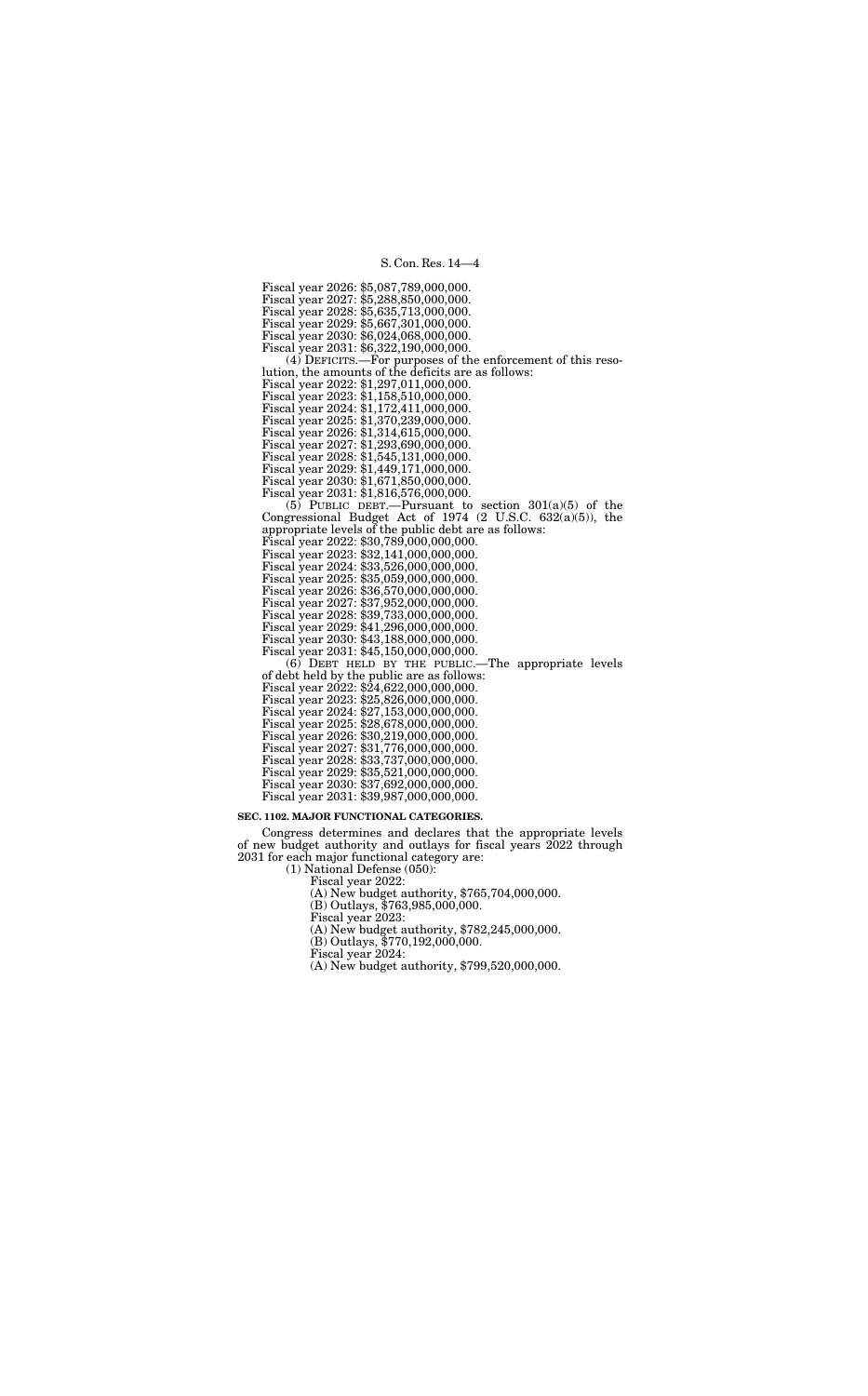Fiscal year 2026: $5,087,789,000,000.
Fiscal year 2027: $5,288,850,000,000.
Fiscal year 2028: $5,635,713,000,000.
Fiscal year 2029: $5,667,301,000,000.
Fiscal year 2030: $6,024,068,000,000.
Fiscal year 2031: $6,322,190,000,000.

(4) DEFICITS.—For purposes of the enforcement of this resolution, the amounts of the deficits are as follows:

Fiscal year 2022: $1,297,011,000,000.
Fiscal year 2023: $1,158,510,000,000.
Fiscal year 2024: $1,172,411,000,000.
Fiscal year 2025: $1,370,239,000,000.
Fiscal year 2026: $1,314,615,000,000.
Fiscal year 2027: $1,293,690,000,000.
Fiscal year 2028: $1,545,131,000,000.
Fiscal year 2029: $1,449,171,000,000.
Fiscal year 2030: $1,671,850,000,000.
Fiscal year 2031: $1,816,576,000,000.

(5) PUBLIC DEBT.—Pursuant to section 301(a)(5) of the Congressional Budget Act of 1974 (2 U.S.C. 632(a)(5)), the appropriate levels of the public debt are as follows:

Fiscal year 2022: $30,789,000,000,000.
Fiscal year 2023: $32,141,000,000,000.
Fiscal year 2024: $33,526,000,000,000.
Fiscal year 2025: $35,059,000,000,000.
Fiscal year 2026: $36,570,000,000,000.
Fiscal year 2027: $37,952,000,000,000.
Fiscal year 2028: $39,733,000,000,000.
Fiscal year 2029: $41,296,000,000,000.
Fiscal year 2030: $43,188,000,000,000.
Fiscal year 2031: $45,150,000,000,000.

(6) DEBT HELD BY THE PUBLIC.—The appropriate levels of debt held by the public are as follows:

Fiscal year 2022: $24,622,000,000,000.
Fiscal year 2023: $25,826,000,000,000.
Fiscal year 2024: $27,153,000,000,000.
Fiscal year 2025: $28,678,000,000,000.
Fiscal year 2026: $30,219,000,000,000.
Fiscal year 2027: $31,776,000,000,000.
Fiscal year 2028: $33,737,000,000,000.
Fiscal year 2029: $35,521,000,000,000.
Fiscal year 2030: $37,692,000,000,000.
Fiscal year 2031: $39,987,000,000,000.

**SEC. 1102. MAJOR FUNCTIONAL CATEGORIES.**

Congress determines and declares that the appropriate levels of new budget authority and outlays for fiscal years 2022 through 2031 for each major functional category are:

(1) National Defense (050):

Fiscal year 2022:
(A) New budget authority, $765,704,000,000.
(B) Outlays, $763,985,000,000.

Fiscal year 2023:
(A) New budget authority, $782,245,000,000.
(B) Outlays, $770,192,000,000.

Fiscal year 2024:
(A) New budget authority, $799,520,000,000.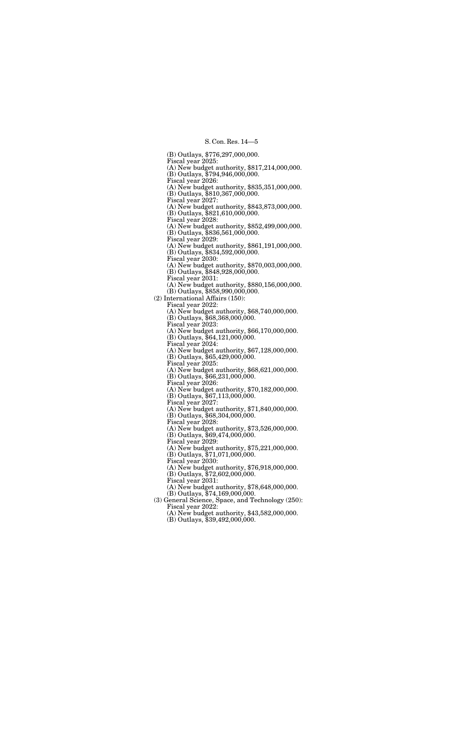(B) Outlays, $776,297,000,000.

Fiscal year 2025:

(A) New budget authority, $817,214,000,000.

(B) Outlays, $794,946,000,000.

Fiscal year 2026:

(A) New budget authority, $835,351,000,000.

(B) Outlays, $810,367,000,000.

Fiscal year 2027:

(A) New budget authority, $843,873,000,000.

(B) Outlays, $821,610,000,000.

Fiscal year 2028:

(A) New budget authority, $852,499,000,000.

(B) Outlays, $836,561,000,000.

Fiscal year 2029:

(A) New budget authority, $861,191,000,000.

(B) Outlays, $834,592,000,000.

Fiscal year 2030:

(A) New budget authority, $870,003,000,000.

(B) Outlays, $848,928,000,000.

Fiscal year 2031:

(A) New budget authority, $880,156,000,000.

(B) Outlays, $858,990,000,000.

(2) International Affairs (150):

Fiscal year 2022:

(A) New budget authority, $68,740,000,000.

(B) Outlays, $68,368,000,000.

Fiscal year 2023:

(A) New budget authority, $66,170,000,000.

(B) Outlays, $64,121,000,000.

Fiscal year 2024:

(A) New budget authority, $67,128,000,000.

(B) Outlays, $65,429,000,000.

Fiscal year 2025:

(A) New budget authority, $68,621,000,000.

(B) Outlays, $66,231,000,000.

Fiscal year 2026:

(A) New budget authority, $70,182,000,000.

(B) Outlays, $67,113,000,000.

Fiscal year 2027:

(A) New budget authority, $71,840,000,000.

(B) Outlays, $68,304,000,000.

Fiscal year 2028:

(A) New budget authority, $73,526,000,000.

(B) Outlays, $69,474,000,000.

Fiscal year 2029:

(A) New budget authority, $75,221,000,000.

(B) Outlays, $71,071,000,000.

Fiscal year 2030:

(A) New budget authority, $76,918,000,000.

(B) Outlays, $72,602,000,000.

Fiscal year 2031:

(A) New budget authority, $78,648,000,000.

(B) Outlays, $74,169,000,000.

(3) General Science, Space, and Technology (250):

Fiscal year 2022:

(A) New budget authority, $43,582,000,000.

(B) Outlays, $39,492,000,000.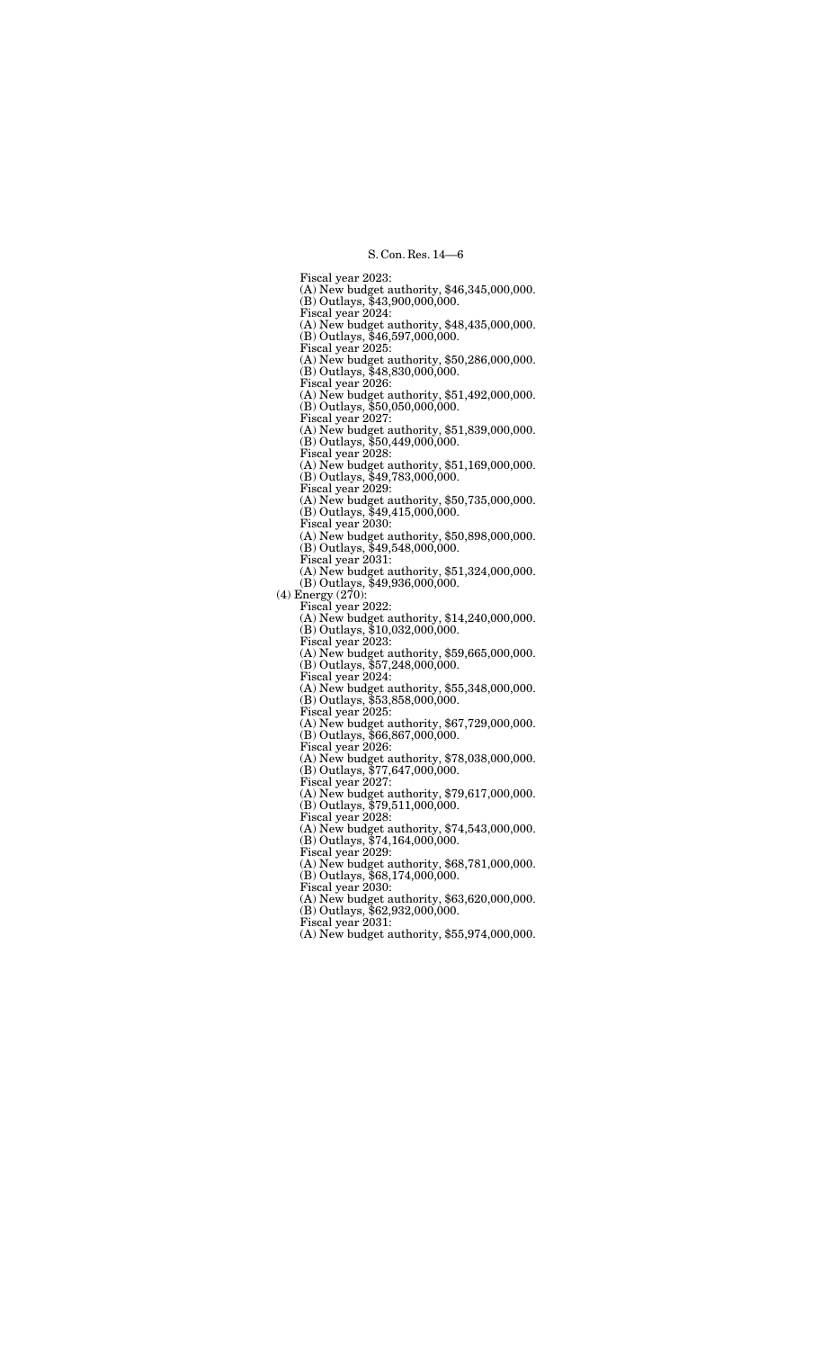Fiscal year 2023:
(A) New budget authority, $46,345,000,000.
(B) Outlays, $43,900,000,000.
Fiscal year 2024:
(A) New budget authority, $48,435,000,000.
(B) Outlays, $46,597,000,000.
Fiscal year 2025:
(A) New budget authority, $50,286,000,000.
(B) Outlays, $48,830,000,000.
Fiscal year 2026:
(A) New budget authority, $51,492,000,000.
(B) Outlays, $50,050,000,000.
Fiscal year 2027:
(A) New budget authority, $51,839,000,000.
(B) Outlays, $50,449,000,000.
Fiscal year 2028:
(A) New budget authority, $51,169,000,000.
(B) Outlays, $49,783,000,000.
Fiscal year 2029:
(A) New budget authority, $50,735,000,000.
(B) Outlays, $49,415,000,000.
Fiscal year 2030:
(A) New budget authority, $50,898,000,000.
(B) Outlays, $49,548,000,000.
Fiscal year 2031:
(A) New budget authority, $51,324,000,000.
(B) Outlays, $49,936,000,000.

(4) Energy (270):
Fiscal year 2022:
(A) New budget authority, $14,240,000,000.
(B) Outlays, $10,032,000,000.
Fiscal year 2023:
(A) New budget authority, $59,665,000,000.
(B) Outlays, $57,248,000,000.
Fiscal year 2024:
(A) New budget authority, $55,348,000,000.
(B) Outlays, $53,858,000,000.
Fiscal year 2025:
(A) New budget authority, $67,729,000,000.
(B) Outlays, $66,867,000,000.
Fiscal year 2026:
(A) New budget authority, $78,038,000,000.
(B) Outlays, $77,647,000,000.
Fiscal year 2027:
(A) New budget authority, $79,617,000,000.
(B) Outlays, $79,511,000,000.
Fiscal year 2028:
(A) New budget authority, $74,543,000,000.
(B) Outlays, $74,164,000,000.
Fiscal year 2029:
(A) New budget authority, $68,781,000,000.
(B) Outlays, $68,174,000,000.
Fiscal year 2030:
(A) New budget authority, $63,620,000,000.
(B) Outlays, $62,932,000,000.
Fiscal year 2031:
(A) New budget authority, $55,974,000,000.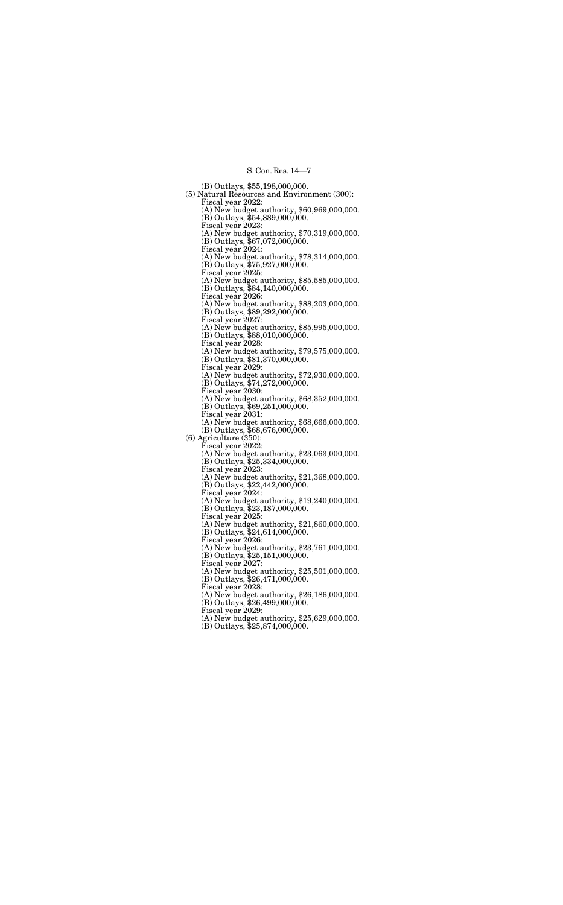(B) Outlays, $55,198,000,000.

(5) Natural Resources and Environment (300):

Fiscal year 2022:
(A) New budget authority, $60,969,000,000.
(B) Outlays, $54,889,000,000.

Fiscal year 2023:
(A) New budget authority, $70,319,000,000.
(B) Outlays, $67,072,000,000.

Fiscal year 2024:
(A) New budget authority, $78,314,000,000.
(B) Outlays, $75,927,000,000.

Fiscal year 2025:
(A) New budget authority, $85,585,000,000.
(B) Outlays, $84,140,000,000.

Fiscal year 2026:
(A) New budget authority, $88,203,000,000.
(B) Outlays, $89,292,000,000.

Fiscal year 2027:
(A) New budget authority, $85,995,000,000.
(B) Outlays, $88,010,000,000.

Fiscal year 2028:
(A) New budget authority, $79,575,000,000.
(B) Outlays, $81,370,000,000.

Fiscal year 2029:
(A) New budget authority, $72,930,000,000.
(B) Outlays, $74,272,000,000.

Fiscal year 2030:
(A) New budget authority, $68,352,000,000.
(B) Outlays, $69,251,000,000.

Fiscal year 2031:
(A) New budget authority, $68,666,000,000.
(B) Outlays, $68,676,000,000.

(6) Agriculture (350):

Fiscal year 2022:
(A) New budget authority, $23,063,000,000.
(B) Outlays, $25,334,000,000.

Fiscal year 2023:
(A) New budget authority, $21,368,000,000.
(B) Outlays, $22,442,000,000.

Fiscal year 2024:
(A) New budget authority, $19,240,000,000.
(B) Outlays, $23,187,000,000.

Fiscal year 2025:
(A) New budget authority, $21,860,000,000.
(B) Outlays, $24,614,000,000.

Fiscal year 2026:
(A) New budget authority, $23,761,000,000.
(B) Outlays, $25,151,000,000.

Fiscal year 2027:
(A) New budget authority, $25,501,000,000.
(B) Outlays, $26,471,000,000.

Fiscal year 2028:
(A) New budget authority, $26,186,000,000.
(B) Outlays, $26,499,000,000.

Fiscal year 2029:
(A) New budget authority, $25,629,000,000.
(B) Outlays, $25,874,000,000.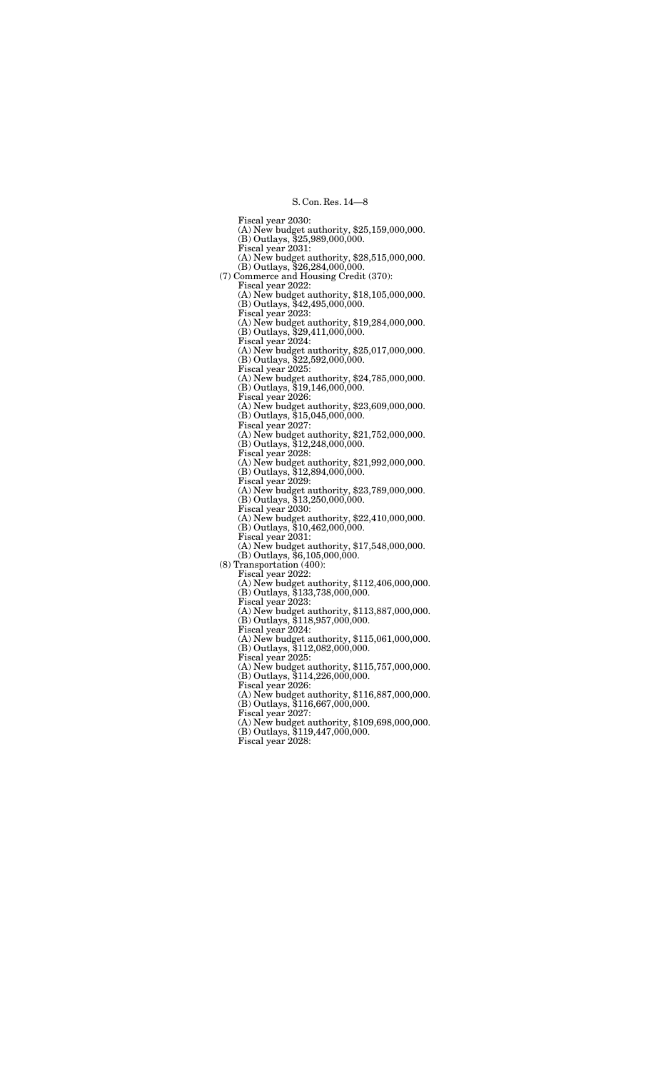Fiscal year 2030:

(A) New budget authority, $25,159,000,000.

(B) Outlays, $25,989,000,000.

Fiscal year 2031:

(A) New budget authority, $28,515,000,000.

(B) Outlays, $26,284,000,000.

(7) Commerce and Housing Credit (370):

Fiscal year 2022:

(A) New budget authority, $18,105,000,000.

(B) Outlays, $42,495,000,000.

Fiscal year 2023:

(A) New budget authority, $19,284,000,000.

(B) Outlays, $29,411,000,000.

Fiscal year 2024:

(A) New budget authority, $25,017,000,000.

(B) Outlays, $22,592,000,000.

Fiscal year 2025:

(A) New budget authority, $24,785,000,000.

(B) Outlays, $19,146,000,000.

Fiscal year 2026:

(A) New budget authority, $23,609,000,000.

(B) Outlays, $15,045,000,000.

Fiscal year 2027:

(A) New budget authority, $21,752,000,000.

(B) Outlays, $12,248,000,000.

Fiscal year 2028:

(A) New budget authority, $21,992,000,000.

(B) Outlays, $12,894,000,000.

Fiscal year 2029:

(A) New budget authority, $23,789,000,000.

(B) Outlays, $13,250,000,000.

Fiscal year 2030:

(A) New budget authority, $22,410,000,000.

(B) Outlays, $10,462,000,000.

Fiscal year 2031:

(A) New budget authority, $17,548,000,000.

(B) Outlays, $6,105,000,000.

(8) Transportation (400):

Fiscal year 2022:

(A) New budget authority, $112,406,000,000.

(B) Outlays, $133,738,000,000.

Fiscal year 2023:

(A) New budget authority, $113,887,000,000.

(B) Outlays, $118,957,000,000.

Fiscal year 2024:

(A) New budget authority, $115,061,000,000.

(B) Outlays, $112,082,000,000.

Fiscal year 2025:

(A) New budget authority, $115,757,000,000.

(B) Outlays, $114,226,000,000.

Fiscal year 2026:

(A) New budget authority, $116,887,000,000.

(B) Outlays, $116,667,000,000.

Fiscal year 2027:

(A) New budget authority, $109,698,000,000.

(B) Outlays, $119,447,000,000.

Fiscal year 2028: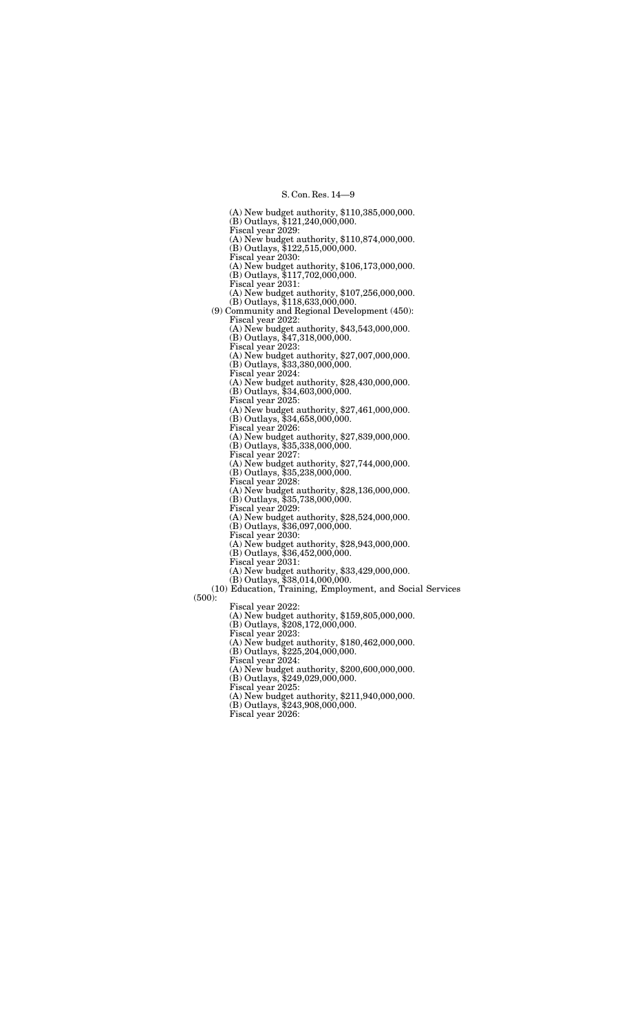(A) New budget authority, $110,385,000,000.
(B) Outlays, $121,240,000,000.
Fiscal year 2029:
(A) New budget authority, $110,874,000,000.
(B) Outlays, $122,515,000,000.
Fiscal year 2030:
(A) New budget authority, $106,173,000,000.
(B) Outlays, $117,702,000,000.
Fiscal year 2031:
(A) New budget authority, $107,256,000,000.
(B) Outlays, $118,633,000,000.

(9) Community and Regional Development (450):
Fiscal year 2022:
(A) New budget authority, $43,543,000,000.
(B) Outlays, $47,318,000,000.
Fiscal year 2023:
(A) New budget authority, $27,007,000,000.
(B) Outlays, $33,380,000,000.
Fiscal year 2024:
(A) New budget authority, $28,430,000,000.
(B) Outlays, $34,603,000,000.
Fiscal year 2025:
(A) New budget authority, $27,461,000,000.
(B) Outlays, $34,658,000,000.
Fiscal year 2026:
(A) New budget authority, $27,839,000,000.
(B) Outlays, $35,338,000,000.
Fiscal year 2027:
(A) New budget authority, $27,744,000,000.
(B) Outlays, $35,238,000,000.
Fiscal year 2028:
(A) New budget authority, $28,136,000,000.
(B) Outlays, $35,738,000,000.
Fiscal year 2029:
(A) New budget authority, $28,524,000,000.
(B) Outlays, $36,097,000,000.
Fiscal year 2030:
(A) New budget authority, $28,943,000,000.
(B) Outlays, $36,452,000,000.
Fiscal year 2031:
(A) New budget authority, $33,429,000,000.
(B) Outlays, $38,014,000,000.

(10) Education, Training, Employment, and Social Services (500):
Fiscal year 2022:
(A) New budget authority, $159,805,000,000.
(B) Outlays, $208,172,000,000.
Fiscal year 2023:
(A) New budget authority, $180,462,000,000.
(B) Outlays, $225,204,000,000.
Fiscal year 2024:
(A) New budget authority, $200,600,000,000.
(B) Outlays, $249,029,000,000.
Fiscal year 2025:
(A) New budget authority, $211,940,000,000.
(B) Outlays, $243,908,000,000.
Fiscal year 2026: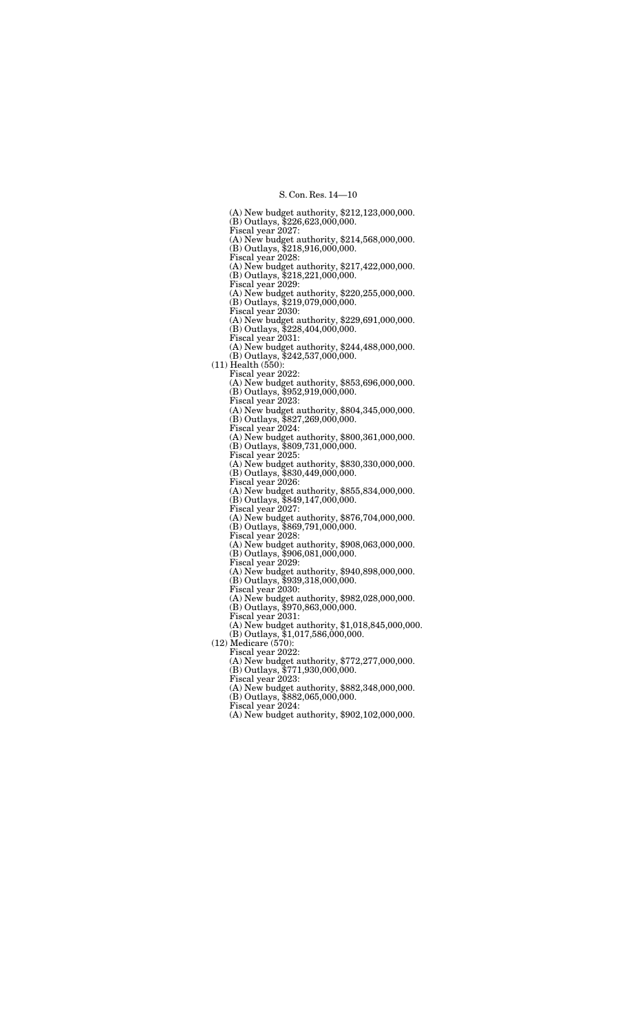(A) New budget authority, $212,123,000,000.
(B) Outlays, $226,623,000,000.
Fiscal year 2027:
(A) New budget authority, $214,568,000,000.
(B) Outlays, $218,916,000,000.
Fiscal year 2028:
(A) New budget authority, $217,422,000,000.
(B) Outlays, $218,221,000,000.
Fiscal year 2029:
(A) New budget authority, $220,255,000,000.
(B) Outlays, $219,079,000,000.
Fiscal year 2030:
(A) New budget authority, $229,691,000,000.
(B) Outlays, $228,404,000,000.
Fiscal year 2031:
(A) New budget authority, $244,488,000,000.
(B) Outlays, $242,537,000,000.

(11) Health (550):
Fiscal year 2022:
(A) New budget authority, $853,696,000,000.
(B) Outlays, $952,919,000,000.
Fiscal year 2023:
(A) New budget authority, $804,345,000,000.
(B) Outlays, $827,269,000,000.
Fiscal year 2024:
(A) New budget authority, $800,361,000,000.
(B) Outlays, $809,731,000,000.
Fiscal year 2025:
(A) New budget authority, $830,330,000,000.
(B) Outlays, $830,449,000,000.
Fiscal year 2026:
(A) New budget authority, $855,834,000,000.
(B) Outlays, $849,147,000,000.
Fiscal year 2027:
(A) New budget authority, $876,704,000,000.
(B) Outlays, $869,791,000,000.
Fiscal year 2028:
(A) New budget authority, $908,063,000,000.
(B) Outlays, $906,081,000,000.
Fiscal year 2029:
(A) New budget authority, $940,898,000,000.
(B) Outlays, $939,318,000,000.
Fiscal year 2030:
(A) New budget authority, $982,028,000,000.
(B) Outlays, $970,863,000,000.
Fiscal year 2031:
(A) New budget authority, $1,018,845,000,000.
(B) Outlays, $1,017,586,000,000.

(12) Medicare (570):
Fiscal year 2022:
(A) New budget authority, $772,277,000,000.
(B) Outlays, $771,930,000,000.
Fiscal year 2023:
(A) New budget authority, $882,348,000,000.
(B) Outlays, $882,065,000,000.
Fiscal year 2024:
(A) New budget authority, $902,102,000,000.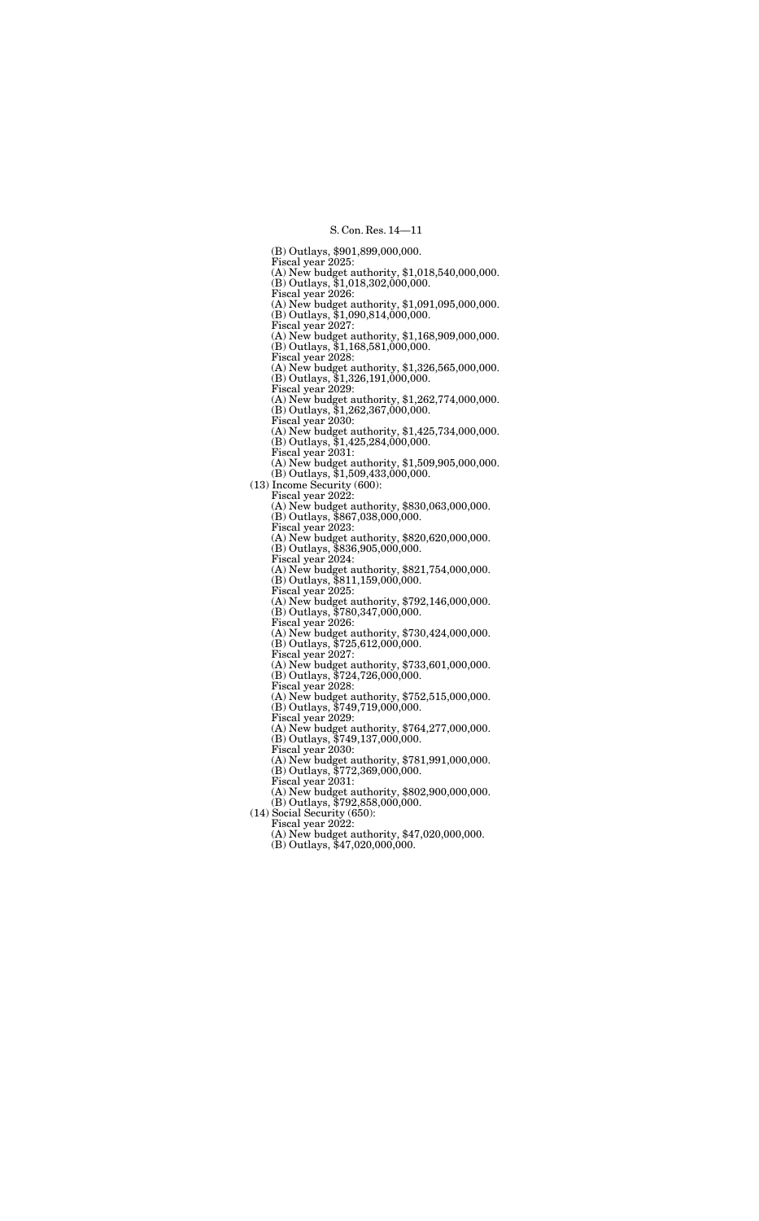(B) Outlays, $901,899,000,000.
Fiscal year 2025:
(A) New budget authority, $1,018,540,000,000.
(B) Outlays, $1,018,302,000,000.
Fiscal year 2026:
(A) New budget authority, $1,091,095,000,000.
(B) Outlays, $1,090,814,000,000.
Fiscal year 2027:
(A) New budget authority, $1,168,909,000,000.
(B) Outlays, $1,168,581,000,000.
Fiscal year 2028:
(A) New budget authority, $1,326,565,000,000.
(B) Outlays, $1,326,191,000,000.
Fiscal year 2029:
(A) New budget authority, $1,262,774,000,000.
(B) Outlays, $1,262,367,000,000.
Fiscal year 2030:
(A) New budget authority, $1,425,734,000,000.
(B) Outlays, $1,425,284,000,000.
Fiscal year 2031:
(A) New budget authority, $1,509,905,000,000.
(B) Outlays, $1,509,433,000,000.

(13) Income Security (600):
Fiscal year 2022:
(A) New budget authority, $830,063,000,000.
(B) Outlays, $867,038,000,000.
Fiscal year 2023:
(A) New budget authority, $820,620,000,000.
(B) Outlays, $836,905,000,000.
Fiscal year 2024:
(A) New budget authority, $821,754,000,000.
(B) Outlays, $811,159,000,000.
Fiscal year 2025:
(A) New budget authority, $792,146,000,000.
(B) Outlays, $780,347,000,000.
Fiscal year 2026:
(A) New budget authority, $730,424,000,000.
(B) Outlays, $725,612,000,000.
Fiscal year 2027:
(A) New budget authority, $733,601,000,000.
(B) Outlays, $724,726,000,000.
Fiscal year 2028:
(A) New budget authority, $752,515,000,000.
(B) Outlays, $749,719,000,000.
Fiscal year 2029:
(A) New budget authority, $764,277,000,000.
(B) Outlays, $749,137,000,000.
Fiscal year 2030:
(A) New budget authority, $781,991,000,000.
(B) Outlays, $772,369,000,000.
Fiscal year 2031:
(A) New budget authority, $802,900,000,000.
(B) Outlays, $792,858,000,000.

(14) Social Security (650):
Fiscal year 2022:
(A) New budget authority, $47,020,000,000.
(B) Outlays, $47,020,000,000.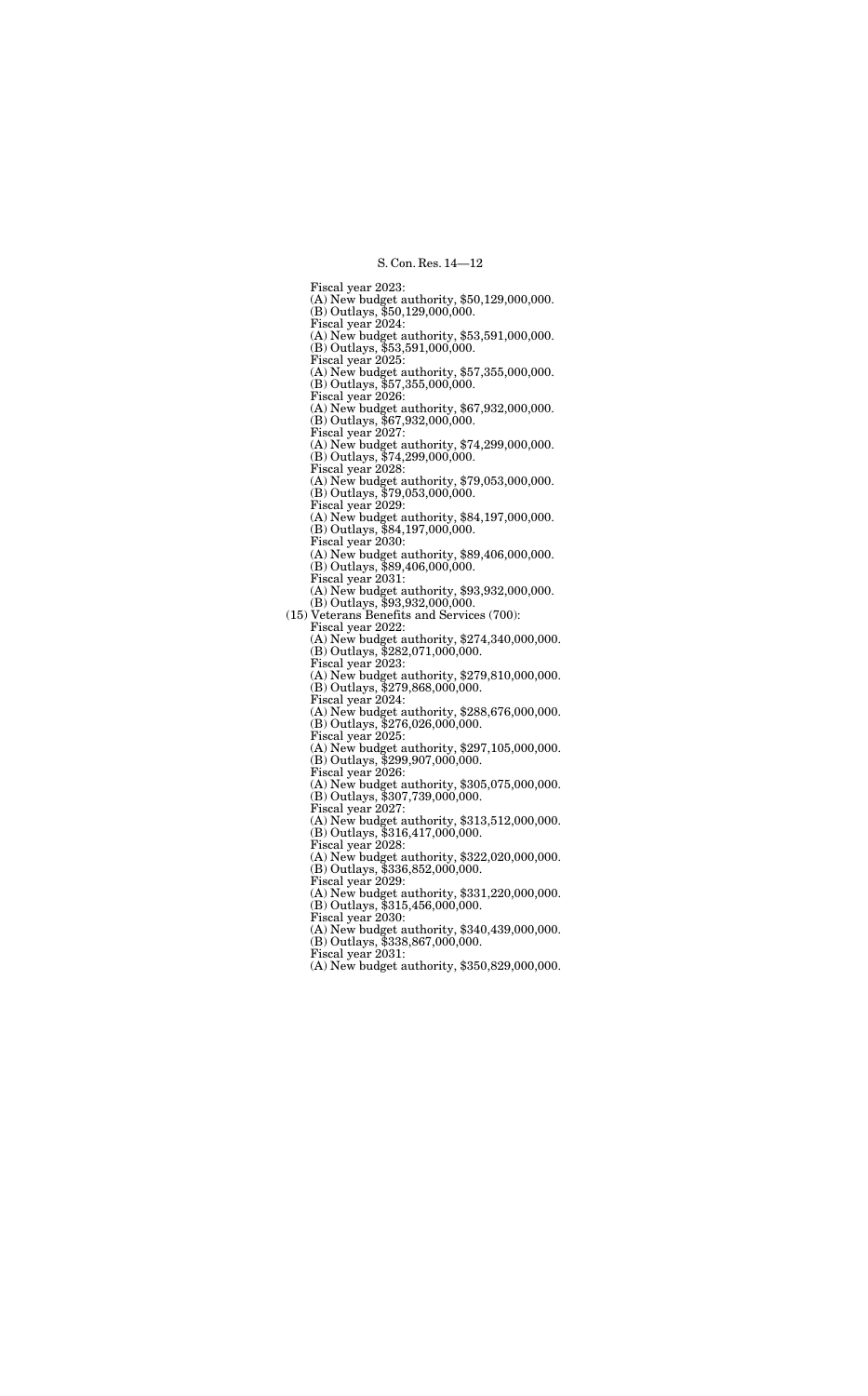Fiscal year 2023:
(A) New budget authority, $50,129,000,000.
(B) Outlays, $50,129,000,000.
Fiscal year 2024:
(A) New budget authority, $53,591,000,000.
(B) Outlays, $53,591,000,000.
Fiscal year 2025:
(A) New budget authority, $57,355,000,000.
(B) Outlays, $57,355,000,000.
Fiscal year 2026:
(A) New budget authority, $67,932,000,000.
(B) Outlays, $67,932,000,000.
Fiscal year 2027:
(A) New budget authority, $74,299,000,000.
(B) Outlays, $74,299,000,000.
Fiscal year 2028:
(A) New budget authority, $79,053,000,000.
(B) Outlays, $79,053,000,000.
Fiscal year 2029:
(A) New budget authority, $84,197,000,000.
(B) Outlays, $84,197,000,000.
Fiscal year 2030:
(A) New budget authority, $89,406,000,000.
(B) Outlays, $89,406,000,000.
Fiscal year 2031:
(A) New budget authority, $93,932,000,000.
(B) Outlays, $93,932,000,000.

(15) Veterans Benefits and Services (700):
Fiscal year 2022:
(A) New budget authority, $274,340,000,000.
(B) Outlays, $282,071,000,000.
Fiscal year 2023:
(A) New budget authority, $279,810,000,000.
(B) Outlays, $279,868,000,000.
Fiscal year 2024:
(A) New budget authority, $288,676,000,000.
(B) Outlays, $276,026,000,000.
Fiscal year 2025:
(A) New budget authority, $297,105,000,000.
(B) Outlays, $299,907,000,000.
Fiscal year 2026:
(A) New budget authority, $305,075,000,000.
(B) Outlays, $307,739,000,000.
Fiscal year 2027:
(A) New budget authority, $313,512,000,000.
(B) Outlays, $316,417,000,000.
Fiscal year 2028:
(A) New budget authority, $322,020,000,000.
(B) Outlays, $336,852,000,000.
Fiscal year 2029:
(A) New budget authority, $331,220,000,000.
(B) Outlays, $315,456,000,000.
Fiscal year 2030:
(A) New budget authority, $340,439,000,000.
(B) Outlays, $338,867,000,000.
Fiscal year 2031:
(A) New budget authority, $350,829,000,000.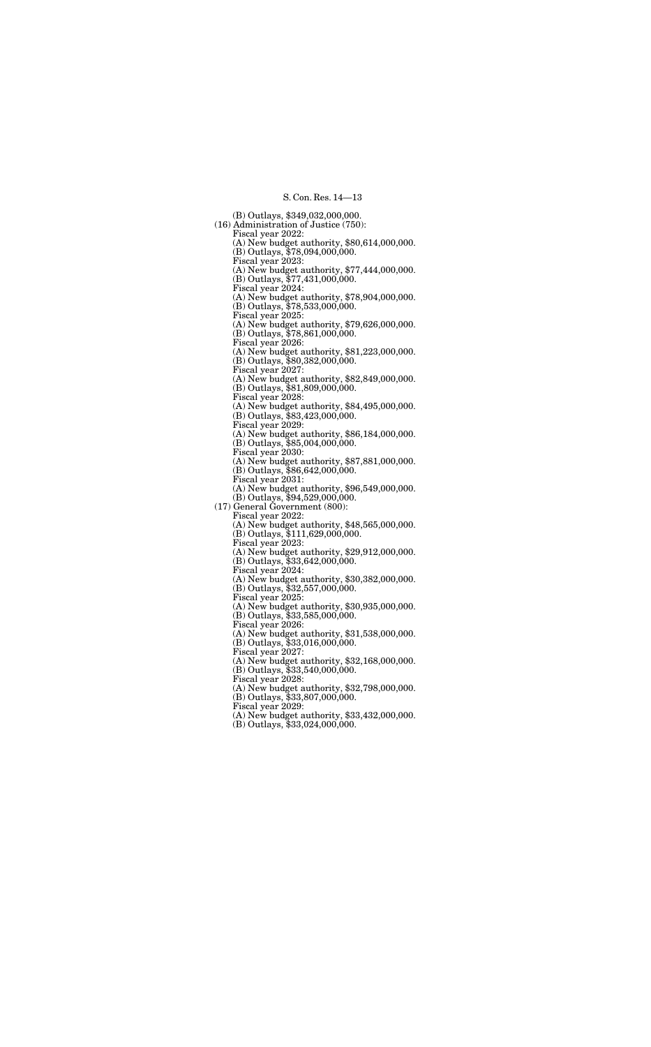(B) Outlays, $349,032,000,000.

(16) Administration of Justice (750):

Fiscal year 2022:
(A) New budget authority, $80,614,000,000.
(B) Outlays, $78,094,000,000.

Fiscal year 2023:
(A) New budget authority, $77,444,000,000.
(B) Outlays, $77,431,000,000.

Fiscal year 2024:
(A) New budget authority, $78,904,000,000.
(B) Outlays, $78,533,000,000.

Fiscal year 2025:
(A) New budget authority, $79,626,000,000.
(B) Outlays, $78,861,000,000.

Fiscal year 2026:
(A) New budget authority, $81,223,000,000.
(B) Outlays, $80,382,000,000.

Fiscal year 2027:
(A) New budget authority, $82,849,000,000.
(B) Outlays, $81,809,000,000.

Fiscal year 2028:
(A) New budget authority, $84,495,000,000.
(B) Outlays, $83,423,000,000.

Fiscal year 2029:
(A) New budget authority, $86,184,000,000.
(B) Outlays, $85,004,000,000.

Fiscal year 2030:
(A) New budget authority, $87,881,000,000.
(B) Outlays, $86,642,000,000.

Fiscal year 2031:
(A) New budget authority, $96,549,000,000.
(B) Outlays, $94,529,000,000.

(17) General Government (800):

Fiscal year 2022:
(A) New budget authority, $48,565,000,000.
(B) Outlays, $111,629,000,000.

Fiscal year 2023:
(A) New budget authority, $29,912,000,000.
(B) Outlays, $33,642,000,000.

Fiscal year 2024:
(A) New budget authority, $30,382,000,000.
(B) Outlays, $32,557,000,000.

Fiscal year 2025:
(A) New budget authority, $30,935,000,000.
(B) Outlays, $33,585,000,000.

Fiscal year 2026:
(A) New budget authority, $31,538,000,000.
(B) Outlays, $33,016,000,000.

Fiscal year 2027:
(A) New budget authority, $32,168,000,000.
(B) Outlays, $33,540,000,000.

Fiscal year 2028:
(A) New budget authority, $32,798,000,000.
(B) Outlays, $33,807,000,000.

Fiscal year 2029:
(A) New budget authority, $33,432,000,000.
(B) Outlays, $33,024,000,000.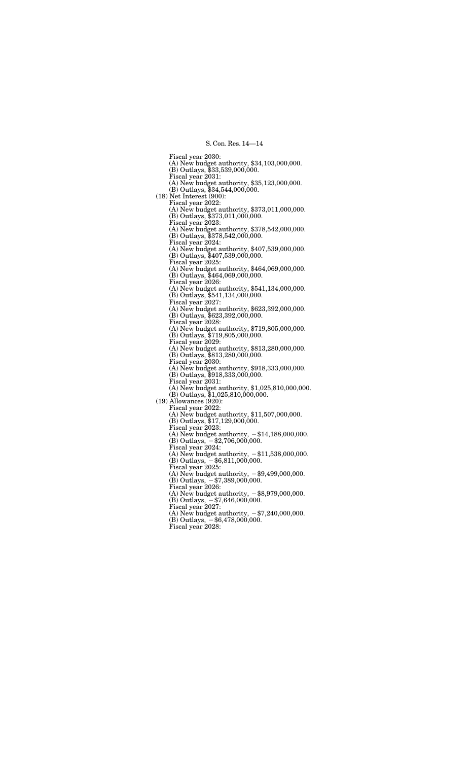Fiscal year 2030:

(A) New budget authority, $34,103,000,000.

(B) Outlays, $33,539,000,000.

Fiscal year 2031:

(A) New budget authority, $35,123,000,000.

(B) Outlays, $34,544,000,000.

(18) Net Interest (900):

Fiscal year 2022:

(A) New budget authority, $373,011,000,000.

(B) Outlays, $373,011,000,000.

Fiscal year 2023:

(A) New budget authority, $378,542,000,000.

(B) Outlays, $378,542,000,000.

Fiscal year 2024:

(A) New budget authority, $407,539,000,000.

(B) Outlays, $407,539,000,000.

Fiscal year 2025:

(A) New budget authority, $464,069,000,000.

(B) Outlays, $464,069,000,000.

Fiscal year 2026:

(A) New budget authority, $541,134,000,000.

(B) Outlays, $541,134,000,000.

Fiscal year 2027:

(A) New budget authority, $623,392,000,000.

(B) Outlays, $623,392,000,000.

Fiscal year 2028:

(A) New budget authority, $719,805,000,000.

(B) Outlays, $719,805,000,000.

Fiscal year 2029:

(A) New budget authority, $813,280,000,000.

(B) Outlays, $813,280,000,000.

Fiscal year 2030:

(A) New budget authority, $918,333,000,000.

(B) Outlays, $918,333,000,000.

Fiscal year 2031:

(A) New budget authority, $1,025,810,000,000.

(B) Outlays, $1,025,810,000,000.

(19) Allowances (920):

Fiscal year 2022:

(A) New budget authority, $11,507,000,000.

(B) Outlays, $17,129,000,000.

Fiscal year 2023:

(A) New budget authority, −$14,188,000,000.

(B) Outlays, −$2,706,000,000.

Fiscal year 2024:

(A) New budget authority, −$11,538,000,000.

(B) Outlays, −$6,811,000,000.

Fiscal year 2025:

(A) New budget authority, −$9,499,000,000.

(B) Outlays, −$7,389,000,000.

Fiscal year 2026:

(A) New budget authority, −$8,979,000,000.

(B) Outlays, −$7,646,000,000.

Fiscal year 2027:

(A) New budget authority, −$7,240,000,000.

(B) Outlays, −$6,478,000,000.

Fiscal year 2028: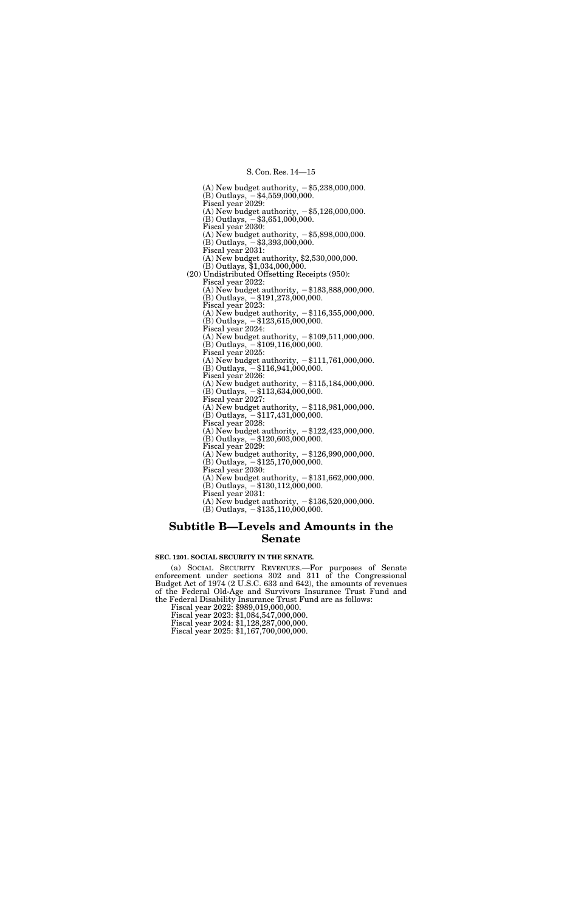(A) New budget authority, −$5,238,000,000.
(B) Outlays, −$4,559,000,000.
Fiscal year 2029:
(A) New budget authority, −$5,126,000,000.
(B) Outlays, −$3,651,000,000.
Fiscal year 2030:
(A) New budget authority, −$5,898,000,000.
(B) Outlays, −$3,393,000,000.
Fiscal year 2031:
(A) New budget authority, $2,530,000,000.
(B) Outlays, $1,034,000,000.

(20) Undistributed Offsetting Receipts (950):
Fiscal year 2022:
(A) New budget authority, −$183,888,000,000.
(B) Outlays, −$191,273,000,000.
Fiscal year 2023:
(A) New budget authority, −$116,355,000,000.
(B) Outlays, −$123,615,000,000.
Fiscal year 2024:
(A) New budget authority, −$109,511,000,000.
(B) Outlays, −$109,116,000,000.
Fiscal year 2025:
(A) New budget authority, −$111,761,000,000.
(B) Outlays, −$116,941,000,000.
Fiscal year 2026:
(A) New budget authority, −$115,184,000,000.
(B) Outlays, −$113,634,000,000.
Fiscal year 2027:
(A) New budget authority, −$118,981,000,000.
(B) Outlays, −$117,431,000,000.
Fiscal year 2028:
(A) New budget authority, −$122,423,000,000.
(B) Outlays, −$120,603,000,000.
Fiscal year 2029:
(A) New budget authority, −$126,990,000,000.
(B) Outlays, −$125,170,000,000.
Fiscal year 2030:
(A) New budget authority, −$131,662,000,000.
(B) Outlays, −$130,112,000,000.
Fiscal year 2031:
(A) New budget authority, −$136,520,000,000.
(B) Outlays, −$135,110,000,000.

## Subtitle B—Levels and Amounts in the Senate

**SEC. 1201. SOCIAL SECURITY IN THE SENATE.**

(a) SOCIAL SECURITY REVENUES.—For purposes of Senate enforcement under sections 302 and 311 of the Congressional Budget Act of 1974 (2 U.S.C. 633 and 642), the amounts of revenues of the Federal Old-Age and Survivors Insurance Trust Fund and the Federal Disability Insurance Trust Fund are as follows:

Fiscal year 2022: $989,019,000,000.
Fiscal year 2023: $1,084,547,000,000.
Fiscal year 2024: $1,128,287,000,000.
Fiscal year 2025: $1,167,700,000,000.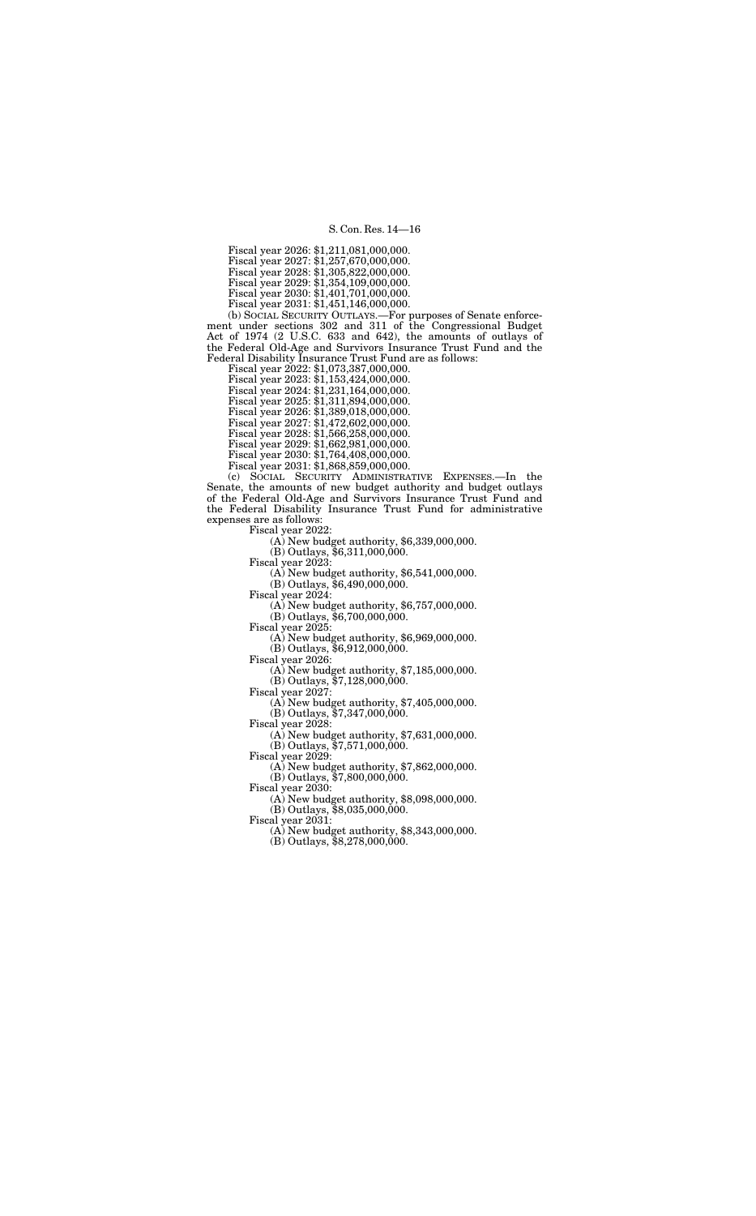Fiscal year 2026: $1,211,081,000,000.
Fiscal year 2027: $1,257,670,000,000.
Fiscal year 2028: $1,305,822,000,000.
Fiscal year 2029: $1,354,109,000,000.
Fiscal year 2030: $1,401,701,000,000.
Fiscal year 2031: $1,451,146,000,000.

(b) SOCIAL SECURITY OUTLAYS.—For purposes of Senate enforcement under sections 302 and 311 of the Congressional Budget Act of 1974 (2 U.S.C. 633 and 642), the amounts of outlays of the Federal Old-Age and Survivors Insurance Trust Fund and the Federal Disability Insurance Trust Fund are as follows:

Fiscal year 2022: $1,073,387,000,000.
Fiscal year 2023: $1,153,424,000,000.
Fiscal year 2024: $1,231,164,000,000.
Fiscal year 2025: $1,311,894,000,000.
Fiscal year 2026: $1,389,018,000,000.
Fiscal year 2027: $1,472,602,000,000.
Fiscal year 2028: $1,566,258,000,000.
Fiscal year 2029: $1,662,981,000,000.
Fiscal year 2030: $1,764,408,000,000.
Fiscal year 2031: $1,868,859,000,000.

(c) SOCIAL SECURITY ADMINISTRATIVE EXPENSES.—In the Senate, the amounts of new budget authority and budget outlays of the Federal Old-Age and Survivors Insurance Trust Fund and the Federal Disability Insurance Trust Fund for administrative expenses are as follows:

Fiscal year 2022:
(A) New budget authority, $6,339,000,000.
(B) Outlays, $6,311,000,000.

Fiscal year 2023:
(A) New budget authority, $6,541,000,000.
(B) Outlays, $6,490,000,000.

Fiscal year 2024:
(A) New budget authority, $6,757,000,000.
(B) Outlays, $6,700,000,000.

Fiscal year 2025:
(A) New budget authority, $6,969,000,000.
(B) Outlays, $6,912,000,000.

Fiscal year 2026:
(A) New budget authority, $7,185,000,000.
(B) Outlays, $7,128,000,000.

Fiscal year 2027:
(A) New budget authority, $7,405,000,000.
(B) Outlays, $7,347,000,000.

Fiscal year 2028:
(A) New budget authority, $7,631,000,000.
(B) Outlays, $7,571,000,000.

Fiscal year 2029:
(A) New budget authority, $7,862,000,000.
(B) Outlays, $7,800,000,000.

Fiscal year 2030:
(A) New budget authority, $8,098,000,000.
(B) Outlays, $8,035,000,000.

Fiscal year 2031:
(A) New budget authority, $8,343,000,000.
(B) Outlays, $8,278,000,000.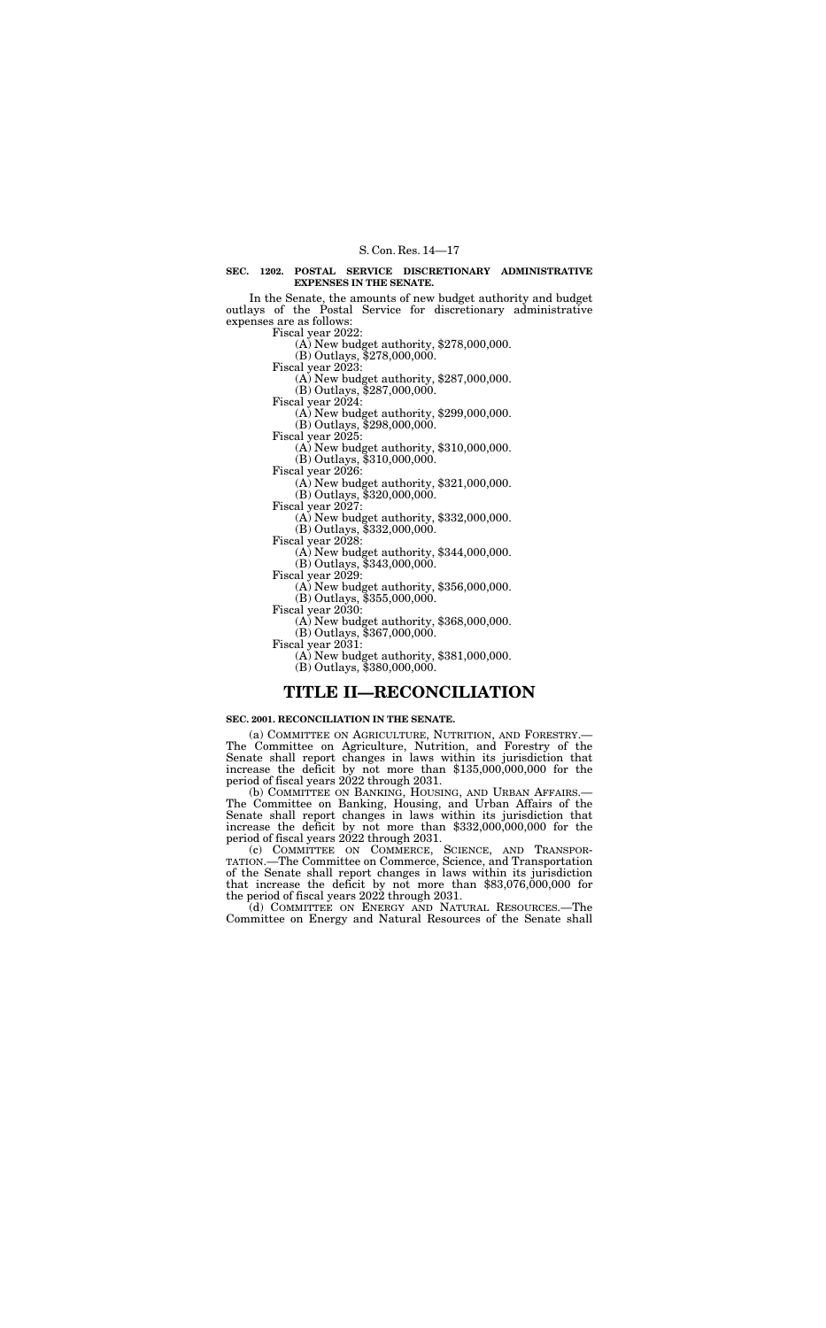**SEC. 1202. POSTAL SERVICE DISCRETIONARY ADMINISTRATIVE EXPENSES IN THE SENATE.**

In the Senate, the amounts of new budget authority and budget outlays of the Postal Service for discretionary administrative expenses are as follows:

Fiscal year 2022:
(A) New budget authority, $278,000,000.
(B) Outlays, $278,000,000.

Fiscal year 2023:
(A) New budget authority, $287,000,000.
(B) Outlays, $287,000,000.

Fiscal year 2024:
(A) New budget authority, $299,000,000.
(B) Outlays, $298,000,000.

Fiscal year 2025:
(A) New budget authority, $310,000,000.
(B) Outlays, $310,000,000.

Fiscal year 2026:
(A) New budget authority, $321,000,000.
(B) Outlays, $320,000,000.

Fiscal year 2027:
(A) New budget authority, $332,000,000.
(B) Outlays, $332,000,000.

Fiscal year 2028:
(A) New budget authority, $344,000,000.
(B) Outlays, $343,000,000.

Fiscal year 2029:
(A) New budget authority, $356,000,000.
(B) Outlays, $355,000,000.

Fiscal year 2030:
(A) New budget authority, $368,000,000.
(B) Outlays, $367,000,000.

Fiscal year 2031:
(A) New budget authority, $381,000,000.
(B) Outlays, $380,000,000.

# TITLE II—RECONCILIATION

**SEC. 2001. RECONCILIATION IN THE SENATE.**

(a) COMMITTEE ON AGRICULTURE, NUTRITION, AND FORESTRY.—The Committee on Agriculture, Nutrition, and Forestry of the Senate shall report changes in laws within its jurisdiction that increase the deficit by not more than $135,000,000,000 for the period of fiscal years 2022 through 2031.

(b) COMMITTEE ON BANKING, HOUSING, AND URBAN AFFAIRS.—The Committee on Banking, Housing, and Urban Affairs of the Senate shall report changes in laws within its jurisdiction that increase the deficit by not more than $332,000,000,000 for the period of fiscal years 2022 through 2031.

(c) COMMITTEE ON COMMERCE, SCIENCE, AND TRANSPORTATION.—The Committee on Commerce, Science, and Transportation of the Senate shall report changes in laws within its jurisdiction that increase the deficit by not more than $83,076,000,000 for the period of fiscal years 2022 through 2031.

(d) COMMITTEE ON ENERGY AND NATURAL RESOURCES.—The Committee on Energy and Natural Resources of the Senate shall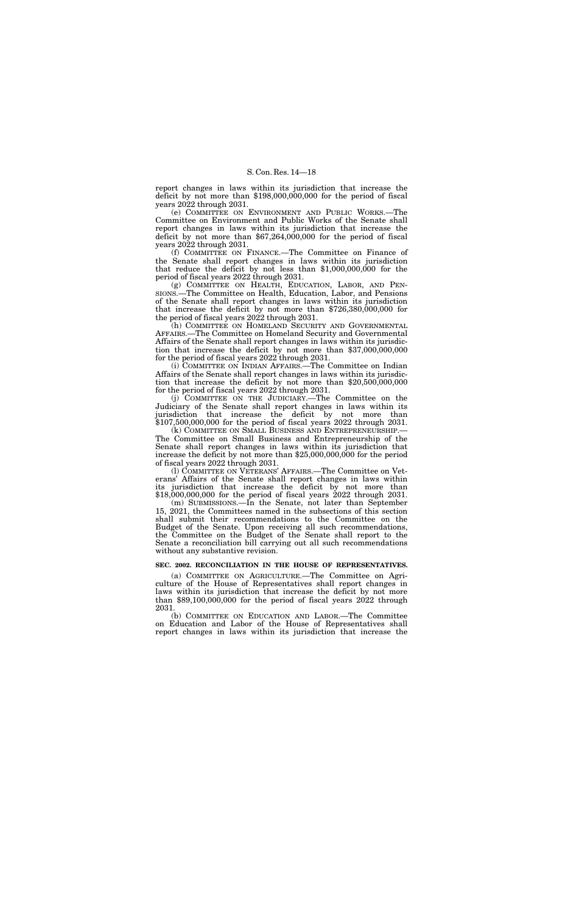report changes in laws within its jurisdiction that increase the deficit by not more than $198,000,000,000 for the period of fiscal years 2022 through 2031.

(e) COMMITTEE ON ENVIRONMENT AND PUBLIC WORKS.—The Committee on Environment and Public Works of the Senate shall report changes in laws within its jurisdiction that increase the deficit by not more than $67,264,000,000 for the period of fiscal years 2022 through 2031.

(f) COMMITTEE ON FINANCE.—The Committee on Finance of the Senate shall report changes in laws within its jurisdiction that reduce the deficit by not less than $1,000,000,000 for the period of fiscal years 2022 through 2031.

(g) COMMITTEE ON HEALTH, EDUCATION, LABOR, AND PENSIONS.—The Committee on Health, Education, Labor, and Pensions of the Senate shall report changes in laws within its jurisdiction that increase the deficit by not more than $726,380,000,000 for the period of fiscal years 2022 through 2031.

(h) COMMITTEE ON HOMELAND SECURITY AND GOVERNMENTAL AFFAIRS.—The Committee on Homeland Security and Governmental Affairs of the Senate shall report changes in laws within its jurisdiction that increase the deficit by not more than $37,000,000,000 for the period of fiscal years 2022 through 2031.

(i) COMMITTEE ON INDIAN AFFAIRS.—The Committee on Indian Affairs of the Senate shall report changes in laws within its jurisdiction that increase the deficit by not more than $20,500,000,000 for the period of fiscal years 2022 through 2031.

(j) COMMITTEE ON THE JUDICIARY.—The Committee on the Judiciary of the Senate shall report changes in laws within its jurisdiction that increase the deficit by not more than $107,500,000,000 for the period of fiscal years 2022 through 2031.

(k) COMMITTEE ON SMALL BUSINESS AND ENTREPRENEURSHIP.—The Committee on Small Business and Entrepreneurship of the Senate shall report changes in laws within its jurisdiction that increase the deficit by not more than $25,000,000,000 for the period of fiscal years 2022 through 2031.

(l) COMMITTEE ON VETERANS' AFFAIRS.—The Committee on Veterans' Affairs of the Senate shall report changes in laws within its jurisdiction that increase the deficit by not more than $18,000,000,000 for the period of fiscal years 2022 through 2031.

(m) SUBMISSIONS.—In the Senate, not later than September 15, 2021, the Committees named in the subsections of this section shall submit their recommendations to the Committee on the Budget of the Senate. Upon receiving all such recommendations, the Committee on the Budget of the Senate shall report to the Senate a reconciliation bill carrying out all such recommendations without any substantive revision.

**SEC. 2002. RECONCILIATION IN THE HOUSE OF REPRESENTATIVES.**

(a) COMMITTEE ON AGRICULTURE.—The Committee on Agriculture of the House of Representatives shall report changes in laws within its jurisdiction that increase the deficit by not more than $89,100,000,000 for the period of fiscal years 2022 through 2031.

(b) COMMITTEE ON EDUCATION AND LABOR.—The Committee on Education and Labor of the House of Representatives shall report changes in laws within its jurisdiction that increase the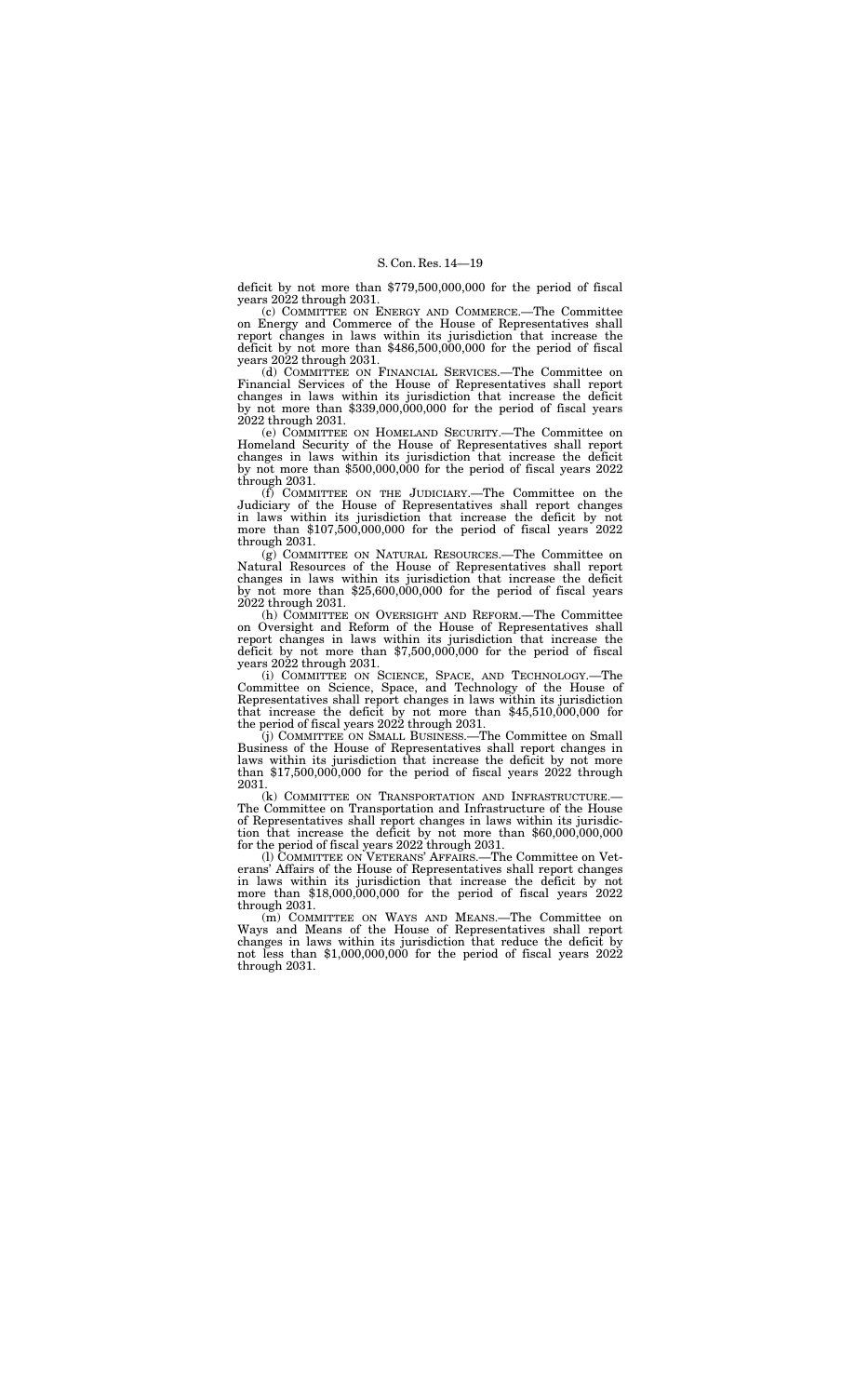deficit by not more than $779,500,000,000 for the period of fiscal years 2022 through 2031.

(c) COMMITTEE ON ENERGY AND COMMERCE.—The Committee on Energy and Commerce of the House of Representatives shall report changes in laws within its jurisdiction that increase the deficit by not more than $486,500,000,000 for the period of fiscal years 2022 through 2031.

(d) COMMITTEE ON FINANCIAL SERVICES.—The Committee on Financial Services of the House of Representatives shall report changes in laws within its jurisdiction that increase the deficit by not more than $339,000,000,000 for the period of fiscal years 2022 through 2031.

(e) COMMITTEE ON HOMELAND SECURITY.—The Committee on Homeland Security of the House of Representatives shall report changes in laws within its jurisdiction that increase the deficit by not more than $500,000,000 for the period of fiscal years 2022 through 2031.

(f) COMMITTEE ON THE JUDICIARY.—The Committee on the Judiciary of the House of Representatives shall report changes in laws within its jurisdiction that increase the deficit by not more than $107,500,000,000 for the period of fiscal years 2022 through 2031.

(g) COMMITTEE ON NATURAL RESOURCES.—The Committee on Natural Resources of the House of Representatives shall report changes in laws within its jurisdiction that increase the deficit by not more than $25,600,000,000 for the period of fiscal years 2022 through 2031.

(h) COMMITTEE ON OVERSIGHT AND REFORM.—The Committee on Oversight and Reform of the House of Representatives shall report changes in laws within its jurisdiction that increase the deficit by not more than $7,500,000,000 for the period of fiscal years 2022 through 2031.

(i) COMMITTEE ON SCIENCE, SPACE, AND TECHNOLOGY.—The Committee on Science, Space, and Technology of the House of Representatives shall report changes in laws within its jurisdiction that increase the deficit by not more than $45,510,000,000 for the period of fiscal years 2022 through 2031.

(j) COMMITTEE ON SMALL BUSINESS.—The Committee on Small Business of the House of Representatives shall report changes in laws within its jurisdiction that increase the deficit by not more than $17,500,000,000 for the period of fiscal years 2022 through 2031.

(k) COMMITTEE ON TRANSPORTATION AND INFRASTRUCTURE.—The Committee on Transportation and Infrastructure of the House of Representatives shall report changes in laws within its jurisdiction that increase the deficit by not more than $60,000,000,000 for the period of fiscal years 2022 through 2031.

(l) COMMITTEE ON VETERANS' AFFAIRS.—The Committee on Veterans' Affairs of the House of Representatives shall report changes in laws within its jurisdiction that increase the deficit by not more than $18,000,000,000 for the period of fiscal years 2022 through 2031.

(m) COMMITTEE ON WAYS AND MEANS.—The Committee on Ways and Means of the House of Representatives shall report changes in laws within its jurisdiction that reduce the deficit by not less than $1,000,000,000 for the period of fiscal years 2022 through 2031.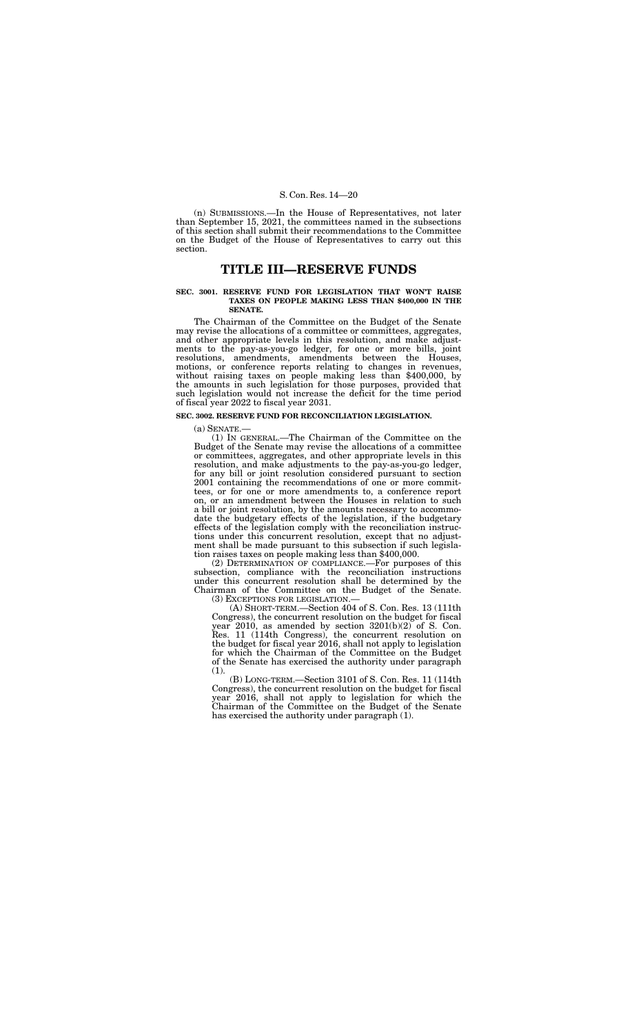(n) SUBMISSIONS.—In the House of Representatives, not later than September 15, 2021, the committees named in the subsections of this section shall submit their recommendations to the Committee on the Budget of the House of Representatives to carry out this section.

# TITLE III—RESERVE FUNDS

### SEC. 3001. RESERVE FUND FOR LEGISLATION THAT WON'T RAISE TAXES ON PEOPLE MAKING LESS THAN $400,000 IN THE SENATE.

The Chairman of the Committee on the Budget of the Senate may revise the allocations of a committee or committees, aggregates, and other appropriate levels in this resolution, and make adjustments to the pay-as-you-go ledger, for one or more bills, joint resolutions, amendments, amendments between the Houses, motions, or conference reports relating to changes in revenues, without raising taxes on people making less than $400,000, by the amounts in such legislation for those purposes, provided that such legislation would not increase the deficit for the time period of fiscal year 2022 to fiscal year 2031.

### SEC. 3002. RESERVE FUND FOR RECONCILIATION LEGISLATION.

(a) SENATE.—

(1) IN GENERAL.—The Chairman of the Committee on the Budget of the Senate may revise the allocations of a committee or committees, aggregates, and other appropriate levels in this resolution, and make adjustments to the pay-as-you-go ledger, for any bill or joint resolution considered pursuant to section 2001 containing the recommendations of one or more committees, or for one or more amendments to, a conference report on, or an amendment between the Houses in relation to such a bill or joint resolution, by the amounts necessary to accommodate the budgetary effects of the legislation, if the budgetary effects of the legislation comply with the reconciliation instructions under this concurrent resolution, except that no adjustment shall be made pursuant to this subsection if such legislation raises taxes on people making less than $400,000.

(2) DETERMINATION OF COMPLIANCE.—For purposes of this subsection, compliance with the reconciliation instructions under this concurrent resolution shall be determined by the Chairman of the Committee on the Budget of the Senate.

(3) EXCEPTIONS FOR LEGISLATION.—

(A) SHORT-TERM.—Section 404 of S. Con. Res. 13 (111th Congress), the concurrent resolution on the budget for fiscal year 2010, as amended by section 3201(b)(2) of S. Con. Res. 11 (114th Congress), the concurrent resolution on the budget for fiscal year 2016, shall not apply to legislation for which the Chairman of the Committee on the Budget of the Senate has exercised the authority under paragraph (1).

(B) LONG-TERM.—Section 3101 of S. Con. Res. 11 (114th Congress), the concurrent resolution on the budget for fiscal year 2016, shall not apply to legislation for which the Chairman of the Committee on the Budget of the Senate has exercised the authority under paragraph (1).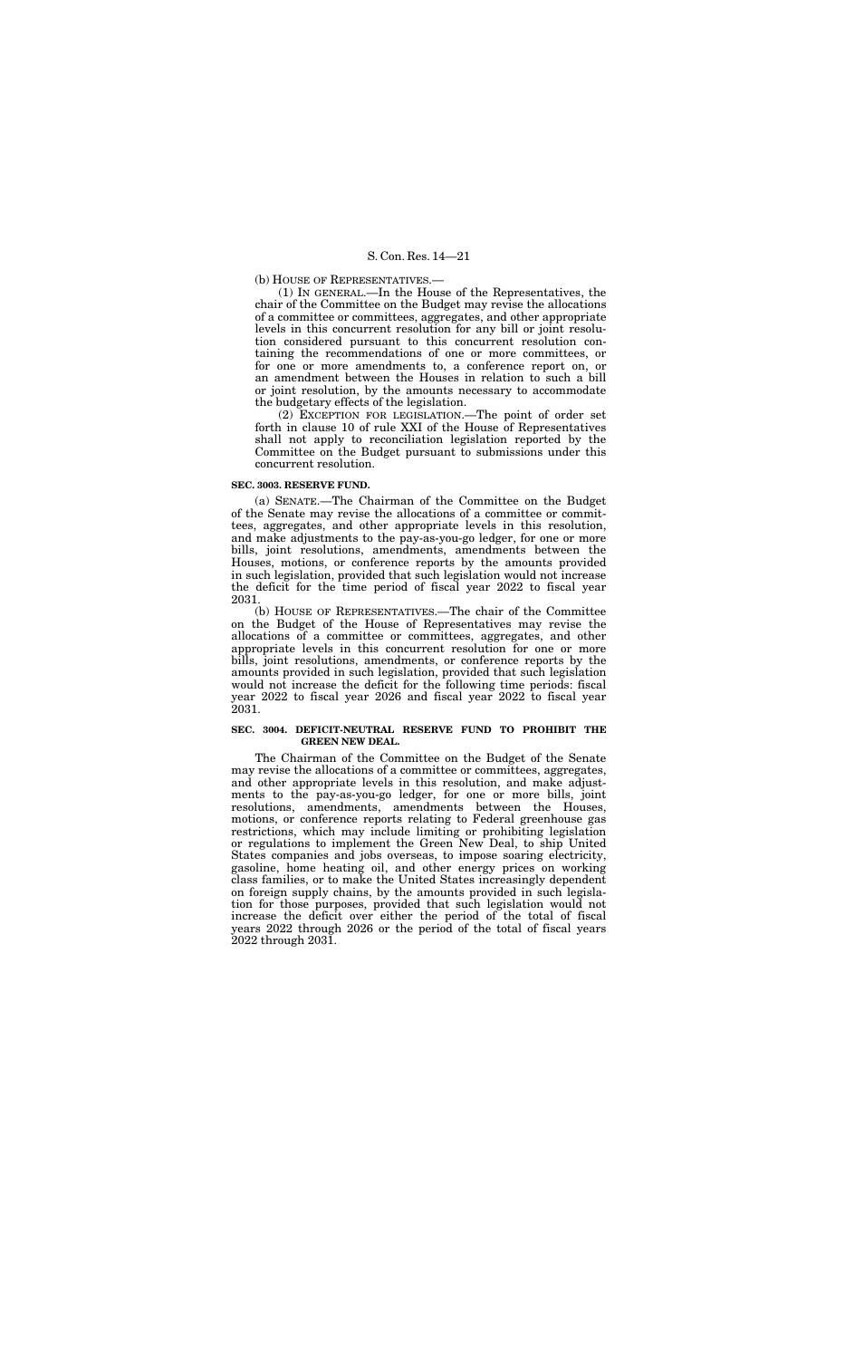(b) HOUSE OF REPRESENTATIVES.—

(1) IN GENERAL.—In the House of the Representatives, the chair of the Committee on the Budget may revise the allocations of a committee or committees, aggregates, and other appropriate levels in this concurrent resolution for any bill or joint resolution considered pursuant to this concurrent resolution containing the recommendations of one or more committees, or for one or more amendments to, a conference report on, or an amendment between the Houses in relation to such a bill or joint resolution, by the amounts necessary to accommodate the budgetary effects of the legislation.

(2) EXCEPTION FOR LEGISLATION.—The point of order set forth in clause 10 of rule XXI of the House of Representatives shall not apply to reconciliation legislation reported by the Committee on the Budget pursuant to submissions under this concurrent resolution.

**SEC. 3003. RESERVE FUND.**

(a) SENATE.—The Chairman of the Committee on the Budget of the Senate may revise the allocations of a committee or committees, aggregates, and other appropriate levels in this resolution, and make adjustments to the pay-as-you-go ledger, for one or more bills, joint resolutions, amendments, amendments between the Houses, motions, or conference reports by the amounts provided in such legislation, provided that such legislation would not increase the deficit for the time period of fiscal year 2022 to fiscal year 2031.

(b) HOUSE OF REPRESENTATIVES.—The chair of the Committee on the Budget of the House of Representatives may revise the allocations of a committee or committees, aggregates, and other appropriate levels in this concurrent resolution for one or more bills, joint resolutions, amendments, or conference reports by the amounts provided in such legislation, provided that such legislation would not increase the deficit for the following time periods: fiscal year 2022 to fiscal year 2026 and fiscal year 2022 to fiscal year 2031.

**SEC. 3004. DEFICIT-NEUTRAL RESERVE FUND TO PROHIBIT THE GREEN NEW DEAL.**

The Chairman of the Committee on the Budget of the Senate may revise the allocations of a committee or committees, aggregates, and other appropriate levels in this resolution, and make adjustments to the pay-as-you-go ledger, for one or more bills, joint resolutions, amendments, amendments between the Houses, motions, or conference reports relating to Federal greenhouse gas restrictions, which may include limiting or prohibiting legislation or regulations to implement the Green New Deal, to ship United States companies and jobs overseas, to impose soaring electricity, gasoline, home heating oil, and other energy prices on working class families, or to make the United States increasingly dependent on foreign supply chains, by the amounts provided in such legislation for those purposes, provided that such legislation would not increase the deficit over either the period of the total of fiscal years 2022 through 2026 or the period of the total of fiscal years 2022 through 2031.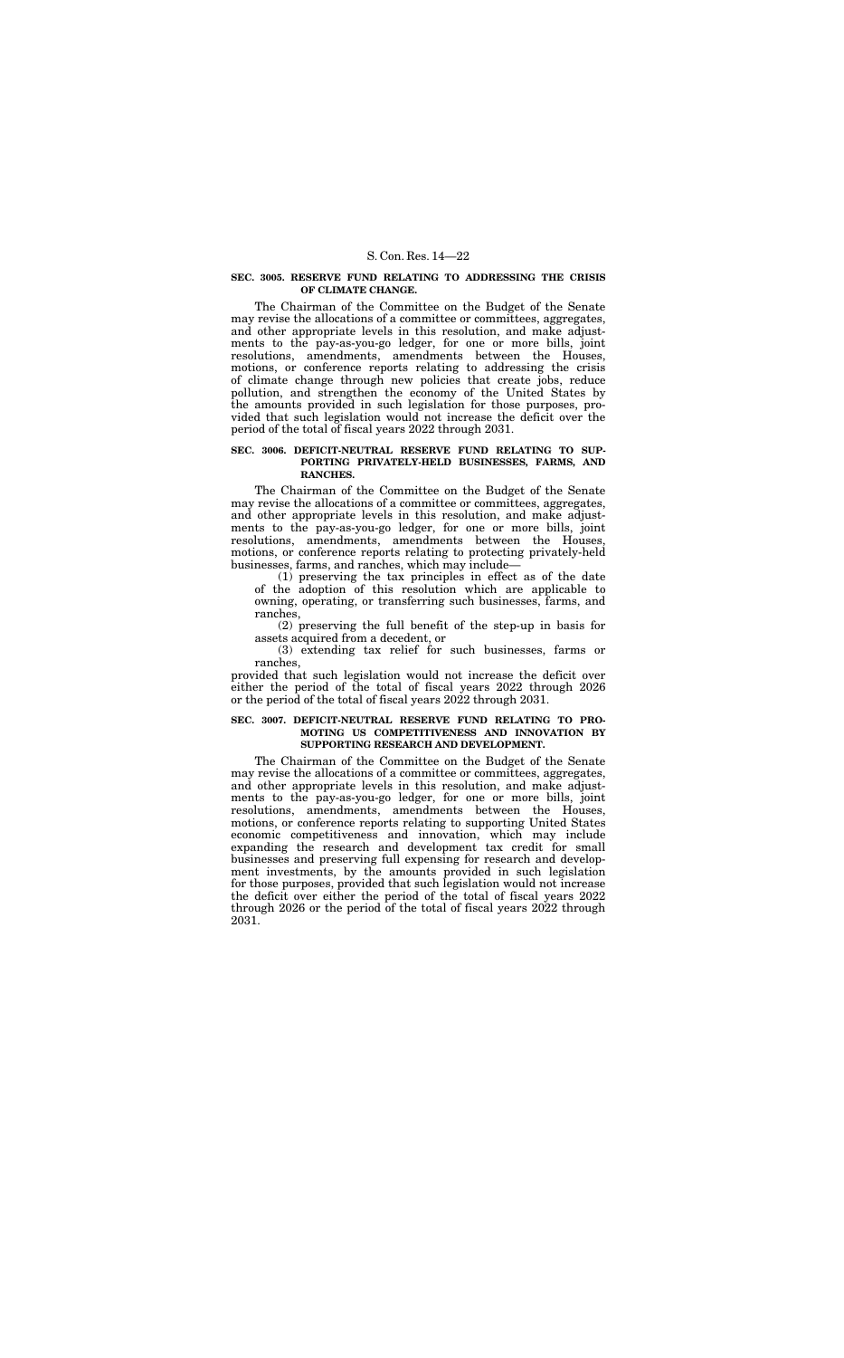**SEC. 3005. RESERVE FUND RELATING TO ADDRESSING THE CRISIS OF CLIMATE CHANGE.**

The Chairman of the Committee on the Budget of the Senate may revise the allocations of a committee or committees, aggregates, and other appropriate levels in this resolution, and make adjustments to the pay-as-you-go ledger, for one or more bills, joint resolutions, amendments, amendments between the Houses, motions, or conference reports relating to addressing the crisis of climate change through new policies that create jobs, reduce pollution, and strengthen the economy of the United States by the amounts provided in such legislation for those purposes, provided that such legislation would not increase the deficit over the period of the total of fiscal years 2022 through 2031.

**SEC. 3006. DEFICIT-NEUTRAL RESERVE FUND RELATING TO SUPPORTING PRIVATELY-HELD BUSINESSES, FARMS, AND RANCHES.**

The Chairman of the Committee on the Budget of the Senate may revise the allocations of a committee or committees, aggregates, and other appropriate levels in this resolution, and make adjustments to the pay-as-you-go ledger, for one or more bills, joint resolutions, amendments, amendments between the Houses, motions, or conference reports relating to protecting privately-held businesses, farms, and ranches, which may include—

(1) preserving the tax principles in effect as of the date of the adoption of this resolution which are applicable to owning, operating, or transferring such businesses, farms, and ranches,

(2) preserving the full benefit of the step-up in basis for assets acquired from a decedent, or

(3) extending tax relief for such businesses, farms or ranches,

provided that such legislation would not increase the deficit over either the period of the total of fiscal years 2022 through 2026 or the period of the total of fiscal years 2022 through 2031.

**SEC. 3007. DEFICIT-NEUTRAL RESERVE FUND RELATING TO PROMOTING US COMPETITIVENESS AND INNOVATION BY SUPPORTING RESEARCH AND DEVELOPMENT.**

The Chairman of the Committee on the Budget of the Senate may revise the allocations of a committee or committees, aggregates, and other appropriate levels in this resolution, and make adjustments to the pay-as-you-go ledger, for one or more bills, joint resolutions, amendments, amendments between the Houses, motions, or conference reports relating to supporting United States economic competitiveness and innovation, which may include expanding the research and development tax credit for small businesses and preserving full expensing for research and development investments, by the amounts provided in such legislation for those purposes, provided that such legislation would not increase the deficit over either the period of the total of fiscal years 2022 through 2026 or the period of the total of fiscal years 2022 through 2031.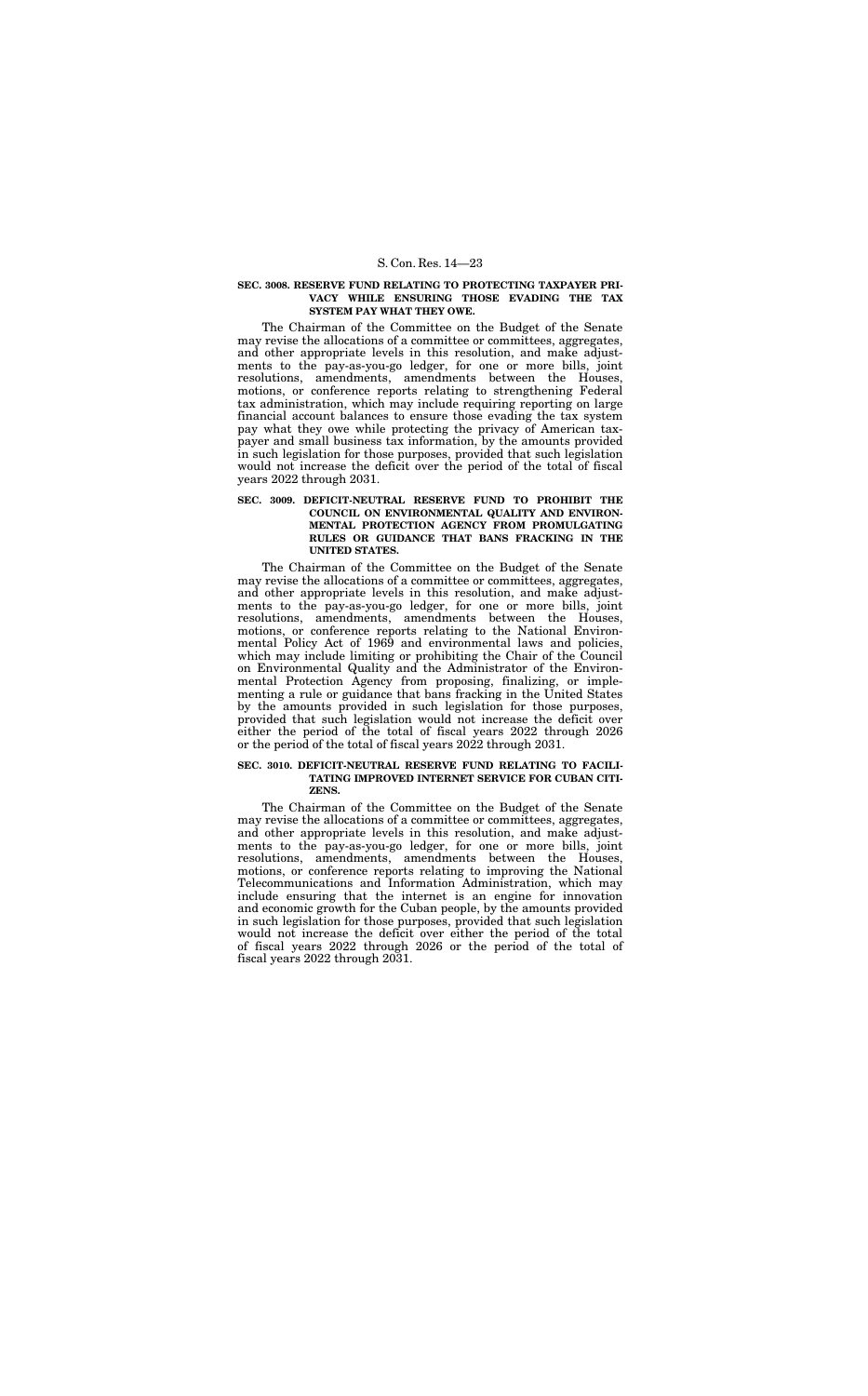**SEC. 3008. RESERVE FUND RELATING TO PROTECTING TAXPAYER PRIVACY WHILE ENSURING THOSE EVADING THE TAX SYSTEM PAY WHAT THEY OWE.**

The Chairman of the Committee on the Budget of the Senate may revise the allocations of a committee or committees, aggregates, and other appropriate levels in this resolution, and make adjustments to the pay-as-you-go ledger, for one or more bills, joint resolutions, amendments, amendments between the Houses, motions, or conference reports relating to strengthening Federal tax administration, which may include requiring reporting on large financial account balances to ensure those evading the tax system pay what they owe while protecting the privacy of American taxpayer and small business tax information, by the amounts provided in such legislation for those purposes, provided that such legislation would not increase the deficit over the period of the total of fiscal years 2022 through 2031.

**SEC. 3009. DEFICIT-NEUTRAL RESERVE FUND TO PROHIBIT THE COUNCIL ON ENVIRONMENTAL QUALITY AND ENVIRONMENTAL PROTECTION AGENCY FROM PROMULGATING RULES OR GUIDANCE THAT BANS FRACKING IN THE UNITED STATES.**

The Chairman of the Committee on the Budget of the Senate may revise the allocations of a committee or committees, aggregates, and other appropriate levels in this resolution, and make adjustments to the pay-as-you-go ledger, for one or more bills, joint resolutions, amendments, amendments between the Houses, motions, or conference reports relating to the National Environmental Policy Act of 1969 and environmental laws and policies, which may include limiting or prohibiting the Chair of the Council on Environmental Quality and the Administrator of the Environmental Protection Agency from proposing, finalizing, or implementing a rule or guidance that bans fracking in the United States by the amounts provided in such legislation for those purposes, provided that such legislation would not increase the deficit over either the period of the total of fiscal years 2022 through 2026 or the period of the total of fiscal years 2022 through 2031.

**SEC. 3010. DEFICIT-NEUTRAL RESERVE FUND RELATING TO FACILITATING IMPROVED INTERNET SERVICE FOR CUBAN CITIZENS.**

The Chairman of the Committee on the Budget of the Senate may revise the allocations of a committee or committees, aggregates, and other appropriate levels in this resolution, and make adjustments to the pay-as-you-go ledger, for one or more bills, joint resolutions, amendments, amendments between the Houses, motions, or conference reports relating to improving the National Telecommunications and Information Administration, which may include ensuring that the internet is an engine for innovation and economic growth for the Cuban people, by the amounts provided in such legislation for those purposes, provided that such legislation would not increase the deficit over either the period of the total of fiscal years 2022 through 2026 or the period of the total of fiscal years 2022 through 2031.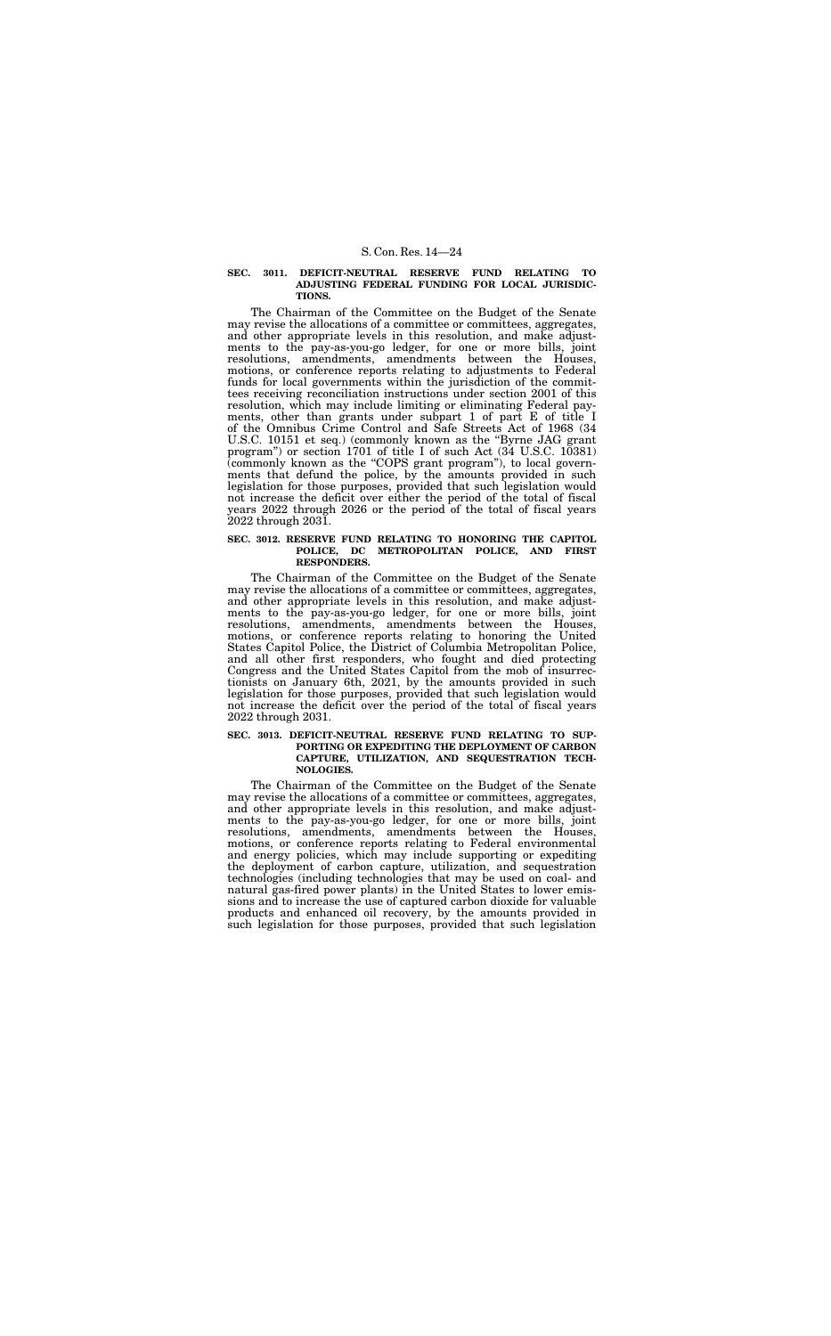### SEC. 3011. DEFICIT-NEUTRAL RESERVE FUND RELATING TO ADJUSTING FEDERAL FUNDING FOR LOCAL JURISDICTIONS.

The Chairman of the Committee on the Budget of the Senate may revise the allocations of a committee or committees, aggregates, and other appropriate levels in this resolution, and make adjustments to the pay-as-you-go ledger, for one or more bills, joint resolutions, amendments, amendments between the Houses, motions, or conference reports relating to adjustments to Federal funds for local governments within the jurisdiction of the committees receiving reconciliation instructions under section 2001 of this resolution, which may include limiting or eliminating Federal payments, other than grants under subpart 1 of part E of title I of the Omnibus Crime Control and Safe Streets Act of 1968 (34 U.S.C. 10151 et seq.) (commonly known as the "Byrne JAG grant program") or section 1701 of title I of such Act (34 U.S.C. 10381) (commonly known as the "COPS grant program"), to local governments that defund the police, by the amounts provided in such legislation for those purposes, provided that such legislation would not increase the deficit over either the period of the total of fiscal years 2022 through 2026 or the period of the total of fiscal years 2022 through 2031.

### SEC. 3012. RESERVE FUND RELATING TO HONORING THE CAPITOL POLICE, DC METROPOLITAN POLICE, AND FIRST RESPONDERS.

The Chairman of the Committee on the Budget of the Senate may revise the allocations of a committee or committees, aggregates, and other appropriate levels in this resolution, and make adjustments to the pay-as-you-go ledger, for one or more bills, joint resolutions, amendments, amendments between the Houses, motions, or conference reports relating to honoring the United States Capitol Police, the District of Columbia Metropolitan Police, and all other first responders, who fought and died protecting Congress and the United States Capitol from the mob of insurrectionists on January 6th, 2021, by the amounts provided in such legislation for those purposes, provided that such legislation would not increase the deficit over the period of the total of fiscal years 2022 through 2031.

### SEC. 3013. DEFICIT-NEUTRAL RESERVE FUND RELATING TO SUPPORTING OR EXPEDITING THE DEPLOYMENT OF CARBON CAPTURE, UTILIZATION, AND SEQUESTRATION TECHNOLOGIES.

The Chairman of the Committee on the Budget of the Senate may revise the allocations of a committee or committees, aggregates, and other appropriate levels in this resolution, and make adjustments to the pay-as-you-go ledger, for one or more bills, joint resolutions, amendments, amendments between the Houses, motions, or conference reports relating to Federal environmental and energy policies, which may include supporting or expediting the deployment of carbon capture, utilization, and sequestration technologies (including technologies that may be used on coal- and natural gas-fired power plants) in the United States to lower emissions and to increase the use of captured carbon dioxide for valuable products and enhanced oil recovery, by the amounts provided in such legislation for those purposes, provided that such legislation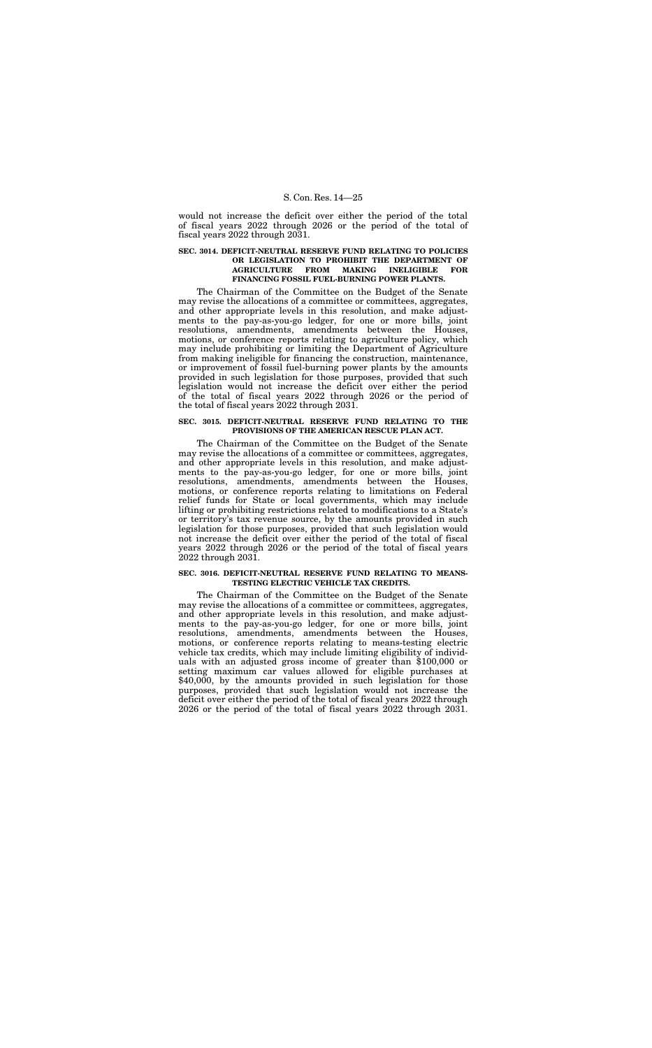would not increase the deficit over either the period of the total of fiscal years 2022 through 2026 or the period of the total of fiscal years 2022 through 2031.

### SEC. 3014. DEFICIT-NEUTRAL RESERVE FUND RELATING TO POLICIES OR LEGISLATION TO PROHIBIT THE DEPARTMENT OF AGRICULTURE FROM MAKING INELIGIBLE FOR FINANCING FOSSIL FUEL-BURNING POWER PLANTS.

The Chairman of the Committee on the Budget of the Senate may revise the allocations of a committee or committees, aggregates, and other appropriate levels in this resolution, and make adjustments to the pay-as-you-go ledger, for one or more bills, joint resolutions, amendments, amendments between the Houses, motions, or conference reports relating to agriculture policy, which may include prohibiting or limiting the Department of Agriculture from making ineligible for financing the construction, maintenance, or improvement of fossil fuel-burning power plants by the amounts provided in such legislation for those purposes, provided that such legislation would not increase the deficit over either the period of the total of fiscal years 2022 through 2026 or the period of the total of fiscal years 2022 through 2031.

### SEC. 3015. DEFICIT-NEUTRAL RESERVE FUND RELATING TO THE PROVISIONS OF THE AMERICAN RESCUE PLAN ACT.

The Chairman of the Committee on the Budget of the Senate may revise the allocations of a committee or committees, aggregates, and other appropriate levels in this resolution, and make adjustments to the pay-as-you-go ledger, for one or more bills, joint resolutions, amendments, amendments between the Houses, motions, or conference reports relating to limitations on Federal relief funds for State or local governments, which may include lifting or prohibiting restrictions related to modifications to a State's or territory's tax revenue source, by the amounts provided in such legislation for those purposes, provided that such legislation would not increase the deficit over either the period of the total of fiscal years 2022 through 2026 or the period of the total of fiscal years 2022 through 2031.

### SEC. 3016. DEFICIT-NEUTRAL RESERVE FUND RELATING TO MEANS-TESTING ELECTRIC VEHICLE TAX CREDITS.

The Chairman of the Committee on the Budget of the Senate may revise the allocations of a committee or committees, aggregates, and other appropriate levels in this resolution, and make adjustments to the pay-as-you-go ledger, for one or more bills, joint resolutions, amendments, amendments between the Houses, motions, or conference reports relating to means-testing electric vehicle tax credits, which may include limiting eligibility of individuals with an adjusted gross income of greater than $100,000 or setting maximum car values allowed for eligible purchases at $40,000, by the amounts provided in such legislation for those purposes, provided that such legislation would not increase the deficit over either the period of the total of fiscal years 2022 through 2026 or the period of the total of fiscal years 2022 through 2031.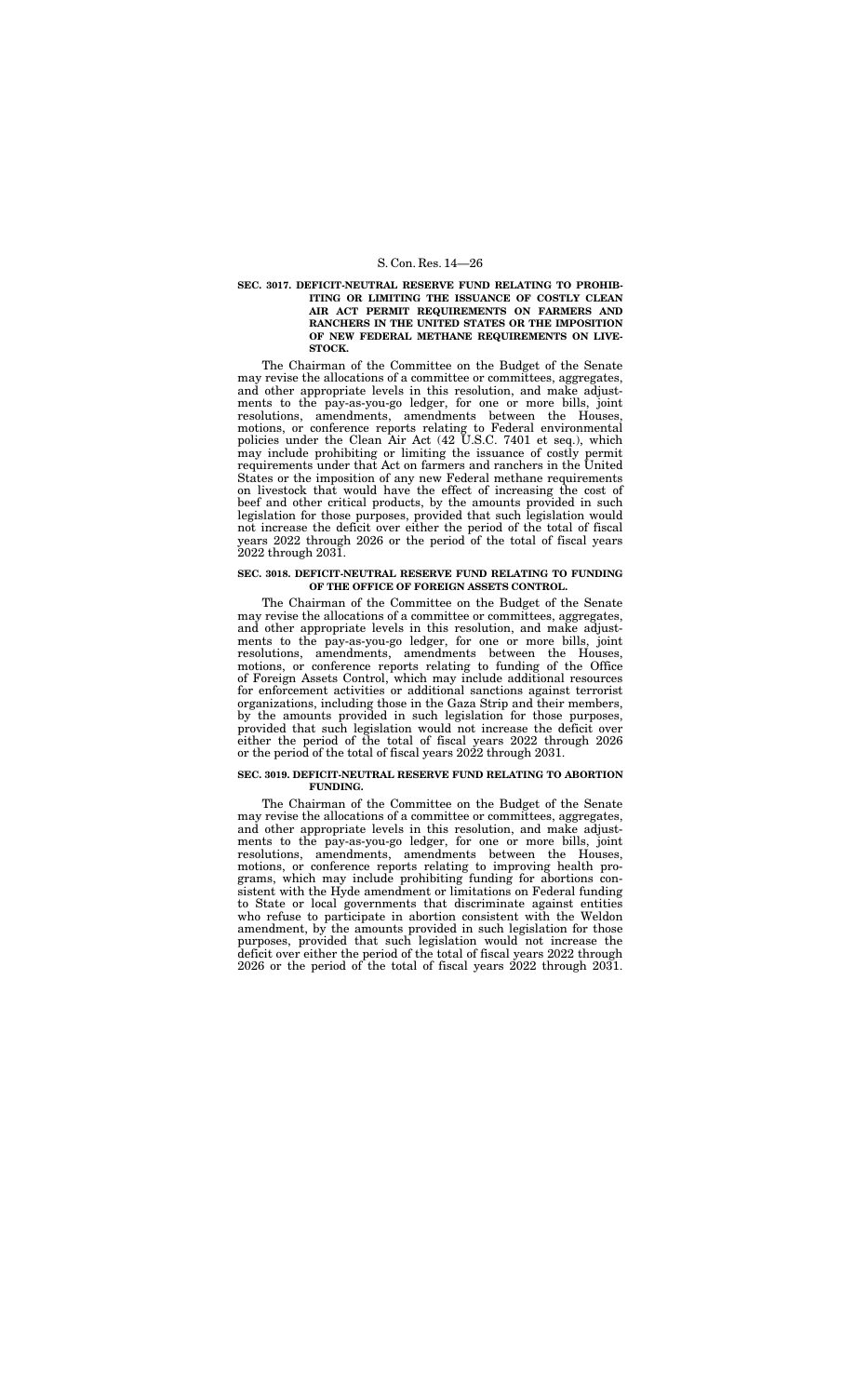### SEC. 3017. DEFICIT-NEUTRAL RESERVE FUND RELATING TO PROHIBITING OR LIMITING THE ISSUANCE OF COSTLY CLEAN AIR ACT PERMIT REQUIREMENTS ON FARMERS AND RANCHERS IN THE UNITED STATES OR THE IMPOSITION OF NEW FEDERAL METHANE REQUIREMENTS ON LIVESTOCK.

The Chairman of the Committee on the Budget of the Senate may revise the allocations of a committee or committees, aggregates, and other appropriate levels in this resolution, and make adjustments to the pay-as-you-go ledger, for one or more bills, joint resolutions, amendments, amendments between the Houses, motions, or conference reports relating to Federal environmental policies under the Clean Air Act (42 U.S.C. 7401 et seq.), which may include prohibiting or limiting the issuance of costly permit requirements under that Act on farmers and ranchers in the United States or the imposition of any new Federal methane requirements on livestock that would have the effect of increasing the cost of beef and other critical products, by the amounts provided in such legislation for those purposes, provided that such legislation would not increase the deficit over either the period of the total of fiscal years 2022 through 2026 or the period of the total of fiscal years 2022 through 2031.

### SEC. 3018. DEFICIT-NEUTRAL RESERVE FUND RELATING TO FUNDING OF THE OFFICE OF FOREIGN ASSETS CONTROL.

The Chairman of the Committee on the Budget of the Senate may revise the allocations of a committee or committees, aggregates, and other appropriate levels in this resolution, and make adjustments to the pay-as-you-go ledger, for one or more bills, joint resolutions, amendments, amendments between the Houses, motions, or conference reports relating to funding of the Office of Foreign Assets Control, which may include additional resources for enforcement activities or additional sanctions against terrorist organizations, including those in the Gaza Strip and their members, by the amounts provided in such legislation for those purposes, provided that such legislation would not increase the deficit over either the period of the total of fiscal years 2022 through 2026 or the period of the total of fiscal years 2022 through 2031.

### SEC. 3019. DEFICIT-NEUTRAL RESERVE FUND RELATING TO ABORTION FUNDING.

The Chairman of the Committee on the Budget of the Senate may revise the allocations of a committee or committees, aggregates, and other appropriate levels in this resolution, and make adjustments to the pay-as-you-go ledger, for one or more bills, joint resolutions, amendments, amendments between the Houses, motions, or conference reports relating to improving health programs, which may include prohibiting funding for abortions consistent with the Hyde amendment or limitations on Federal funding to State or local governments that discriminate against entities who refuse to participate in abortion consistent with the Weldon amendment, by the amounts provided in such legislation for those purposes, provided that such legislation would not increase the deficit over either the period of the total of fiscal years 2022 through 2026 or the period of the total of fiscal years 2022 through 2031.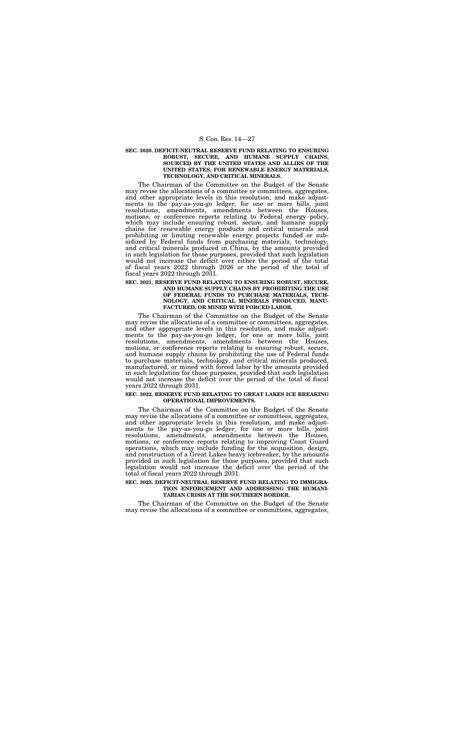**SEC. 3020. DEFICIT-NEUTRAL RESERVE FUND RELATING TO ENSURING ROBUST, SECURE, AND HUMANE SUPPLY CHAINS, SOURCED BY THE UNITED STATES AND ALLIES OF THE UNITED STATES, FOR RENEWABLE ENERGY MATERIALS, TECHNOLOGY, AND CRITICAL MINERALS.**

The Chairman of the Committee on the Budget of the Senate may revise the allocations of a committee or committees, aggregates, and other appropriate levels in this resolution, and make adjustments to the pay-as-you-go ledger, for one or more bills, joint resolutions, amendments, amendments between the Houses, motions, or conference reports relating to Federal energy policy, which may include ensuring robust, secure, and humane supply chains for renewable energy products and critical minerals and prohibiting or limiting renewable energy projects funded or subsidized by Federal funds from purchasing materials, technology, and critical minerals produced in China, by the amounts provided in such legislation for those purposes, provided that such legislation would not increase the deficit over either the period of the total of fiscal years 2022 through 2026 or the period of the total of fiscal years 2022 through 2031.

**SEC. 3021. RESERVE FUND RELATING TO ENSURING ROBUST, SECURE, AND HUMANE SUPPLY CHAINS BY PROHIBITING THE USE OF FEDERAL FUNDS TO PURCHASE MATERIALS, TECHNOLOGY, AND CRITICAL MINERALS PRODUCED, MANUFACTURED, OR MINED WITH FORCED LABOR.**

The Chairman of the Committee on the Budget of the Senate may revise the allocations of a committee or committees, aggregates, and other appropriate levels in this resolution, and make adjustments to the pay-as-you-go ledger, for one or more bills, joint resolutions, amendments, amendments between the Houses, motions, or conference reports relating to ensuring robust, secure, and humane supply chains by prohibiting the use of Federal funds to purchase materials, technology, and critical minerals produced, manufactured, or mined with forced labor by the amounts provided in such legislation for those purposes, provided that such legislation would not increase the deficit over the period of the total of fiscal years 2022 through 2031.

**SEC. 3022. RESERVE FUND RELATING TO GREAT LAKES ICE BREAKING OPERATIONAL IMPROVEMENTS.**

The Chairman of the Committee on the Budget of the Senate may revise the allocations of a committee or committees, aggregates, and other appropriate levels in this resolution, and make adjustments to the pay-as-you-go ledger, for one or more bills, joint resolutions, amendments, amendments between the Houses, motions, or conference reports relating to improving Coast Guard operations, which may include funding for the acquisition, design, and construction of a Great Lakes heavy icebreaker, by the amounts provided in such legislation for those purposes, provided that such legislation would not increase the deficit over the period of the total of fiscal years 2022 through 2031.

**SEC. 3023. DEFICIT-NEUTRAL RESERVE FUND RELATING TO IMMIGRATION ENFORCEMENT AND ADDRESSING THE HUMANITARIAN CRISIS AT THE SOUTHERN BORDER.**

The Chairman of the Committee on the Budget of the Senate may revise the allocations of a committee or committees, aggregates,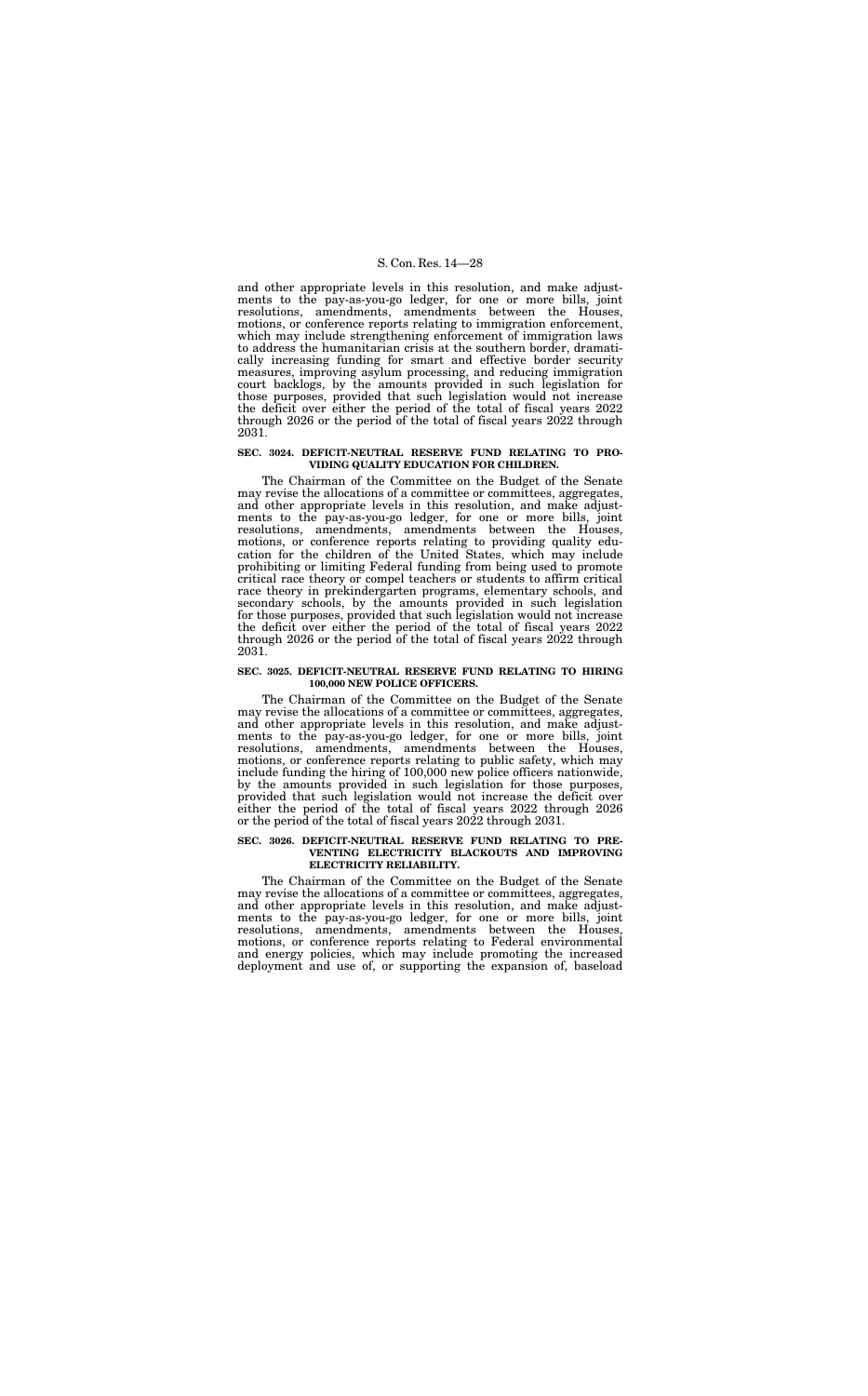and other appropriate levels in this resolution, and make adjustments to the pay-as-you-go ledger, for one or more bills, joint resolutions, amendments, amendments between the Houses, motions, or conference reports relating to immigration enforcement, which may include strengthening enforcement of immigration laws to address the humanitarian crisis at the southern border, dramatically increasing funding for smart and effective border security measures, improving asylum processing, and reducing immigration court backlogs, by the amounts provided in such legislation for those purposes, provided that such legislation would not increase the deficit over either the period of the total of fiscal years 2022 through 2026 or the period of the total of fiscal years 2022 through 2031.

#### SEC. 3024. DEFICIT-NEUTRAL RESERVE FUND RELATING TO PROVIDING QUALITY EDUCATION FOR CHILDREN.

The Chairman of the Committee on the Budget of the Senate may revise the allocations of a committee or committees, aggregates, and other appropriate levels in this resolution, and make adjustments to the pay-as-you-go ledger, for one or more bills, joint resolutions, amendments, amendments between the Houses, motions, or conference reports relating to providing quality education for the children of the United States, which may include prohibiting or limiting Federal funding from being used to promote critical race theory or compel teachers or students to affirm critical race theory in prekindergarten programs, elementary schools, and secondary schools, by the amounts provided in such legislation for those purposes, provided that such legislation would not increase the deficit over either the period of the total of fiscal years 2022 through 2026 or the period of the total of fiscal years 2022 through 2031.

#### SEC. 3025. DEFICIT-NEUTRAL RESERVE FUND RELATING TO HIRING 100,000 NEW POLICE OFFICERS.

The Chairman of the Committee on the Budget of the Senate may revise the allocations of a committee or committees, aggregates, and other appropriate levels in this resolution, and make adjustments to the pay-as-you-go ledger, for one or more bills, joint resolutions, amendments, amendments between the Houses, motions, or conference reports relating to public safety, which may include funding the hiring of 100,000 new police officers nationwide, by the amounts provided in such legislation for those purposes, provided that such legislation would not increase the deficit over either the period of the total of fiscal years 2022 through 2026 or the period of the total of fiscal years 2022 through 2031.

#### SEC. 3026. DEFICIT-NEUTRAL RESERVE FUND RELATING TO PREVENTING ELECTRICITY BLACKOUTS AND IMPROVING ELECTRICITY RELIABILITY.

The Chairman of the Committee on the Budget of the Senate may revise the allocations of a committee or committees, aggregates, and other appropriate levels in this resolution, and make adjustments to the pay-as-you-go ledger, for one or more bills, joint resolutions, amendments, amendments between the Houses, motions, or conference reports relating to Federal environmental and energy policies, which may include promoting the increased deployment and use of, or supporting the expansion of, baseload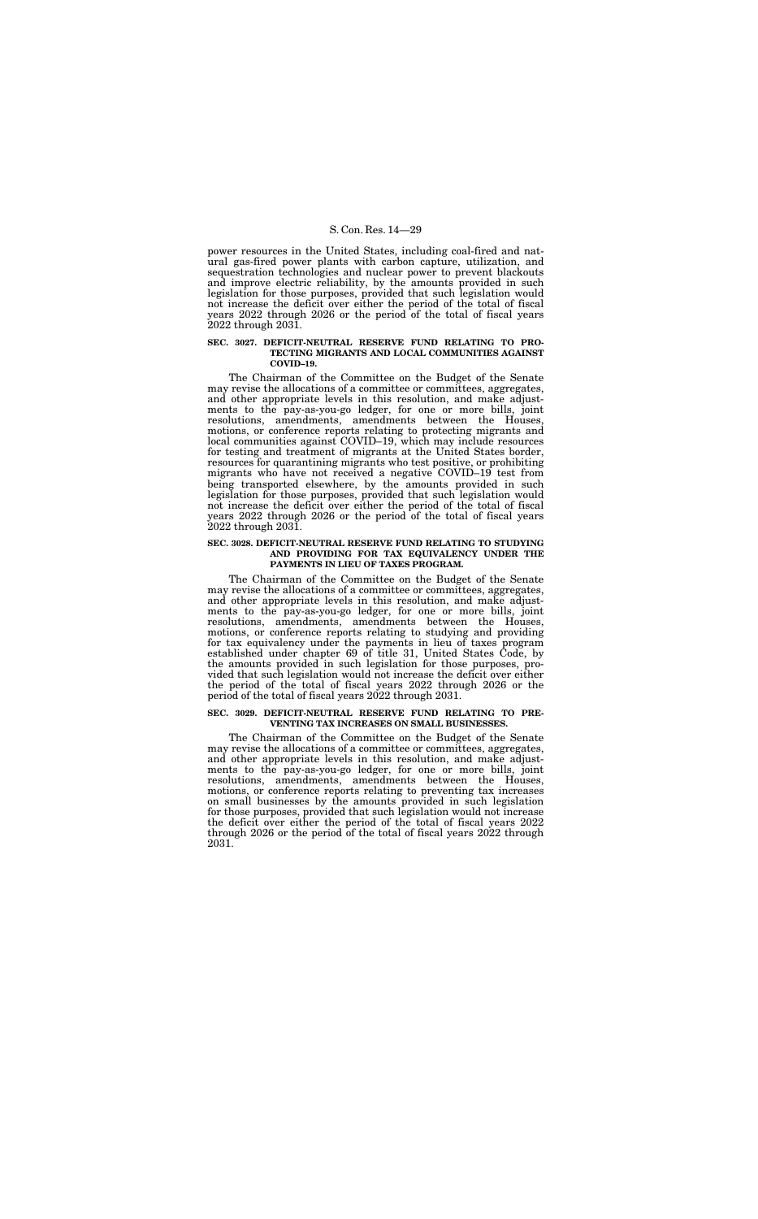power resources in the United States, including coal-fired and natural gas-fired power plants with carbon capture, utilization, and sequestration technologies and nuclear power to prevent blackouts and improve electric reliability, by the amounts provided in such legislation for those purposes, provided that such legislation would not increase the deficit over either the period of the total of fiscal years 2022 through 2026 or the period of the total of fiscal years 2022 through 2031.

### SEC. 3027. DEFICIT-NEUTRAL RESERVE FUND RELATING TO PROTECTING MIGRANTS AND LOCAL COMMUNITIES AGAINST COVID–19.

The Chairman of the Committee on the Budget of the Senate may revise the allocations of a committee or committees, aggregates, and other appropriate levels in this resolution, and make adjustments to the pay-as-you-go ledger, for one or more bills, joint resolutions, amendments, amendments between the Houses, motions, or conference reports relating to protecting migrants and local communities against COVID–19, which may include resources for testing and treatment of migrants at the United States border, resources for quarantining migrants who test positive, or prohibiting migrants who have not received a negative COVID–19 test from being transported elsewhere, by the amounts provided in such legislation for those purposes, provided that such legislation would not increase the deficit over either the period of the total of fiscal years 2022 through 2026 or the period of the total of fiscal years 2022 through 2031.

### SEC. 3028. DEFICIT-NEUTRAL RESERVE FUND RELATING TO STUDYING AND PROVIDING FOR TAX EQUIVALENCY UNDER THE PAYMENTS IN LIEU OF TAXES PROGRAM.

The Chairman of the Committee on the Budget of the Senate may revise the allocations of a committee or committees, aggregates, and other appropriate levels in this resolution, and make adjustments to the pay-as-you-go ledger, for one or more bills, joint resolutions, amendments, amendments between the Houses, motions, or conference reports relating to studying and providing for tax equivalency under the payments in lieu of taxes program established under chapter 69 of title 31, United States Code, by the amounts provided in such legislation for those purposes, provided that such legislation would not increase the deficit over either the period of the total of fiscal years 2022 through 2026 or the period of the total of fiscal years 2022 through 2031.

### SEC. 3029. DEFICIT-NEUTRAL RESERVE FUND RELATING TO PREVENTING TAX INCREASES ON SMALL BUSINESSES.

The Chairman of the Committee on the Budget of the Senate may revise the allocations of a committee or committees, aggregates, and other appropriate levels in this resolution, and make adjustments to the pay-as-you-go ledger, for one or more bills, joint resolutions, amendments, amendments between the Houses, motions, or conference reports relating to preventing tax increases on small businesses by the amounts provided in such legislation for those purposes, provided that such legislation would not increase the deficit over either the period of the total of fiscal years 2022 through 2026 or the period of the total of fiscal years 2022 through 2031.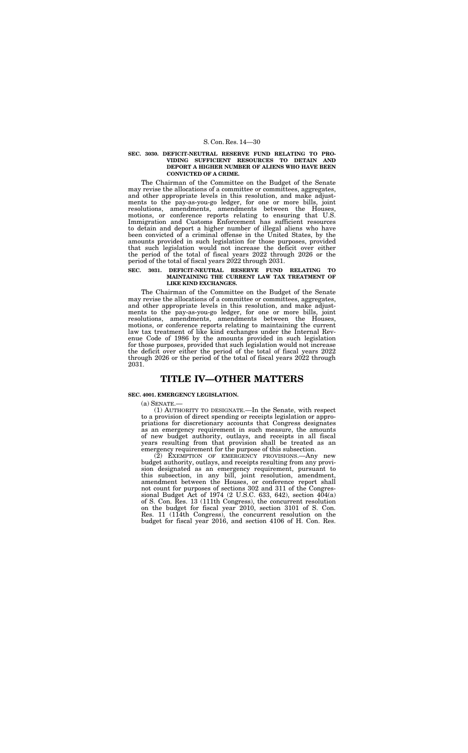**SEC. 3030. DEFICIT-NEUTRAL RESERVE FUND RELATING TO PROVIDING SUFFICIENT RESOURCES TO DETAIN AND DEPORT A HIGHER NUMBER OF ALIENS WHO HAVE BEEN CONVICTED OF A CRIME.**

The Chairman of the Committee on the Budget of the Senate may revise the allocations of a committee or committees, aggregates, and other appropriate levels in this resolution, and make adjustments to the pay-as-you-go ledger, for one or more bills, joint resolutions, amendments, amendments between the Houses, motions, or conference reports relating to ensuring that U.S. Immigration and Customs Enforcement has sufficient resources to detain and deport a higher number of illegal aliens who have been convicted of a criminal offense in the United States, by the amounts provided in such legislation for those purposes, provided that such legislation would not increase the deficit over either the period of the total of fiscal years 2022 through 2026 or the period of the total of fiscal years 2022 through 2031.

**SEC. 3031. DEFICIT-NEUTRAL RESERVE FUND RELATING TO MAINTAINING THE CURRENT LAW TAX TREATMENT OF LIKE KIND EXCHANGES.**

The Chairman of the Committee on the Budget of the Senate may revise the allocations of a committee or committees, aggregates, and other appropriate levels in this resolution, and make adjustments to the pay-as-you-go ledger, for one or more bills, joint resolutions, amendments, amendments between the Houses, motions, or conference reports relating to maintaining the current law tax treatment of like kind exchanges under the Internal Revenue Code of 1986 by the amounts provided in such legislation for those purposes, provided that such legislation would not increase the deficit over either the period of the total of fiscal years 2022 through 2026 or the period of the total of fiscal years 2022 through 2031.

# TITLE IV—OTHER MATTERS

**SEC. 4001. EMERGENCY LEGISLATION.**

(a) SENATE.—

(1) AUTHORITY TO DESIGNATE.—In the Senate, with respect to a provision of direct spending or receipts legislation or appropriations for discretionary accounts that Congress designates as an emergency requirement in such measure, the amounts of new budget authority, outlays, and receipts in all fiscal years resulting from that provision shall be treated as an emergency requirement for the purpose of this subsection.

(2) EXEMPTION OF EMERGENCY PROVISIONS.—Any new budget authority, outlays, and receipts resulting from any provision designated as an emergency requirement, pursuant to this subsection, in any bill, joint resolution, amendment, amendment between the Houses, or conference report shall not count for purposes of sections 302 and 311 of the Congressional Budget Act of 1974 (2 U.S.C. 633, 642), section 404(a) of S. Con. Res. 13 (111th Congress), the concurrent resolution on the budget for fiscal year 2010, section 3101 of S. Con. Res. 11 (114th Congress), the concurrent resolution on the budget for fiscal year 2016, and section 4106 of H. Con. Res.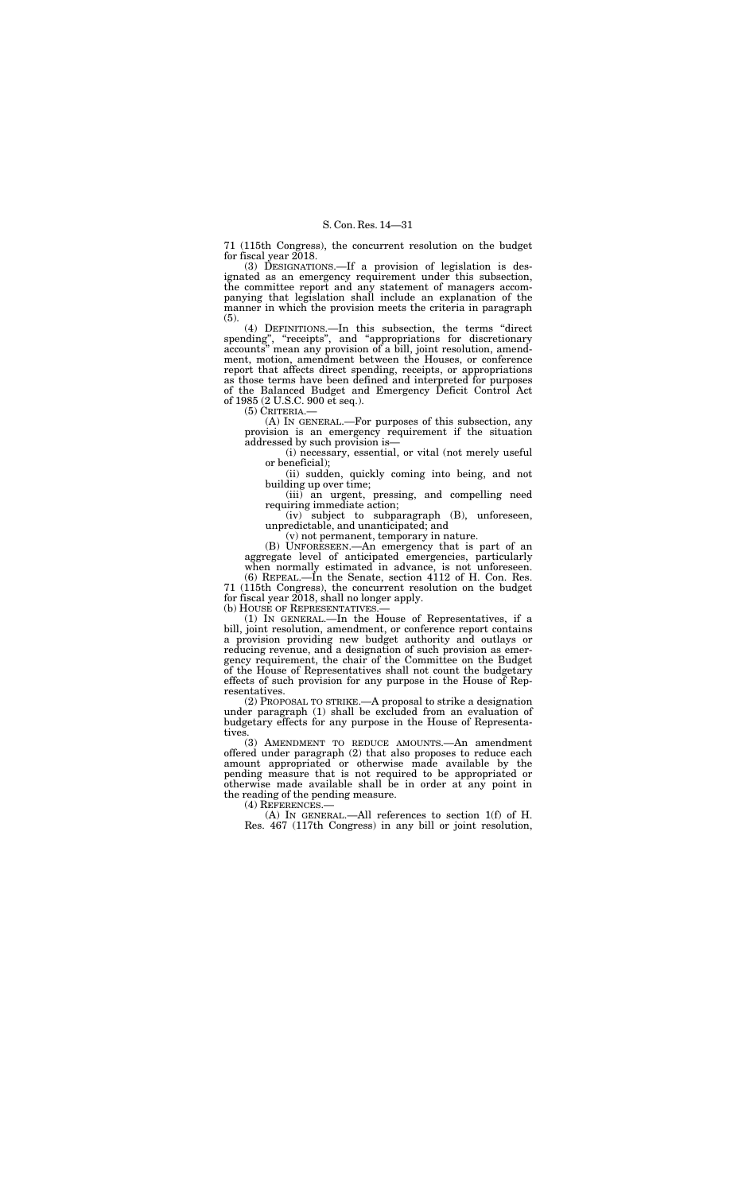71 (115th Congress), the concurrent resolution on the budget for fiscal year 2018.

(3) DESIGNATIONS.—If a provision of legislation is designated as an emergency requirement under this subsection, the committee report and any statement of managers accompanying that legislation shall include an explanation of the manner in which the provision meets the criteria in paragraph (5).

(4) DEFINITIONS.—In this subsection, the terms "direct spending", "receipts", and "appropriations for discretionary accounts" mean any provision of a bill, joint resolution, amendment, motion, amendment between the Houses, or conference report that affects direct spending, receipts, or appropriations as those terms have been defined and interpreted for purposes of the Balanced Budget and Emergency Deficit Control Act of 1985 (2 U.S.C. 900 et seq.).

(5) CRITERIA.—

(A) IN GENERAL.—For purposes of this subsection, any provision is an emergency requirement if the situation addressed by such provision is—

(i) necessary, essential, or vital (not merely useful or beneficial);

(ii) sudden, quickly coming into being, and not building up over time;

(iii) an urgent, pressing, and compelling need requiring immediate action;

(iv) subject to subparagraph (B), unforeseen, unpredictable, and unanticipated; and

(v) not permanent, temporary in nature.

(B) UNFORESEEN.—An emergency that is part of an aggregate level of anticipated emergencies, particularly when normally estimated in advance, is not unforeseen.

(6) REPEAL.—In the Senate, section 4112 of H. Con. Res. 71 (115th Congress), the concurrent resolution on the budget for fiscal year 2018, shall no longer apply.

(b) HOUSE OF REPRESENTATIVES.—

(1) IN GENERAL.—In the House of Representatives, if a bill, joint resolution, amendment, or conference report contains a provision providing new budget authority and outlays or reducing revenue, and a designation of such provision as emergency requirement, the chair of the Committee on the Budget of the House of Representatives shall not count the budgetary effects of such provision for any purpose in the House of Representatives.

(2) PROPOSAL TO STRIKE.—A proposal to strike a designation under paragraph (1) shall be excluded from an evaluation of budgetary effects for any purpose in the House of Representatives.

(3) AMENDMENT TO REDUCE AMOUNTS.—An amendment offered under paragraph (2) that also proposes to reduce each amount appropriated or otherwise made available by the pending measure that is not required to be appropriated or otherwise made available shall be in order at any point in the reading of the pending measure.

(4) REFERENCES.—

(A) IN GENERAL.—All references to section 1(f) of H. Res. 467 (117th Congress) in any bill or joint resolution,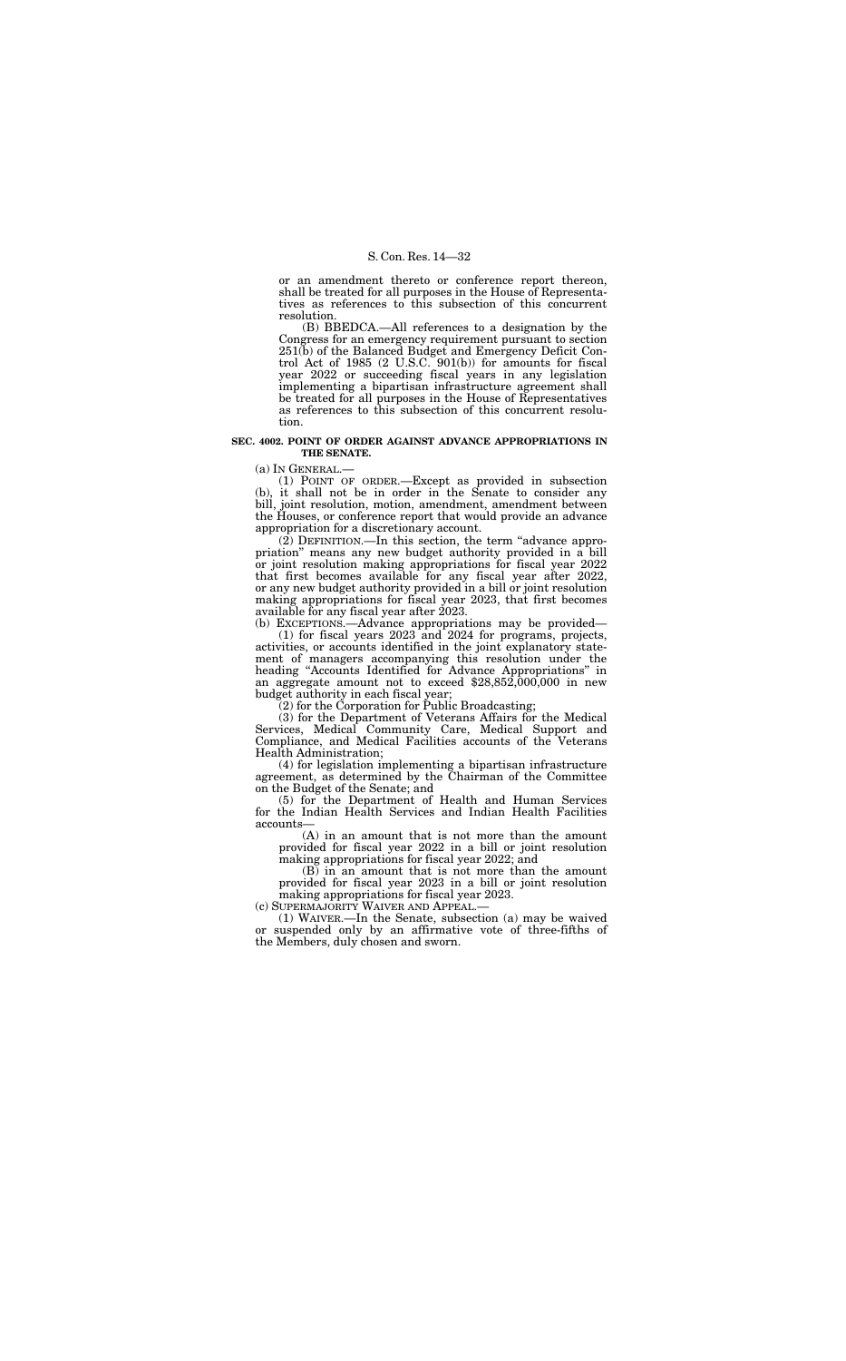or an amendment thereto or conference report thereon, shall be treated for all purposes in the House of Representatives as references to this subsection of this concurrent resolution.

(B) BBEDCA.—All references to a designation by the Congress for an emergency requirement pursuant to section 251(b) of the Balanced Budget and Emergency Deficit Control Act of 1985 (2 U.S.C. 901(b)) for amounts for fiscal year 2022 or succeeding fiscal years in any legislation implementing a bipartisan infrastructure agreement shall be treated for all purposes in the House of Representatives as references to this subsection of this concurrent resolution.

**SEC. 4002. POINT OF ORDER AGAINST ADVANCE APPROPRIATIONS IN THE SENATE.**

(a) IN GENERAL.—

(1) POINT OF ORDER.—Except as provided in subsection (b), it shall not be in order in the Senate to consider any bill, joint resolution, motion, amendment, amendment between the Houses, or conference report that would provide an advance appropriation for a discretionary account.

(2) DEFINITION.—In this section, the term "advance appropriation" means any new budget authority provided in a bill or joint resolution making appropriations for fiscal year 2022 that first becomes available for any fiscal year after 2022, or any new budget authority provided in a bill or joint resolution making appropriations for fiscal year 2023, that first becomes available for any fiscal year after 2023.

(b) EXCEPTIONS.—Advance appropriations may be provided—

(1) for fiscal years 2023 and 2024 for programs, projects, activities, or accounts identified in the joint explanatory statement of managers accompanying this resolution under the heading "Accounts Identified for Advance Appropriations" in an aggregate amount not to exceed $28,852,000,000 in new budget authority in each fiscal year;

(2) for the Corporation for Public Broadcasting;

(3) for the Department of Veterans Affairs for the Medical Services, Medical Community Care, Medical Support and Compliance, and Medical Facilities accounts of the Veterans Health Administration;

(4) for legislation implementing a bipartisan infrastructure agreement, as determined by the Chairman of the Committee on the Budget of the Senate; and

(5) for the Department of Health and Human Services for the Indian Health Services and Indian Health Facilities accounts—

(A) in an amount that is not more than the amount provided for fiscal year 2022 in a bill or joint resolution making appropriations for fiscal year 2022; and

(B) in an amount that is not more than the amount provided for fiscal year 2023 in a bill or joint resolution making appropriations for fiscal year 2023.

(c) SUPERMAJORITY WAIVER AND APPEAL.—

(1) WAIVER.—In the Senate, subsection (a) may be waived or suspended only by an affirmative vote of three-fifths of the Members, duly chosen and sworn.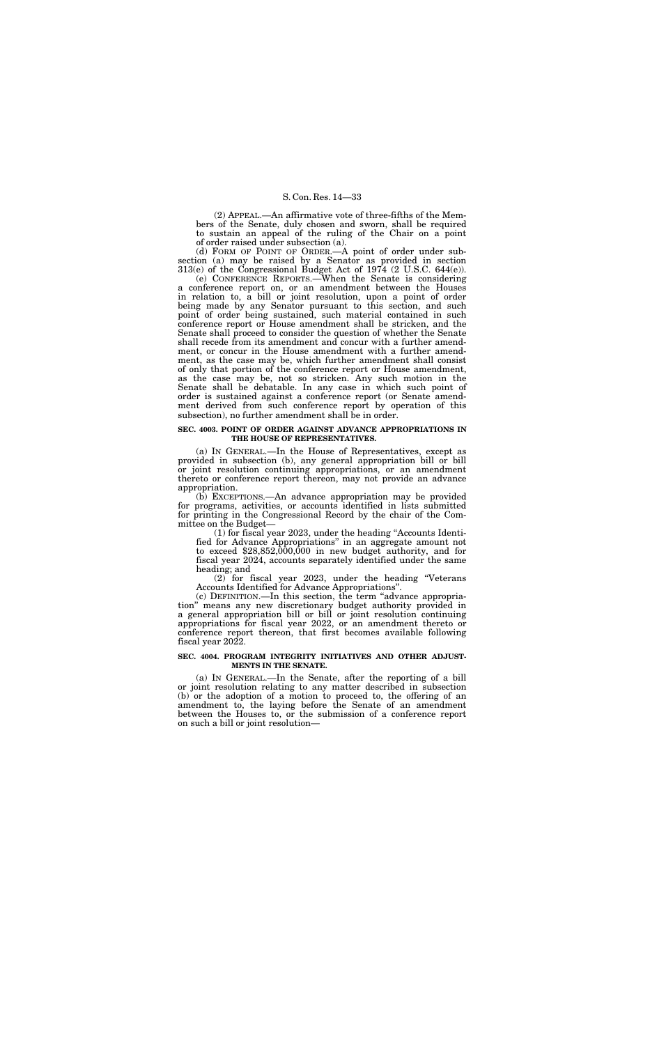(2) APPEAL.—An affirmative vote of three-fifths of the Members of the Senate, duly chosen and sworn, shall be required to sustain an appeal of the ruling of the Chair on a point of order raised under subsection (a).

(d) FORM OF POINT OF ORDER.—A point of order under subsection (a) may be raised by a Senator as provided in section 313(e) of the Congressional Budget Act of 1974 (2 U.S.C. 644(e)).

(e) CONFERENCE REPORTS.—When the Senate is considering a conference report on, or an amendment between the Houses in relation to, a bill or joint resolution, upon a point of order being made by any Senator pursuant to this section, and such point of order being sustained, such material contained in such conference report or House amendment shall be stricken, and the Senate shall proceed to consider the question of whether the Senate shall recede from its amendment and concur with a further amendment, or concur in the House amendment with a further amendment, as the case may be, which further amendment shall consist of only that portion of the conference report or House amendment, as the case may be, not so stricken. Any such motion in the Senate shall be debatable. In any case in which such point of order is sustained against a conference report (or Senate amendment derived from such conference report by operation of this subsection), no further amendment shall be in order.

**SEC. 4003. POINT OF ORDER AGAINST ADVANCE APPROPRIATIONS IN THE HOUSE OF REPRESENTATIVES.**

(a) IN GENERAL.—In the House of Representatives, except as provided in subsection (b), any general appropriation bill or bill or joint resolution continuing appropriations, or an amendment thereto or conference report thereon, may not provide an advance appropriation.

(b) EXCEPTIONS.—An advance appropriation may be provided for programs, activities, or accounts identified in lists submitted for printing in the Congressional Record by the chair of the Committee on the Budget—

(1) for fiscal year 2023, under the heading "Accounts Identified for Advance Appropriations" in an aggregate amount not to exceed $28,852,000,000 in new budget authority, and for fiscal year 2024, accounts separately identified under the same heading; and

(2) for fiscal year 2023, under the heading "Veterans Accounts Identified for Advance Appropriations".

(c) DEFINITION.—In this section, the term "advance appropriation" means any new discretionary budget authority provided in a general appropriation bill or bill or joint resolution continuing appropriations for fiscal year 2022, or an amendment thereto or conference report thereon, that first becomes available following fiscal year 2022.

**SEC. 4004. PROGRAM INTEGRITY INITIATIVES AND OTHER ADJUSTMENTS IN THE SENATE.**

(a) IN GENERAL.—In the Senate, after the reporting of a bill or joint resolution relating to any matter described in subsection (b) or the adoption of a motion to proceed to, the offering of an amendment to, the laying before the Senate of an amendment between the Houses to, or the submission of a conference report on such a bill or joint resolution—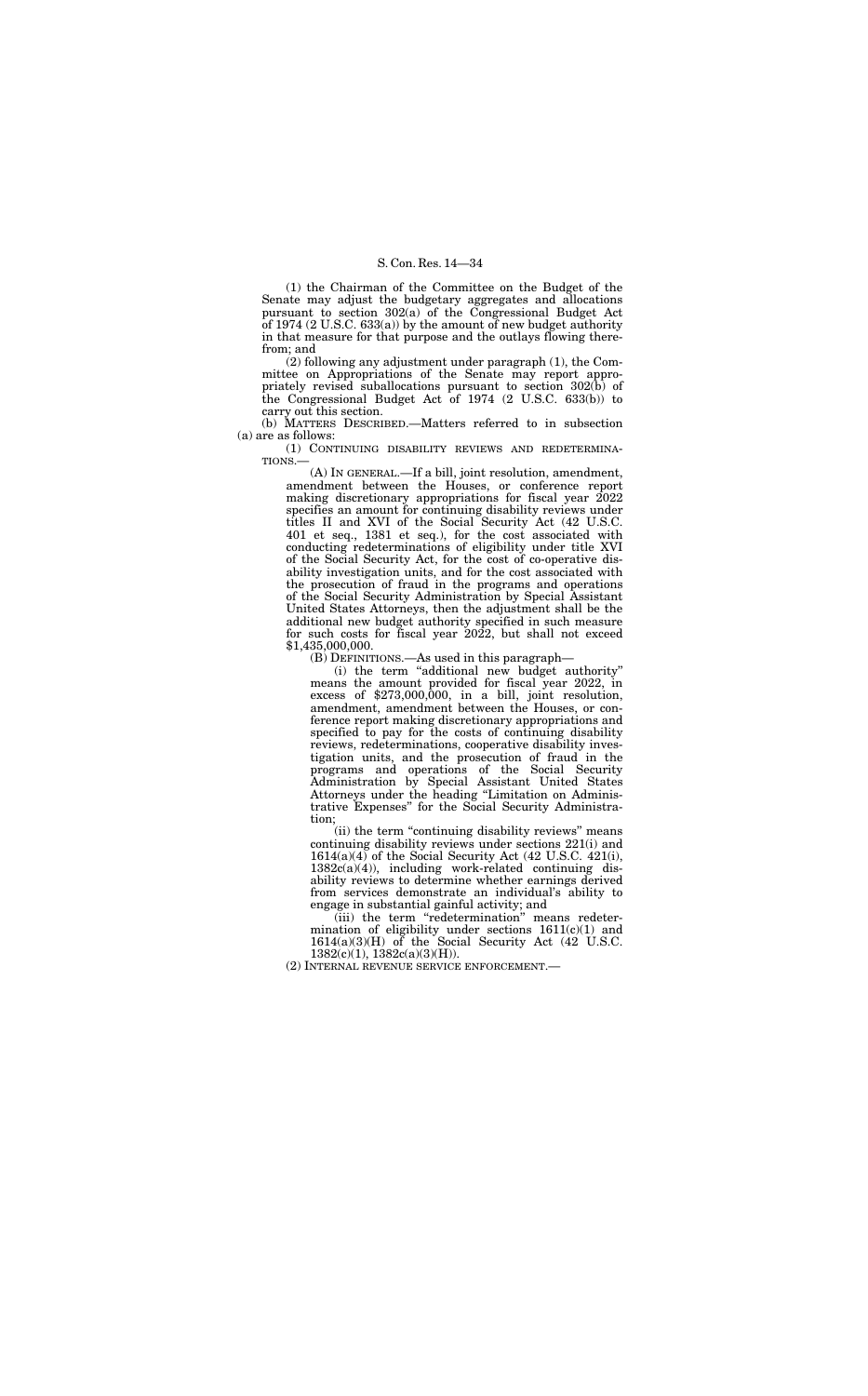(1) the Chairman of the Committee on the Budget of the Senate may adjust the budgetary aggregates and allocations pursuant to section 302(a) of the Congressional Budget Act of 1974 (2 U.S.C. 633(a)) by the amount of new budget authority in that measure for that purpose and the outlays flowing therefrom; and

(2) following any adjustment under paragraph (1), the Committee on Appropriations of the Senate may report appropriately revised suballocations pursuant to section 302(b) of the Congressional Budget Act of 1974 (2 U.S.C. 633(b)) to carry out this section.

(b) MATTERS DESCRIBED.—Matters referred to in subsection (a) are as follows:

(1) CONTINUING DISABILITY REVIEWS AND REDETERMINATIONS.—

(A) IN GENERAL.—If a bill, joint resolution, amendment, amendment between the Houses, or conference report making discretionary appropriations for fiscal year 2022 specifies an amount for continuing disability reviews under titles II and XVI of the Social Security Act (42 U.S.C. 401 et seq., 1381 et seq.), for the cost associated with conducting redeterminations of eligibility under title XVI of the Social Security Act, for the cost of co-operative disability investigation units, and for the cost associated with the prosecution of fraud in the programs and operations of the Social Security Administration by Special Assistant United States Attorneys, then the adjustment shall be the additional new budget authority specified in such measure for such costs for fiscal year 2022, but shall not exceed $1,435,000,000.

(B) DEFINITIONS.—As used in this paragraph—

(i) the term "additional new budget authority" means the amount provided for fiscal year 2022, in excess of $273,000,000, in a bill, joint resolution, amendment, amendment between the Houses, or conference report making discretionary appropriations and specified to pay for the costs of continuing disability reviews, redeterminations, cooperative disability investigation units, and the prosecution of fraud in the programs and operations of the Social Security Administration by Special Assistant United States Attorneys under the heading "Limitation on Administrative Expenses" for the Social Security Administration;

(ii) the term "continuing disability reviews" means continuing disability reviews under sections 221(i) and 1614(a)(4) of the Social Security Act (42 U.S.C. 421(i), 1382c(a)(4)), including work-related continuing disability reviews to determine whether earnings derived from services demonstrate an individual's ability to engage in substantial gainful activity; and

(iii) the term "redetermination" means redetermination of eligibility under sections 1611(c)(1) and 1614(a)(3)(H) of the Social Security Act (42 U.S.C. 1382(c)(1), 1382c(a)(3)(H)).

(2) INTERNAL REVENUE SERVICE ENFORCEMENT.—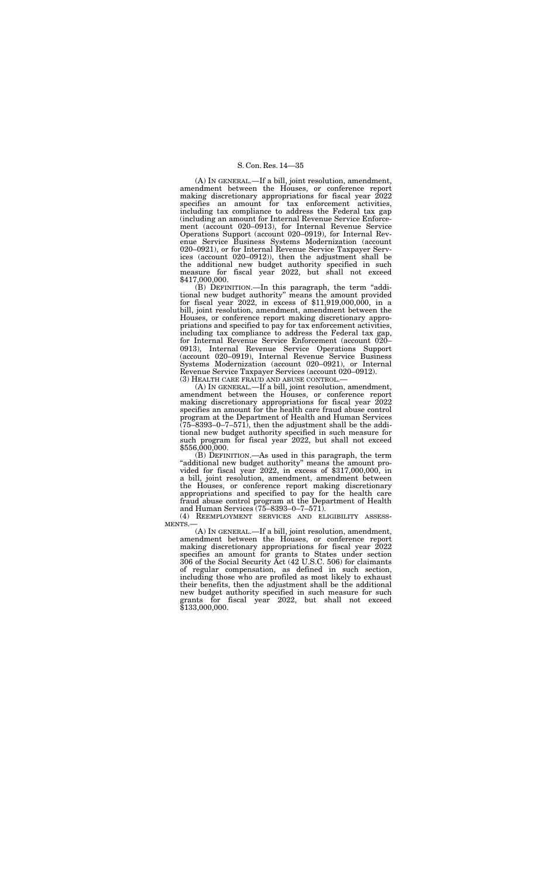(A) IN GENERAL.—If a bill, joint resolution, amendment, amendment between the Houses, or conference report making discretionary appropriations for fiscal year 2022 specifies an amount for tax enforcement activities, including tax compliance to address the Federal tax gap (including an amount for Internal Revenue Service Enforcement (account 020–0913), for Internal Revenue Service Operations Support (account 020–0919), for Internal Revenue Service Business Systems Modernization (account 020–0921), or for Internal Revenue Service Taxpayer Services (account 020–0912)), then the adjustment shall be the additional new budget authority specified in such measure for fiscal year 2022, but shall not exceed $417,000,000.

(B) DEFINITION.—In this paragraph, the term "additional new budget authority" means the amount provided for fiscal year 2022, in excess of $11,919,000,000, in a bill, joint resolution, amendment, amendment between the Houses, or conference report making discretionary appropriations and specified to pay for tax enforcement activities, including tax compliance to address the Federal tax gap, for Internal Revenue Service Enforcement (account 020–0913), Internal Revenue Service Operations Support (account 020–0919), Internal Revenue Service Business Systems Modernization (account 020–0921), or Internal Revenue Service Taxpayer Services (account 020–0912).

(3) HEALTH CARE FRAUD AND ABUSE CONTROL.—

(A) IN GENERAL.—If a bill, joint resolution, amendment, amendment between the Houses, or conference report making discretionary appropriations for fiscal year 2022 specifies an amount for the health care fraud abuse control program at the Department of Health and Human Services (75–8393–0–7–571), then the adjustment shall be the additional new budget authority specified in such measure for such program for fiscal year 2022, but shall not exceed $556,000,000.

(B) DEFINITION.—As used in this paragraph, the term "additional new budget authority" means the amount provided for fiscal year 2022, in excess of $317,000,000, in a bill, joint resolution, amendment, amendment between the Houses, or conference report making discretionary appropriations and specified to pay for the health care fraud abuse control program at the Department of Health and Human Services (75–8393–0–7–571).

(4) REEMPLOYMENT SERVICES AND ELIGIBILITY ASSESSMENTS.—

(A) IN GENERAL.—If a bill, joint resolution, amendment, amendment between the Houses, or conference report making discretionary appropriations for fiscal year 2022 specifies an amount for grants to States under section 306 of the Social Security Act (42 U.S.C. 506) for claimants of regular compensation, as defined in such section, including those who are profiled as most likely to exhaust their benefits, then the adjustment shall be the additional new budget authority specified in such measure for such grants for fiscal year 2022, but shall not exceed $133,000,000.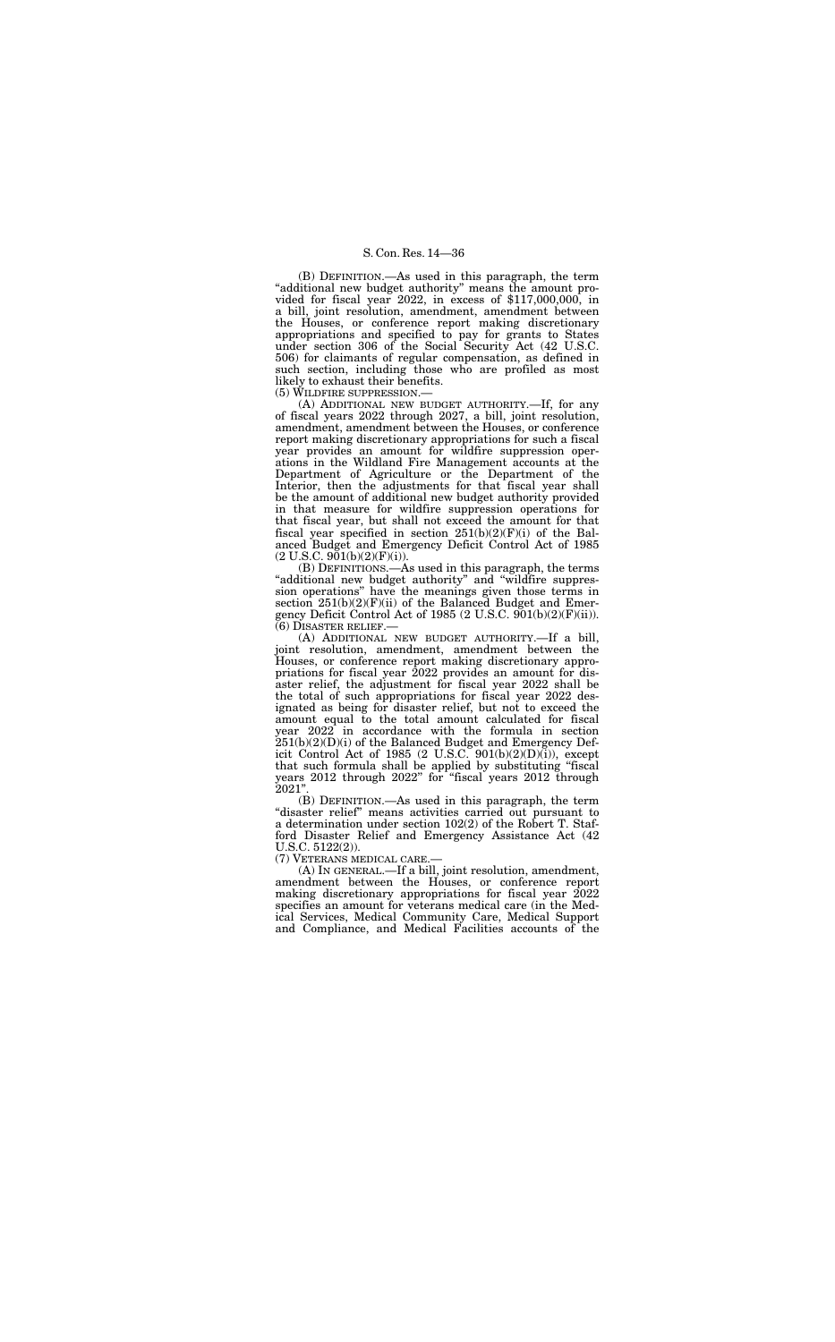(B) DEFINITION.—As used in this paragraph, the term "additional new budget authority" means the amount provided for fiscal year 2022, in excess of $117,000,000, in a bill, joint resolution, amendment, amendment between the Houses, or conference report making discretionary appropriations and specified to pay for grants to States under section 306 of the Social Security Act (42 U.S.C. 506) for claimants of regular compensation, as defined in such section, including those who are profiled as most likely to exhaust their benefits.

(5) WILDFIRE SUPPRESSION.—

(A) ADDITIONAL NEW BUDGET AUTHORITY.—If, for any of fiscal years 2022 through 2027, a bill, joint resolution, amendment, amendment between the Houses, or conference report making discretionary appropriations for such a fiscal year provides an amount for wildfire suppression operations in the Wildland Fire Management accounts at the Department of Agriculture or the Department of the Interior, then the adjustments for that fiscal year shall be the amount of additional new budget authority provided in that measure for wildfire suppression operations for that fiscal year, but shall not exceed the amount for that fiscal year specified in section 251(b)(2)(F)(i) of the Balanced Budget and Emergency Deficit Control Act of 1985 (2 U.S.C. 901(b)(2)(F)(i)).

(B) DEFINITIONS.—As used in this paragraph, the terms "additional new budget authority" and "wildfire suppression operations" have the meanings given those terms in section 251(b)(2)(F)(ii) of the Balanced Budget and Emergency Deficit Control Act of 1985 (2 U.S.C. 901(b)(2)(F)(ii)).

(6) DISASTER RELIEF.—

(A) ADDITIONAL NEW BUDGET AUTHORITY.—If a bill, joint resolution, amendment, amendment between the Houses, or conference report making discretionary appropriations for fiscal year 2022 provides an amount for disaster relief, the adjustment for fiscal year 2022 shall be the total of such appropriations for fiscal year 2022 designated as being for disaster relief, but not to exceed the amount equal to the total amount calculated for fiscal year 2022 in accordance with the formula in section 251(b)(2)(D)(i) of the Balanced Budget and Emergency Deficit Control Act of 1985 (2 U.S.C. 901(b)(2)(D)(i)), except that such formula shall be applied by substituting "fiscal years 2012 through 2022" for "fiscal years 2012 through 2021".

(B) DEFINITION.—As used in this paragraph, the term "disaster relief" means activities carried out pursuant to a determination under section 102(2) of the Robert T. Stafford Disaster Relief and Emergency Assistance Act (42 U.S.C. 5122(2)).

(7) VETERANS MEDICAL CARE.—

(A) IN GENERAL.—If a bill, joint resolution, amendment, amendment between the Houses, or conference report making discretionary appropriations for fiscal year 2022 specifies an amount for veterans medical care (in the Medical Services, Medical Community Care, Medical Support and Compliance, and Medical Facilities accounts of the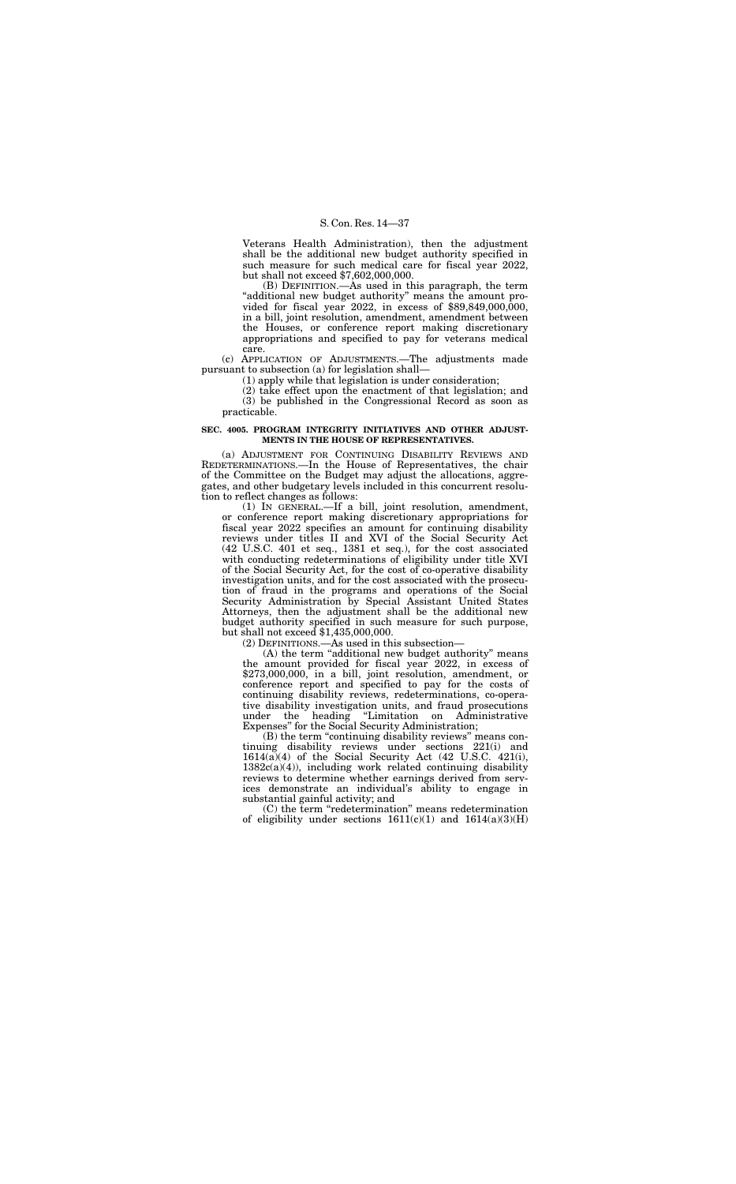Veterans Health Administration), then the adjustment shall be the additional new budget authority specified in such measure for such medical care for fiscal year 2022, but shall not exceed $7,602,000,000.

(B) DEFINITION.—As used in this paragraph, the term "additional new budget authority" means the amount provided for fiscal year 2022, in excess of $89,849,000,000, in a bill, joint resolution, amendment, amendment between the Houses, or conference report making discretionary appropriations and specified to pay for veterans medical care.

(c) APPLICATION OF ADJUSTMENTS.—The adjustments made pursuant to subsection (a) for legislation shall—

(1) apply while that legislation is under consideration;

(2) take effect upon the enactment of that legislation; and

(3) be published in the Congressional Record as soon as practicable.

**SEC. 4005. PROGRAM INTEGRITY INITIATIVES AND OTHER ADJUSTMENTS IN THE HOUSE OF REPRESENTATIVES.**

(a) ADJUSTMENT FOR CONTINUING DISABILITY REVIEWS AND REDETERMINATIONS.—In the House of Representatives, the chair of the Committee on the Budget may adjust the allocations, aggregates, and other budgetary levels included in this concurrent resolution to reflect changes as follows:

(1) IN GENERAL.—If a bill, joint resolution, amendment, or conference report making discretionary appropriations for fiscal year 2022 specifies an amount for continuing disability reviews under titles II and XVI of the Social Security Act (42 U.S.C. 401 et seq., 1381 et seq.), for the cost associated with conducting redeterminations of eligibility under title XVI of the Social Security Act, for the cost of co-operative disability investigation units, and for the cost associated with the prosecution of fraud in the programs and operations of the Social Security Administration by Special Assistant United States Attorneys, then the adjustment shall be the additional new budget authority specified in such measure for such purpose, but shall not exceed $1,435,000,000.

(2) DEFINITIONS.—As used in this subsection—

(A) the term "additional new budget authority" means the amount provided for fiscal year 2022, in excess of $273,000,000, in a bill, joint resolution, amendment, or conference report and specified to pay for the costs of continuing disability reviews, redeterminations, co-operative disability investigation units, and fraud prosecutions under the heading "Limitation on Administrative Expenses" for the Social Security Administration;

(B) the term "continuing disability reviews" means continuing disability reviews under sections 221(i) and 1614(a)(4) of the Social Security Act (42 U.S.C. 421(i), 1382c(a)(4)), including work related continuing disability reviews to determine whether earnings derived from services demonstrate an individual's ability to engage in substantial gainful activity; and

(C) the term "redetermination" means redetermination of eligibility under sections 1611(c)(1) and 1614(a)(3)(H)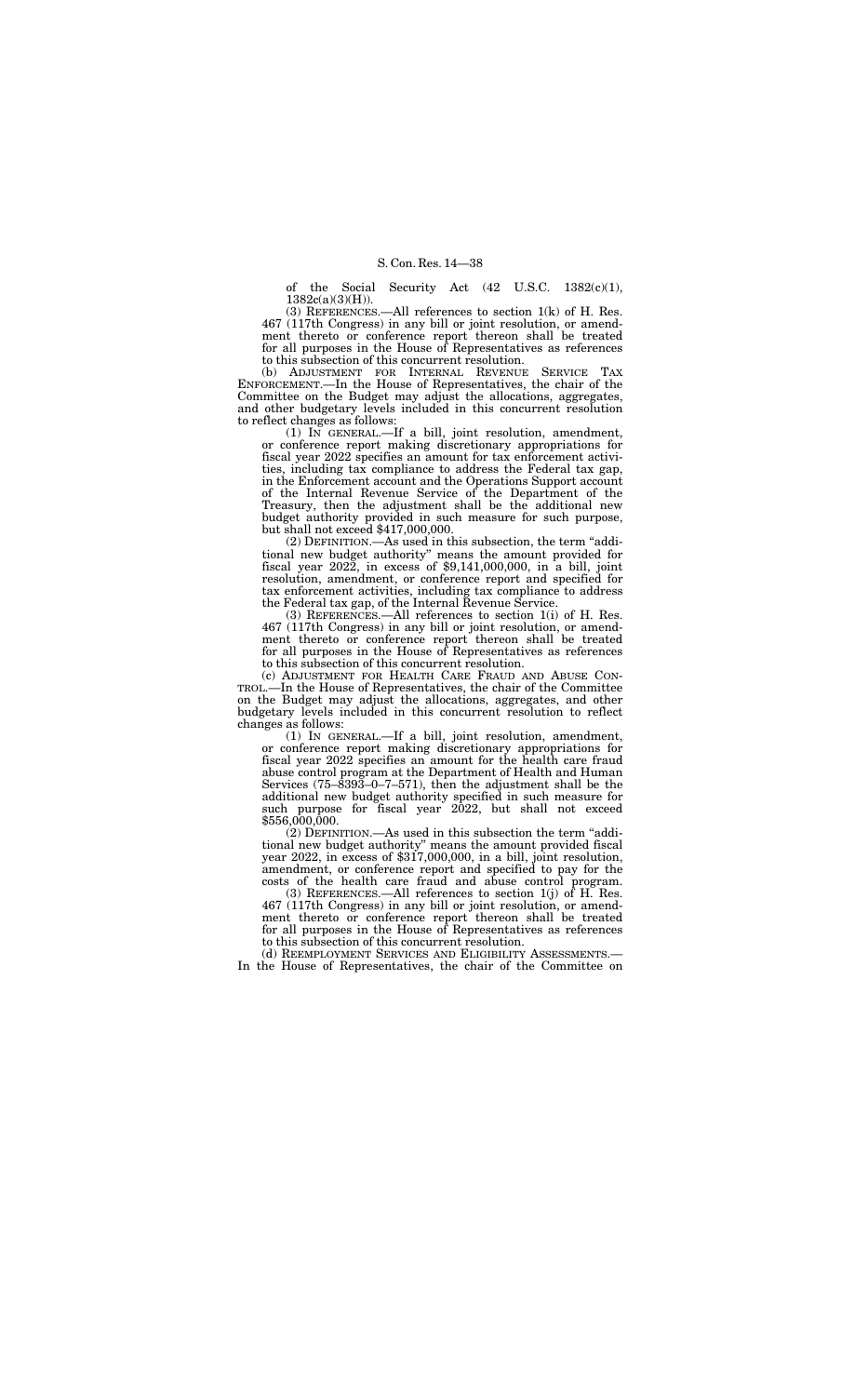of the Social Security Act (42 U.S.C. 1382(c)(1), 1382c(a)(3)(H)).

(3) REFERENCES.—All references to section 1(k) of H. Res. 467 (117th Congress) in any bill or joint resolution, or amendment thereto or conference report thereon shall be treated for all purposes in the House of Representatives as references to this subsection of this concurrent resolution.

(b) ADJUSTMENT FOR INTERNAL REVENUE SERVICE TAX ENFORCEMENT.—In the House of Representatives, the chair of the Committee on the Budget may adjust the allocations, aggregates, and other budgetary levels included in this concurrent resolution to reflect changes as follows:

(1) IN GENERAL.—If a bill, joint resolution, amendment, or conference report making discretionary appropriations for fiscal year 2022 specifies an amount for tax enforcement activities, including tax compliance to address the Federal tax gap, in the Enforcement account and the Operations Support account of the Internal Revenue Service of the Department of the Treasury, then the adjustment shall be the additional new budget authority provided in such measure for such purpose, but shall not exceed $417,000,000.

(2) DEFINITION.—As used in this subsection, the term "additional new budget authority" means the amount provided for fiscal year 2022, in excess of $9,141,000,000, in a bill, joint resolution, amendment, or conference report and specified for tax enforcement activities, including tax compliance to address the Federal tax gap, of the Internal Revenue Service.

(3) REFERENCES.—All references to section 1(i) of H. Res. 467 (117th Congress) in any bill or joint resolution, or amendment thereto or conference report thereon shall be treated for all purposes in the House of Representatives as references to this subsection of this concurrent resolution.

(c) ADJUSTMENT FOR HEALTH CARE FRAUD AND ABUSE CONTROL.—In the House of Representatives, the chair of the Committee on the Budget may adjust the allocations, aggregates, and other budgetary levels included in this concurrent resolution to reflect changes as follows:

(1) IN GENERAL.—If a bill, joint resolution, amendment, or conference report making discretionary appropriations for fiscal year 2022 specifies an amount for the health care fraud abuse control program at the Department of Health and Human Services (75–8393–0–7–571), then the adjustment shall be the additional new budget authority specified in such measure for such purpose for fiscal year 2022, but shall not exceed $556,000,000.

(2) DEFINITION.—As used in this subsection the term "additional new budget authority" means the amount provided fiscal year 2022, in excess of $317,000,000, in a bill, joint resolution, amendment, or conference report and specified to pay for the costs of the health care fraud and abuse control program.

(3) REFERENCES.—All references to section 1(j) of H. Res. 467 (117th Congress) in any bill or joint resolution, or amendment thereto or conference report thereon shall be treated for all purposes in the House of Representatives as references to this subsection of this concurrent resolution.

(d) REEMPLOYMENT SERVICES AND ELIGIBILITY ASSESSMENTS.—In the House of Representatives, the chair of the Committee on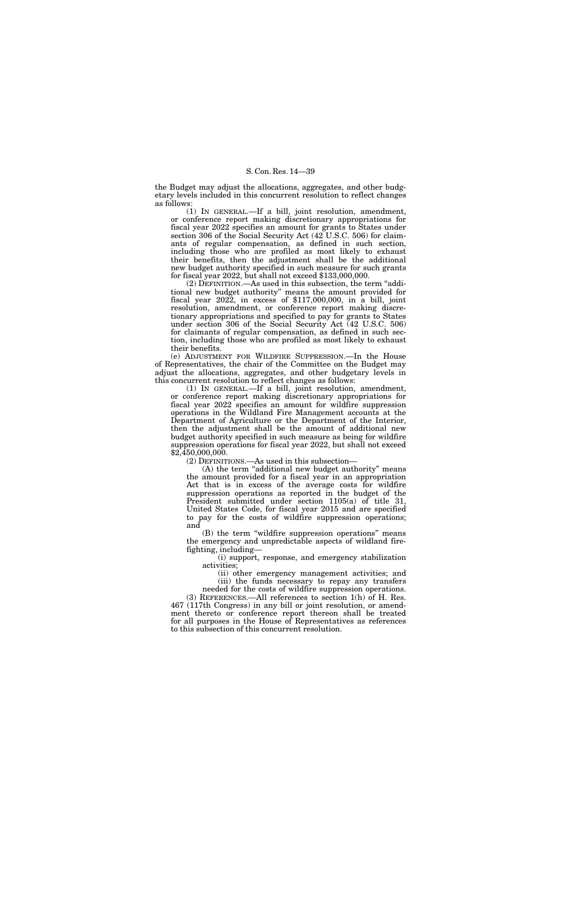the Budget may adjust the allocations, aggregates, and other budgetary levels included in this concurrent resolution to reflect changes as follows:

(1) IN GENERAL.—If a bill, joint resolution, amendment, or conference report making discretionary appropriations for fiscal year 2022 specifies an amount for grants to States under section 306 of the Social Security Act (42 U.S.C. 506) for claimants of regular compensation, as defined in such section, including those who are profiled as most likely to exhaust their benefits, then the adjustment shall be the additional new budget authority specified in such measure for such grants for fiscal year 2022, but shall not exceed $133,000,000.

(2) DEFINITION.—As used in this subsection, the term "additional new budget authority" means the amount provided for fiscal year 2022, in excess of $117,000,000, in a bill, joint resolution, amendment, or conference report making discretionary appropriations and specified to pay for grants to States under section 306 of the Social Security Act (42 U.S.C. 506) for claimants of regular compensation, as defined in such section, including those who are profiled as most likely to exhaust their benefits.

(e) ADJUSTMENT FOR WILDFIRE SUPPRESSION.—In the House of Representatives, the chair of the Committee on the Budget may adjust the allocations, aggregates, and other budgetary levels in this concurrent resolution to reflect changes as follows:

(1) IN GENERAL.—If a bill, joint resolution, amendment, or conference report making discretionary appropriations for fiscal year 2022 specifies an amount for wildfire suppression operations in the Wildland Fire Management accounts at the Department of Agriculture or the Department of the Interior, then the adjustment shall be the amount of additional new budget authority specified in such measure as being for wildfire suppression operations for fiscal year 2022, but shall not exceed $2,450,000,000.

(2) DEFINITIONS.—As used in this subsection—

(A) the term "additional new budget authority" means the amount provided for a fiscal year in an appropriation Act that is in excess of the average costs for wildfire suppression operations as reported in the budget of the President submitted under section 1105(a) of title 31, United States Code, for fiscal year 2015 and are specified to pay for the costs of wildfire suppression operations; and

(B) the term "wildfire suppression operations" means the emergency and unpredictable aspects of wildland firefighting, including—

(i) support, response, and emergency stabilization activities;

(ii) other emergency management activities; and

(iii) the funds necessary to repay any transfers needed for the costs of wildfire suppression operations.

(3) REFERENCES.—All references to section 1(h) of H. Res. 467 (117th Congress) in any bill or joint resolution, or amendment thereto or conference report thereon shall be treated for all purposes in the House of Representatives as references to this subsection of this concurrent resolution.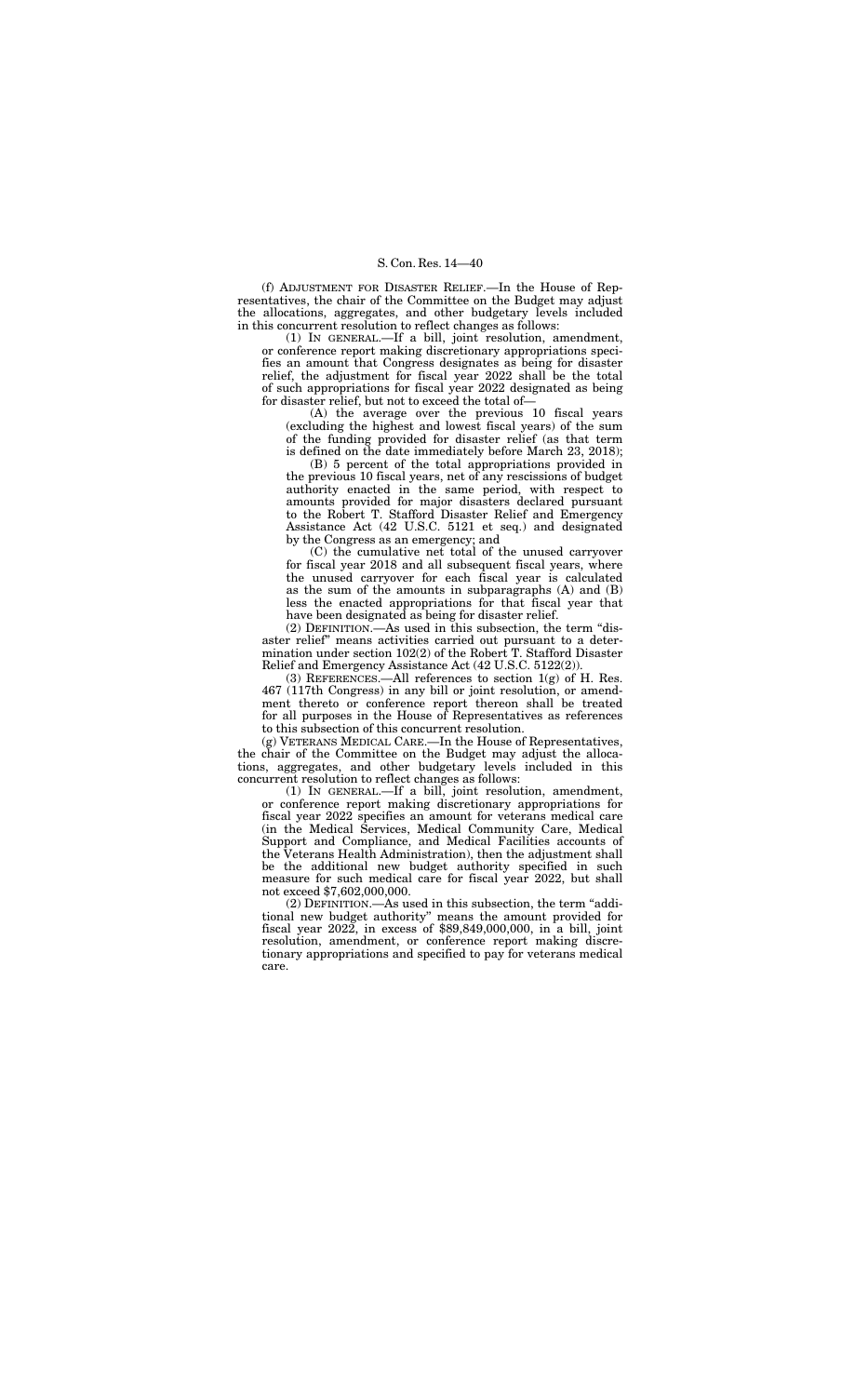(f) ADJUSTMENT FOR DISASTER RELIEF.—In the House of Representatives, the chair of the Committee on the Budget may adjust the allocations, aggregates, and other budgetary levels included in this concurrent resolution to reflect changes as follows:

(1) IN GENERAL.—If a bill, joint resolution, amendment, or conference report making discretionary appropriations specifies an amount that Congress designates as being for disaster relief, the adjustment for fiscal year 2022 shall be the total of such appropriations for fiscal year 2022 designated as being for disaster relief, but not to exceed the total of—

(A) the average over the previous 10 fiscal years (excluding the highest and lowest fiscal years) of the sum of the funding provided for disaster relief (as that term is defined on the date immediately before March 23, 2018);

(B) 5 percent of the total appropriations provided in the previous 10 fiscal years, net of any rescissions of budget authority enacted in the same period, with respect to amounts provided for major disasters declared pursuant to the Robert T. Stafford Disaster Relief and Emergency Assistance Act (42 U.S.C. 5121 et seq.) and designated by the Congress as an emergency; and

(C) the cumulative net total of the unused carryover for fiscal year 2018 and all subsequent fiscal years, where the unused carryover for each fiscal year is calculated as the sum of the amounts in subparagraphs (A) and (B) less the enacted appropriations for that fiscal year that have been designated as being for disaster relief.

(2) DEFINITION.—As used in this subsection, the term "disaster relief" means activities carried out pursuant to a determination under section 102(2) of the Robert T. Stafford Disaster Relief and Emergency Assistance Act (42 U.S.C. 5122(2)).

(3) REFERENCES.—All references to section 1(g) of H. Res. 467 (117th Congress) in any bill or joint resolution, or amendment thereto or conference report thereon shall be treated for all purposes in the House of Representatives as references to this subsection of this concurrent resolution.

(g) VETERANS MEDICAL CARE.—In the House of Representatives, the chair of the Committee on the Budget may adjust the allocations, aggregates, and other budgetary levels included in this concurrent resolution to reflect changes as follows:

(1) IN GENERAL.—If a bill, joint resolution, amendment, or conference report making discretionary appropriations for fiscal year 2022 specifies an amount for veterans medical care (in the Medical Services, Medical Community Care, Medical Support and Compliance, and Medical Facilities accounts of the Veterans Health Administration), then the adjustment shall be the additional new budget authority specified in such measure for such medical care for fiscal year 2022, but shall not exceed $7,602,000,000.

(2) DEFINITION.—As used in this subsection, the term "additional new budget authority" means the amount provided for fiscal year 2022, in excess of $89,849,000,000, in a bill, joint resolution, amendment, or conference report making discretionary appropriations and specified to pay for veterans medical care.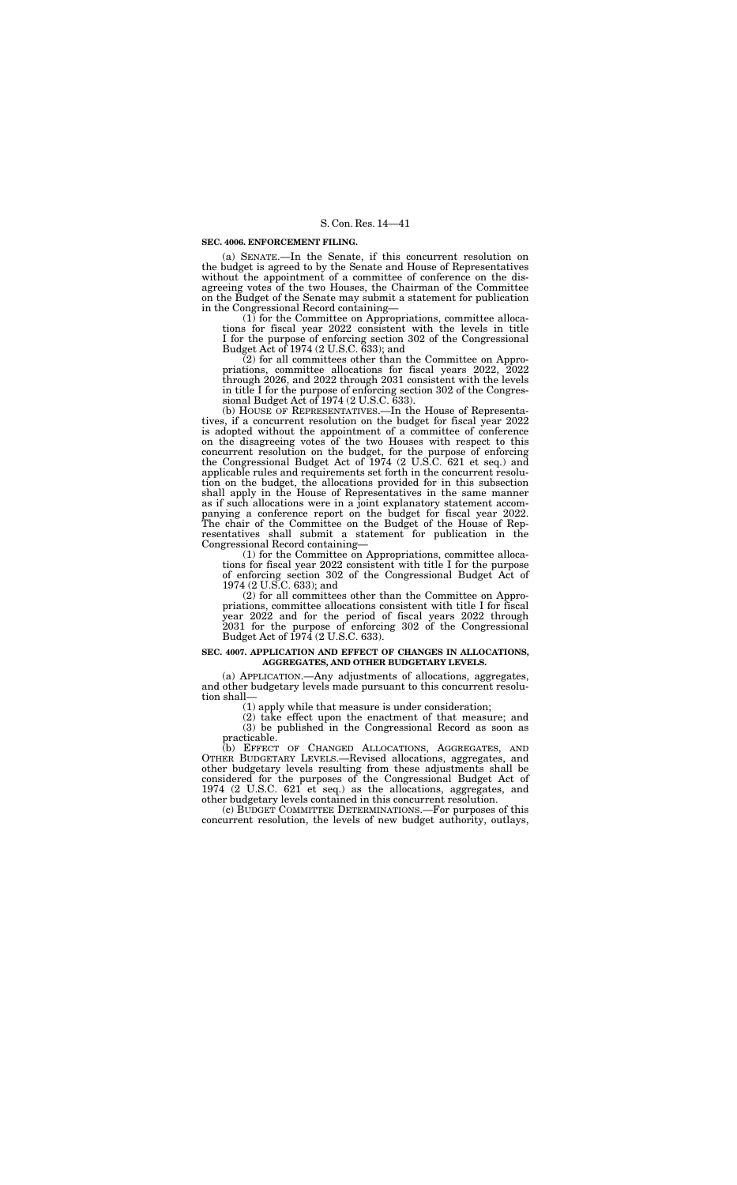**SEC. 4006. ENFORCEMENT FILING.**

(a) SENATE.—In the Senate, if this concurrent resolution on the budget is agreed to by the Senate and House of Representatives without the appointment of a committee of conference on the disagreeing votes of the two Houses, the Chairman of the Committee on the Budget of the Senate may submit a statement for publication in the Congressional Record containing—

(1) for the Committee on Appropriations, committee allocations for fiscal year 2022 consistent with the levels in title I for the purpose of enforcing section 302 of the Congressional Budget Act of 1974 (2 U.S.C. 633); and

(2) for all committees other than the Committee on Appropriations, committee allocations for fiscal years 2022, 2022 through 2026, and 2022 through 2031 consistent with the levels in title I for the purpose of enforcing section 302 of the Congressional Budget Act of 1974 (2 U.S.C. 633).

(b) HOUSE OF REPRESENTATIVES.—In the House of Representatives, if a concurrent resolution on the budget for fiscal year 2022 is adopted without the appointment of a committee of conference on the disagreeing votes of the two Houses with respect to this concurrent resolution on the budget, for the purpose of enforcing the Congressional Budget Act of 1974 (2 U.S.C. 621 et seq.) and applicable rules and requirements set forth in the concurrent resolution on the budget, the allocations provided for in this subsection shall apply in the House of Representatives in the same manner as if such allocations were in a joint explanatory statement accompanying a conference report on the budget for fiscal year 2022. The chair of the Committee on the Budget of the House of Representatives shall submit a statement for publication in the Congressional Record containing—

(1) for the Committee on Appropriations, committee allocations for fiscal year 2022 consistent with title I for the purpose of enforcing section 302 of the Congressional Budget Act of 1974 (2 U.S.C. 633); and

(2) for all committees other than the Committee on Appropriations, committee allocations consistent with title I for fiscal year 2022 and for the period of fiscal years 2022 through 2031 for the purpose of enforcing 302 of the Congressional Budget Act of 1974 (2 U.S.C. 633).

**SEC. 4007. APPLICATION AND EFFECT OF CHANGES IN ALLOCATIONS, AGGREGATES, AND OTHER BUDGETARY LEVELS.**

(a) APPLICATION.—Any adjustments of allocations, aggregates, and other budgetary levels made pursuant to this concurrent resolution shall—

(1) apply while that measure is under consideration;

(2) take effect upon the enactment of that measure; and

(3) be published in the Congressional Record as soon as practicable.

(b) EFFECT OF CHANGED ALLOCATIONS, AGGREGATES, AND OTHER BUDGETARY LEVELS.—Revised allocations, aggregates, and other budgetary levels resulting from these adjustments shall be considered for the purposes of the Congressional Budget Act of 1974 (2 U.S.C. 621 et seq.) as the allocations, aggregates, and other budgetary levels contained in this concurrent resolution.

(c) BUDGET COMMITTEE DETERMINATIONS.—For purposes of this concurrent resolution, the levels of new budget authority, outlays,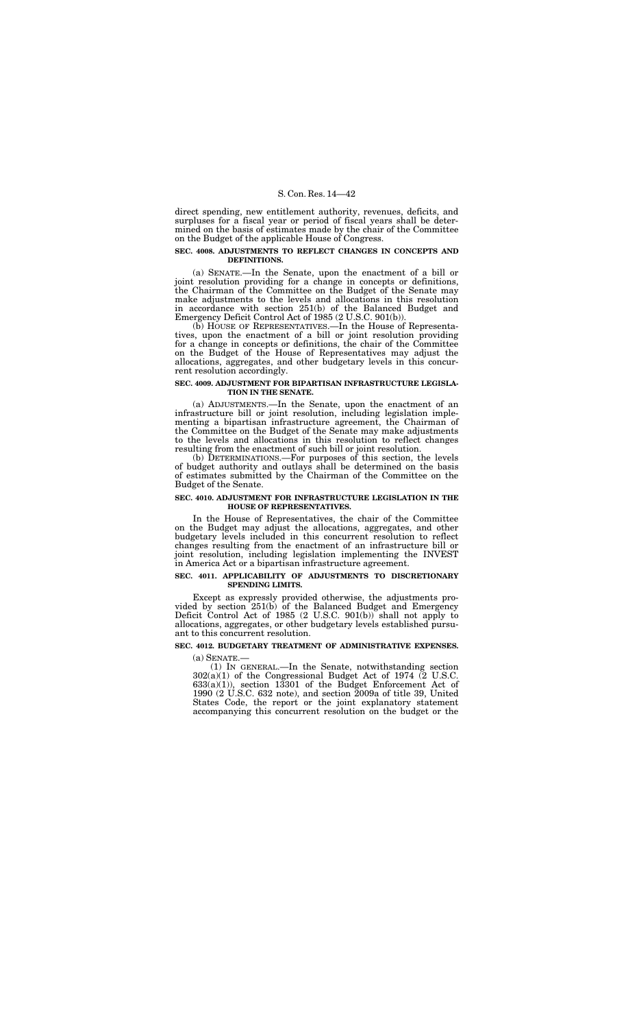direct spending, new entitlement authority, revenues, deficits, and surpluses for a fiscal year or period of fiscal years shall be determined on the basis of estimates made by the chair of the Committee on the Budget of the applicable House of Congress.

**SEC. 4008. ADJUSTMENTS TO REFLECT CHANGES IN CONCEPTS AND DEFINITIONS.**

(a) SENATE.—In the Senate, upon the enactment of a bill or joint resolution providing for a change in concepts or definitions, the Chairman of the Committee on the Budget of the Senate may make adjustments to the levels and allocations in this resolution in accordance with section 251(b) of the Balanced Budget and Emergency Deficit Control Act of 1985 (2 U.S.C. 901(b)).

(b) HOUSE OF REPRESENTATIVES.—In the House of Representatives, upon the enactment of a bill or joint resolution providing for a change in concepts or definitions, the chair of the Committee on the Budget of the House of Representatives may adjust the allocations, aggregates, and other budgetary levels in this concurrent resolution accordingly.

**SEC. 4009. ADJUSTMENT FOR BIPARTISAN INFRASTRUCTURE LEGISLATION IN THE SENATE.**

(a) ADJUSTMENTS.—In the Senate, upon the enactment of an infrastructure bill or joint resolution, including legislation implementing a bipartisan infrastructure agreement, the Chairman of the Committee on the Budget of the Senate may make adjustments to the levels and allocations in this resolution to reflect changes resulting from the enactment of such bill or joint resolution.

(b) DETERMINATIONS.—For purposes of this section, the levels of budget authority and outlays shall be determined on the basis of estimates submitted by the Chairman of the Committee on the Budget of the Senate.

**SEC. 4010. ADJUSTMENT FOR INFRASTRUCTURE LEGISLATION IN THE HOUSE OF REPRESENTATIVES.**

In the House of Representatives, the chair of the Committee on the Budget may adjust the allocations, aggregates, and other budgetary levels included in this concurrent resolution to reflect changes resulting from the enactment of an infrastructure bill or joint resolution, including legislation implementing the INVEST in America Act or a bipartisan infrastructure agreement.

**SEC. 4011. APPLICABILITY OF ADJUSTMENTS TO DISCRETIONARY SPENDING LIMITS.**

Except as expressly provided otherwise, the adjustments provided by section 251(b) of the Balanced Budget and Emergency Deficit Control Act of 1985 (2 U.S.C. 901(b)) shall not apply to allocations, aggregates, or other budgetary levels established pursuant to this concurrent resolution.

**SEC. 4012. BUDGETARY TREATMENT OF ADMINISTRATIVE EXPENSES.**

(a) SENATE.—

(1) IN GENERAL.—In the Senate, notwithstanding section 302(a)(1) of the Congressional Budget Act of 1974 (2 U.S.C. 633(a)(1)), section 13301 of the Budget Enforcement Act of 1990 (2 U.S.C. 632 note), and section 2009a of title 39, United States Code, the report or the joint explanatory statement accompanying this concurrent resolution on the budget or the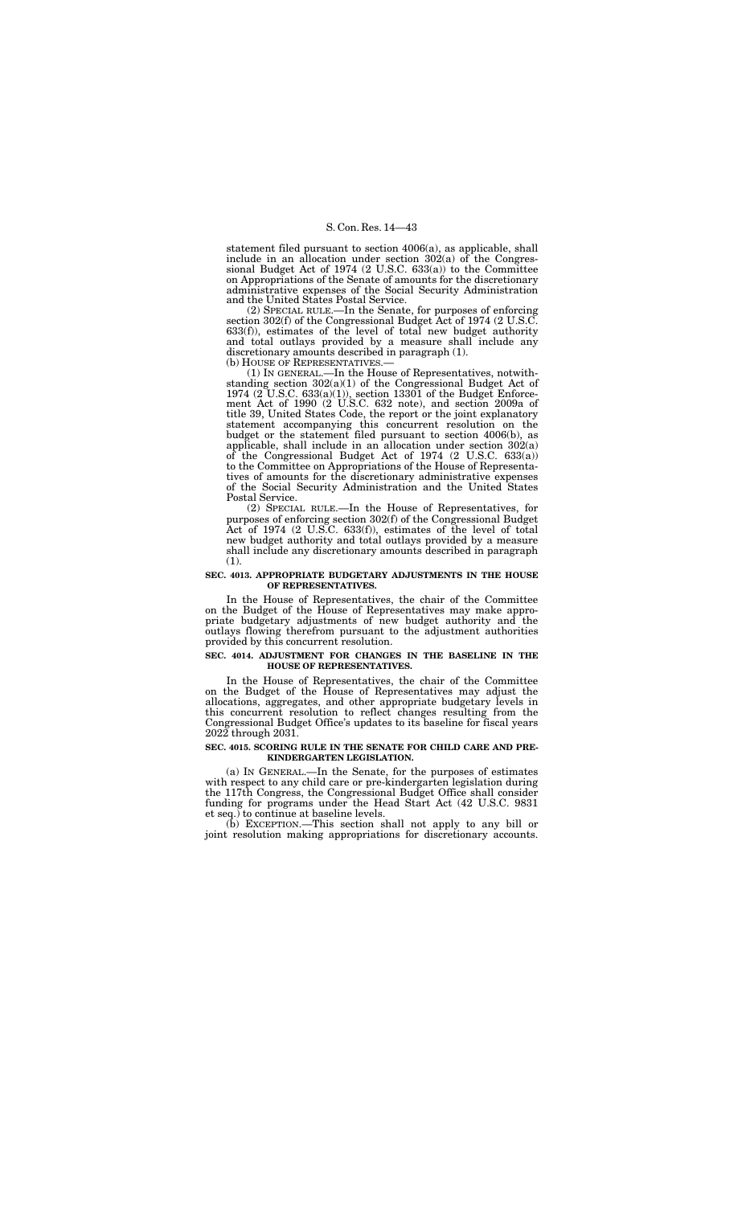statement filed pursuant to section 4006(a), as applicable, shall include in an allocation under section 302(a) of the Congressional Budget Act of 1974 (2 U.S.C. 633(a)) to the Committee on Appropriations of the Senate of amounts for the discretionary administrative expenses of the Social Security Administration and the United States Postal Service.

(2) SPECIAL RULE.—In the Senate, for purposes of enforcing section 302(f) of the Congressional Budget Act of 1974 (2 U.S.C. 633(f)), estimates of the level of total new budget authority and total outlays provided by a measure shall include any discretionary amounts described in paragraph (1).

(b) HOUSE OF REPRESENTATIVES.—

(1) IN GENERAL.—In the House of Representatives, notwithstanding section 302(a)(1) of the Congressional Budget Act of 1974 (2 U.S.C. 633(a)(1)), section 13301 of the Budget Enforcement Act of 1990 (2 U.S.C. 632 note), and section 2009a of title 39, United States Code, the report or the joint explanatory statement accompanying this concurrent resolution on the budget or the statement filed pursuant to section 4006(b), as applicable, shall include in an allocation under section 302(a) of the Congressional Budget Act of 1974 (2 U.S.C. 633(a)) to the Committee on Appropriations of the House of Representatives of amounts for the discretionary administrative expenses of the Social Security Administration and the United States Postal Service.

(2) SPECIAL RULE.—In the House of Representatives, for purposes of enforcing section 302(f) of the Congressional Budget Act of 1974 (2 U.S.C. 633(f)), estimates of the level of total new budget authority and total outlays provided by a measure shall include any discretionary amounts described in paragraph (1).

**SEC. 4013. APPROPRIATE BUDGETARY ADJUSTMENTS IN THE HOUSE OF REPRESENTATIVES.**

In the House of Representatives, the chair of the Committee on the Budget of the House of Representatives may make appropriate budgetary adjustments of new budget authority and the outlays flowing therefrom pursuant to the adjustment authorities provided by this concurrent resolution.

**SEC. 4014. ADJUSTMENT FOR CHANGES IN THE BASELINE IN THE HOUSE OF REPRESENTATIVES.**

In the House of Representatives, the chair of the Committee on the Budget of the House of Representatives may adjust the allocations, aggregates, and other appropriate budgetary levels in this concurrent resolution to reflect changes resulting from the Congressional Budget Office's updates to its baseline for fiscal years 2022 through 2031.

**SEC. 4015. SCORING RULE IN THE SENATE FOR CHILD CARE AND PRE-KINDERGARTEN LEGISLATION.**

(a) IN GENERAL.—In the Senate, for the purposes of estimates with respect to any child care or pre-kindergarten legislation during the 117th Congress, the Congressional Budget Office shall consider funding for programs under the Head Start Act (42 U.S.C. 9831 et seq.) to continue at baseline levels.

(b) EXCEPTION.—This section shall not apply to any bill or joint resolution making appropriations for discretionary accounts.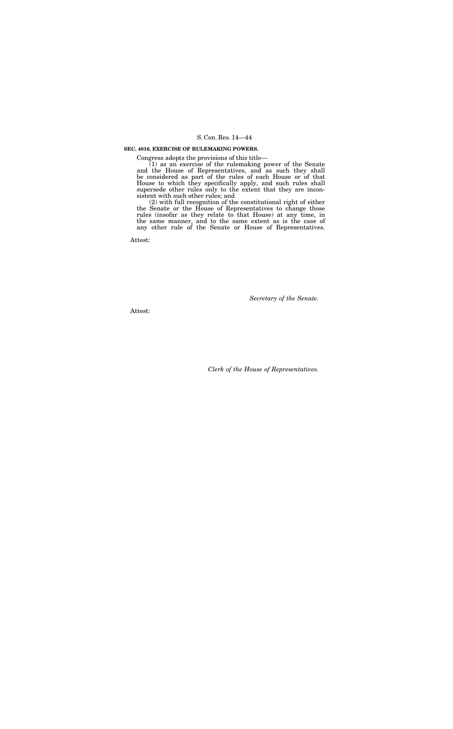**SEC. 4016. EXERCISE OF RULEMAKING POWERS.**

Congress adopts the provisions of this title—

(1) as an exercise of the rulemaking power of the Senate and the House of Representatives, and as such they shall be considered as part of the rules of each House or of that House to which they specifically apply, and such rules shall supersede other rules only to the extent that they are inconsistent with such other rules; and

(2) with full recognition of the constitutional right of either the Senate or the House of Representatives to change those rules (insofar as they relate to that House) at any time, in the same manner, and to the same extent as is the case of any other rule of the Senate or House of Representatives.

Attest:

*Secretary of the Senate.*

Attest:

*Clerk of the House of Representatives.*